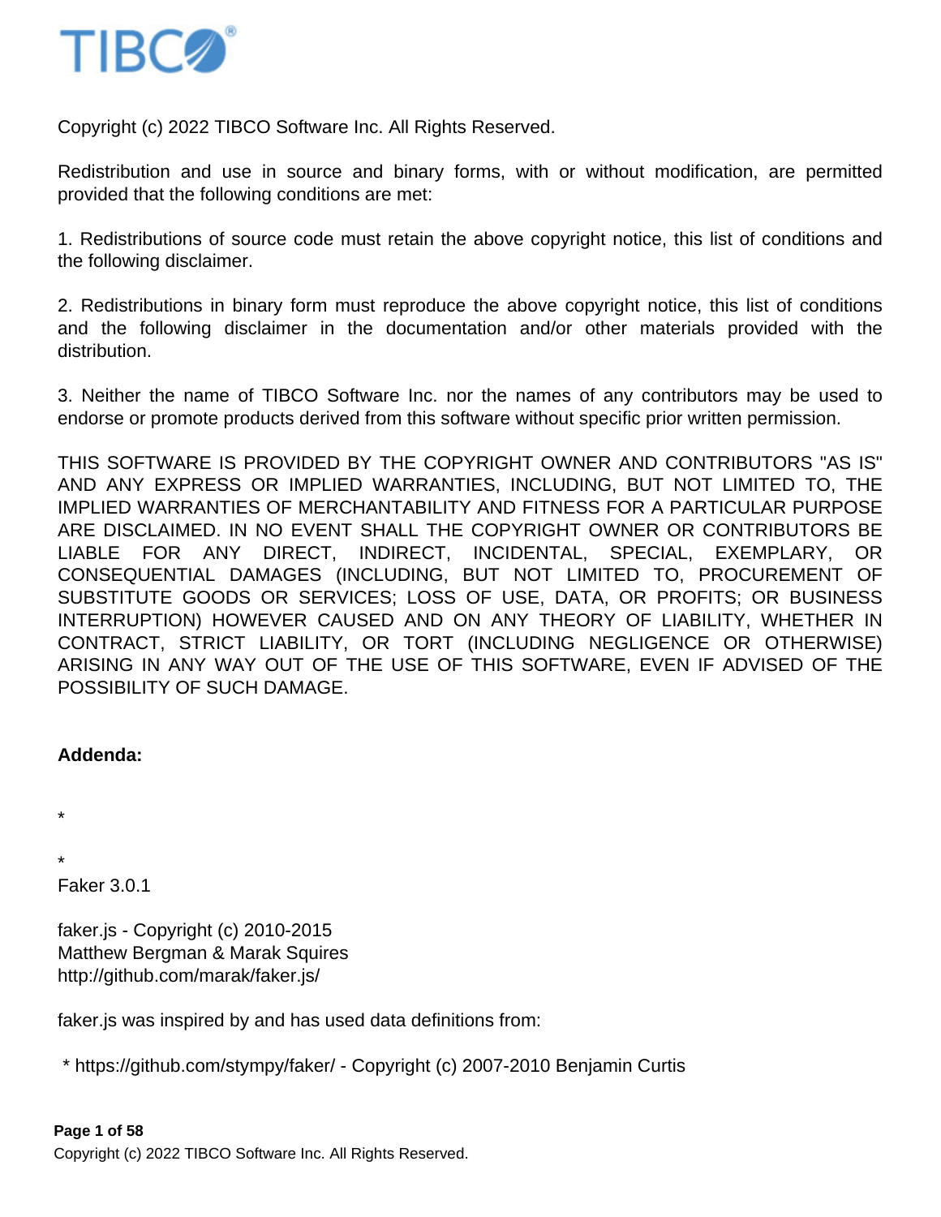TIBCO®

Copyright (c) 2022 TIBCO Software Inc. All Rights Reserved.

Redistribution and use in source and binary forms, with or without modification, are permitted provided that the following conditions are met:

1. Redistributions of source code must retain the above copyright notice, this list of conditions and the following disclaimer.

2. Redistributions in binary form must reproduce the above copyright notice, this list of conditions and the following disclaimer in the documentation and/or other materials provided with the distribution.

3. Neither the name of TIBCO Software Inc. nor the names of any contributors may be used to endorse or promote products derived from this software without specific prior written permission.

THIS SOFTWARE IS PROVIDED BY THE COPYRIGHT OWNER AND CONTRIBUTORS "AS IS" AND ANY EXPRESS OR IMPLIED WARRANTIES, INCLUDING, BUT NOT LIMITED TO, THE IMPLIED WARRANTIES OF MERCHANTABILITY AND FITNESS FOR A PARTICULAR PURPOSE ARE DISCLAIMED. IN NO EVENT SHALL THE COPYRIGHT OWNER OR CONTRIBUTORS BE LIABLE FOR ANY DIRECT, INDIRECT, INCIDENTAL, SPECIAL, EXEMPLARY, OR CONSEQUENTIAL DAMAGES (INCLUDING, BUT NOT LIMITED TO, PROCUREMENT OF SUBSTITUTE GOODS OR SERVICES; LOSS OF USE, DATA, OR PROFITS; OR BUSINESS INTERRUPTION) HOWEVER CAUSED AND ON ANY THEORY OF LIABILITY, WHETHER IN CONTRACT, STRICT LIABILITY, OR TORT (INCLUDING NEGLIGENCE OR OTHERWISE) ARISING IN ANY WAY OUT OF THE USE OF THIS SOFTWARE, EVEN IF ADVISED OF THE POSSIBILITY OF SUCH DAMAGE.

**Addenda:**

*

*
Faker 3.0.1

faker.js - Copyright (c) 2010-2015
Matthew Bergman & Marak Squires
http://github.com/marak/faker.js/

faker.js was inspired by and has used data definitions from:

* https://github.com/stympy/faker/ - Copyright (c) 2007-2010 Benjamin Curtis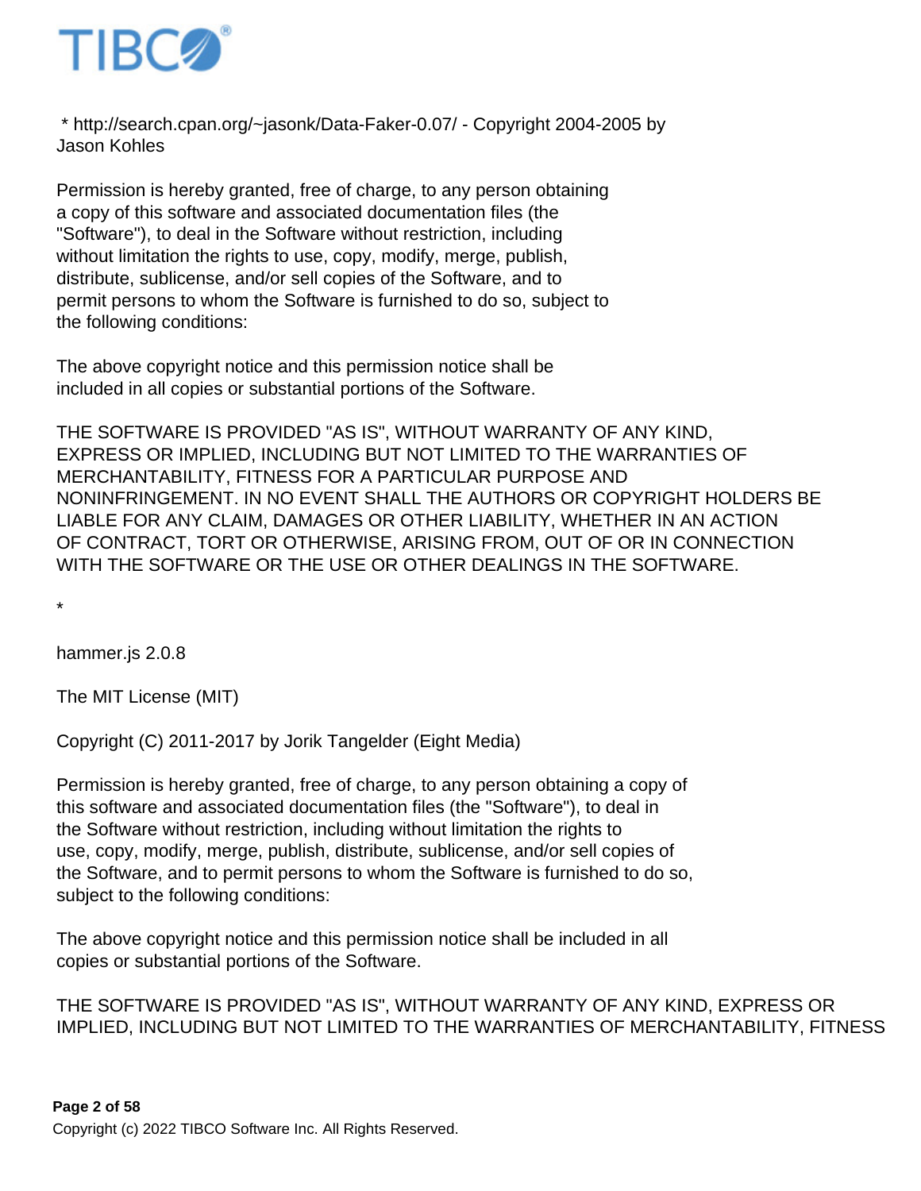* http://search.cpan.org/~jasonk/Data-Faker-0.07/ - Copyright 2004-2005 by Jason Kohles

Permission is hereby granted, free of charge, to any person obtaining a copy of this software and associated documentation files (the "Software"), to deal in the Software without restriction, including without limitation the rights to use, copy, modify, merge, publish, distribute, sublicense, and/or sell copies of the Software, and to permit persons to whom the Software is furnished to do so, subject to the following conditions:

The above copyright notice and this permission notice shall be included in all copies or substantial portions of the Software.

THE SOFTWARE IS PROVIDED "AS IS", WITHOUT WARRANTY OF ANY KIND, EXPRESS OR IMPLIED, INCLUDING BUT NOT LIMITED TO THE WARRANTIES OF MERCHANTABILITY, FITNESS FOR A PARTICULAR PURPOSE AND NONINFRINGEMENT. IN NO EVENT SHALL THE AUTHORS OR COPYRIGHT HOLDERS BE LIABLE FOR ANY CLAIM, DAMAGES OR OTHER LIABILITY, WHETHER IN AN ACTION OF CONTRACT, TORT OR OTHERWISE, ARISING FROM, OUT OF OR IN CONNECTION WITH THE SOFTWARE OR THE USE OR OTHER DEALINGS IN THE SOFTWARE.

*

hammer.js 2.0.8

The MIT License (MIT)

Copyright (C) 2011-2017 by Jorik Tangelder (Eight Media)

Permission is hereby granted, free of charge, to any person obtaining a copy of this software and associated documentation files (the "Software"), to deal in the Software without restriction, including without limitation the rights to use, copy, modify, merge, publish, distribute, sublicense, and/or sell copies of the Software, and to permit persons to whom the Software is furnished to do so, subject to the following conditions:

The above copyright notice and this permission notice shall be included in all copies or substantial portions of the Software.

THE SOFTWARE IS PROVIDED "AS IS", WITHOUT WARRANTY OF ANY KIND, EXPRESS OR IMPLIED, INCLUDING BUT NOT LIMITED TO THE WARRANTIES OF MERCHANTABILITY, FITNESS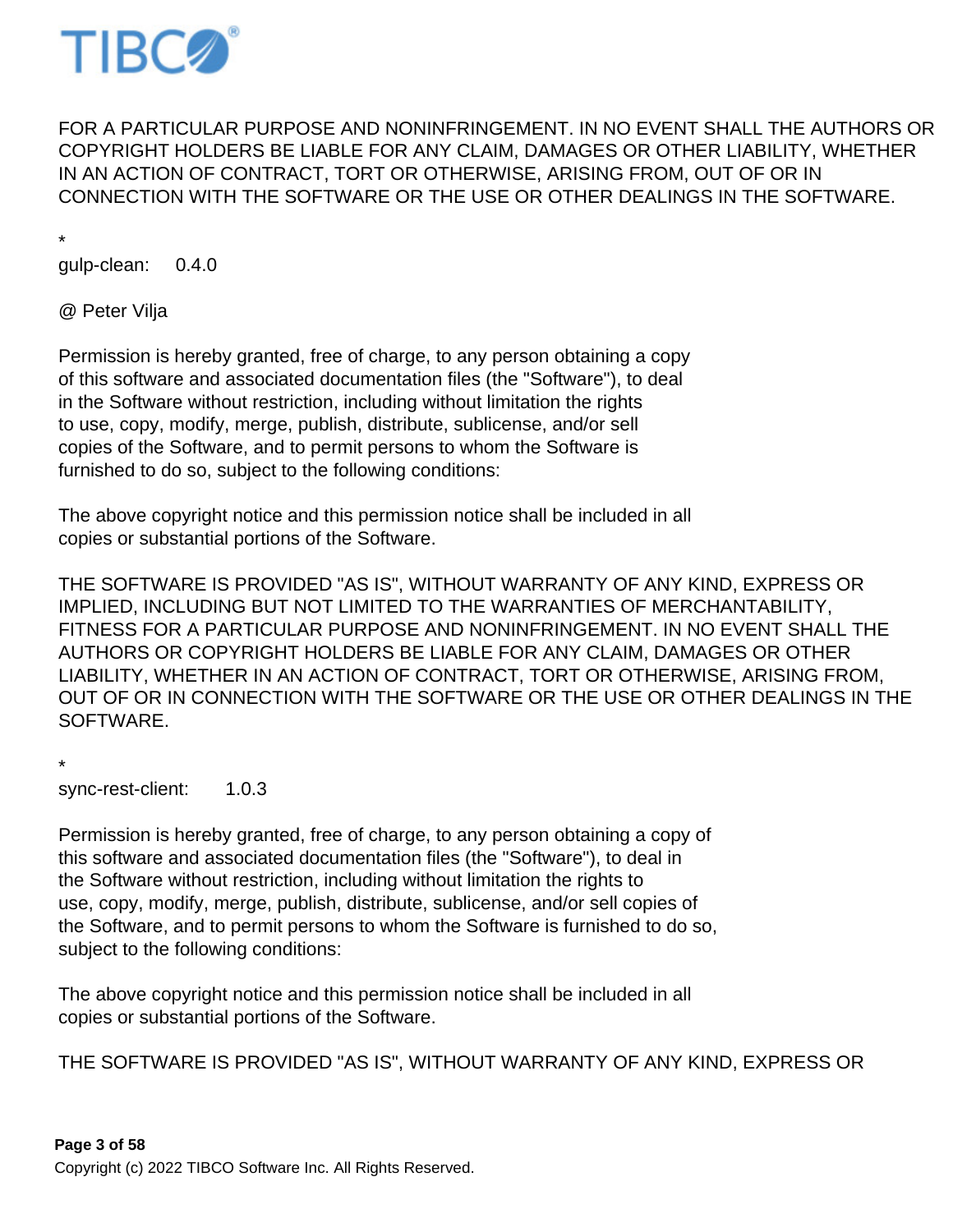FOR A PARTICULAR PURPOSE AND NONINFRINGEMENT. IN NO EVENT SHALL THE AUTHORS OR COPYRIGHT HOLDERS BE LIABLE FOR ANY CLAIM, DAMAGES OR OTHER LIABILITY, WHETHER IN AN ACTION OF CONTRACT, TORT OR OTHERWISE, ARISING FROM, OUT OF OR IN CONNECTION WITH THE SOFTWARE OR THE USE OR OTHER DEALINGS IN THE SOFTWARE.

*
gulp-clean: 0.4.0

@ Peter Vilja

Permission is hereby granted, free of charge, to any person obtaining a copy
of this software and associated documentation files (the "Software"), to deal
in the Software without restriction, including without limitation the rights
to use, copy, modify, merge, publish, distribute, sublicense, and/or sell
copies of the Software, and to permit persons to whom the Software is
furnished to do so, subject to the following conditions:

The above copyright notice and this permission notice shall be included in all
copies or substantial portions of the Software.

THE SOFTWARE IS PROVIDED "AS IS", WITHOUT WARRANTY OF ANY KIND, EXPRESS OR IMPLIED, INCLUDING BUT NOT LIMITED TO THE WARRANTIES OF MERCHANTABILITY, FITNESS FOR A PARTICULAR PURPOSE AND NONINFRINGEMENT. IN NO EVENT SHALL THE AUTHORS OR COPYRIGHT HOLDERS BE LIABLE FOR ANY CLAIM, DAMAGES OR OTHER LIABILITY, WHETHER IN AN ACTION OF CONTRACT, TORT OR OTHERWISE, ARISING FROM, OUT OF OR IN CONNECTION WITH THE SOFTWARE OR THE USE OR OTHER DEALINGS IN THE SOFTWARE.

*
sync-rest-client: 1.0.3

Permission is hereby granted, free of charge, to any person obtaining a copy of
this software and associated documentation files (the "Software"), to deal in
the Software without restriction, including without limitation the rights to
use, copy, modify, merge, publish, distribute, sublicense, and/or sell copies of
the Software, and to permit persons to whom the Software is furnished to do so,
subject to the following conditions:

The above copyright notice and this permission notice shall be included in all
copies or substantial portions of the Software.

THE SOFTWARE IS PROVIDED "AS IS", WITHOUT WARRANTY OF ANY KIND, EXPRESS OR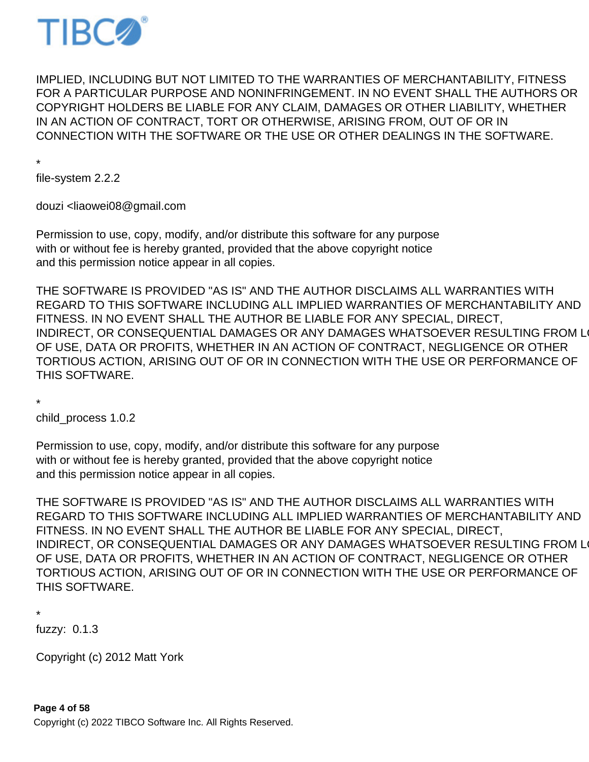IMPLIED, INCLUDING BUT NOT LIMITED TO THE WARRANTIES OF MERCHANTABILITY, FITNESS FOR A PARTICULAR PURPOSE AND NONINFRINGEMENT. IN NO EVENT SHALL THE AUTHORS OR COPYRIGHT HOLDERS BE LIABLE FOR ANY CLAIM, DAMAGES OR OTHER LIABILITY, WHETHER IN AN ACTION OF CONTRACT, TORT OR OTHERWISE, ARISING FROM, OUT OF OR IN CONNECTION WITH THE SOFTWARE OR THE USE OR OTHER DEALINGS IN THE SOFTWARE.

*
file-system 2.2.2

douzi <liaowei08@gmail.com

Permission to use, copy, modify, and/or distribute this software for any purpose
with or without fee is hereby granted, provided that the above copyright notice
and this permission notice appear in all copies.

THE SOFTWARE IS PROVIDED "AS IS" AND THE AUTHOR DISCLAIMS ALL WARRANTIES WITH REGARD TO THIS SOFTWARE INCLUDING ALL IMPLIED WARRANTIES OF MERCHANTABILITY AND FITNESS. IN NO EVENT SHALL THE AUTHOR BE LIABLE FOR ANY SPECIAL, DIRECT, INDIRECT, OR CONSEQUENTIAL DAMAGES OR ANY DAMAGES WHATSOEVER RESULTING FROM LOSS OF USE, DATA OR PROFITS, WHETHER IN AN ACTION OF CONTRACT, NEGLIGENCE OR OTHER TORTIOUS ACTION, ARISING OUT OF OR IN CONNECTION WITH THE USE OR PERFORMANCE OF THIS SOFTWARE.

*
child_process 1.0.2

Permission to use, copy, modify, and/or distribute this software for any purpose
with or without fee is hereby granted, provided that the above copyright notice
and this permission notice appear in all copies.

THE SOFTWARE IS PROVIDED "AS IS" AND THE AUTHOR DISCLAIMS ALL WARRANTIES WITH REGARD TO THIS SOFTWARE INCLUDING ALL IMPLIED WARRANTIES OF MERCHANTABILITY AND FITNESS. IN NO EVENT SHALL THE AUTHOR BE LIABLE FOR ANY SPECIAL, DIRECT, INDIRECT, OR CONSEQUENTIAL DAMAGES OR ANY DAMAGES WHATSOEVER RESULTING FROM LOSS OF USE, DATA OR PROFITS, WHETHER IN AN ACTION OF CONTRACT, NEGLIGENCE OR OTHER TORTIOUS ACTION, ARISING OUT OF OR IN CONNECTION WITH THE USE OR PERFORMANCE OF THIS SOFTWARE.

*
fuzzy:  0.1.3

Copyright (c) 2012 Matt York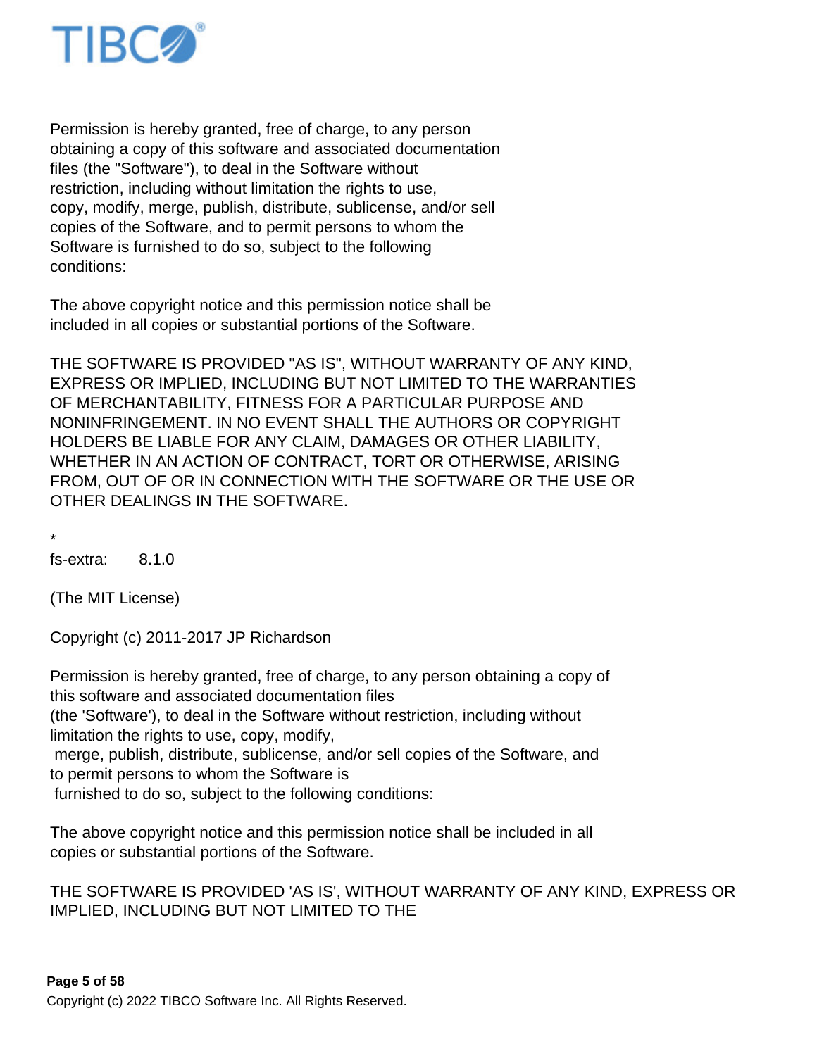Permission is hereby granted, free of charge, to any person
obtaining a copy of this software and associated documentation
files (the "Software"), to deal in the Software without
restriction, including without limitation the rights to use,
copy, modify, merge, publish, distribute, sublicense, and/or sell
copies of the Software, and to permit persons to whom the
Software is furnished to do so, subject to the following
conditions:

The above copyright notice and this permission notice shall be
included in all copies or substantial portions of the Software.

THE SOFTWARE IS PROVIDED "AS IS", WITHOUT WARRANTY OF ANY KIND,
EXPRESS OR IMPLIED, INCLUDING BUT NOT LIMITED TO THE WARRANTIES
OF MERCHANTABILITY, FITNESS FOR A PARTICULAR PURPOSE AND
NONINFRINGEMENT. IN NO EVENT SHALL THE AUTHORS OR COPYRIGHT
HOLDERS BE LIABLE FOR ANY CLAIM, DAMAGES OR OTHER LIABILITY,
WHETHER IN AN ACTION OF CONTRACT, TORT OR OTHERWISE, ARISING
FROM, OUT OF OR IN CONNECTION WITH THE SOFTWARE OR THE USE OR
OTHER DEALINGS IN THE SOFTWARE.

*
fs-extra: 8.1.0

(The MIT License)

Copyright (c) 2011-2017 JP Richardson

Permission is hereby granted, free of charge, to any person obtaining a copy of
this software and associated documentation files
(the 'Software'), to deal in the Software without restriction, including without
limitation the rights to use, copy, modify,
merge, publish, distribute, sublicense, and/or sell copies of the Software, and
to permit persons to whom the Software is
furnished to do so, subject to the following conditions:

The above copyright notice and this permission notice shall be included in all
copies or substantial portions of the Software.

THE SOFTWARE IS PROVIDED 'AS IS', WITHOUT WARRANTY OF ANY KIND, EXPRESS OR
IMPLIED, INCLUDING BUT NOT LIMITED TO THE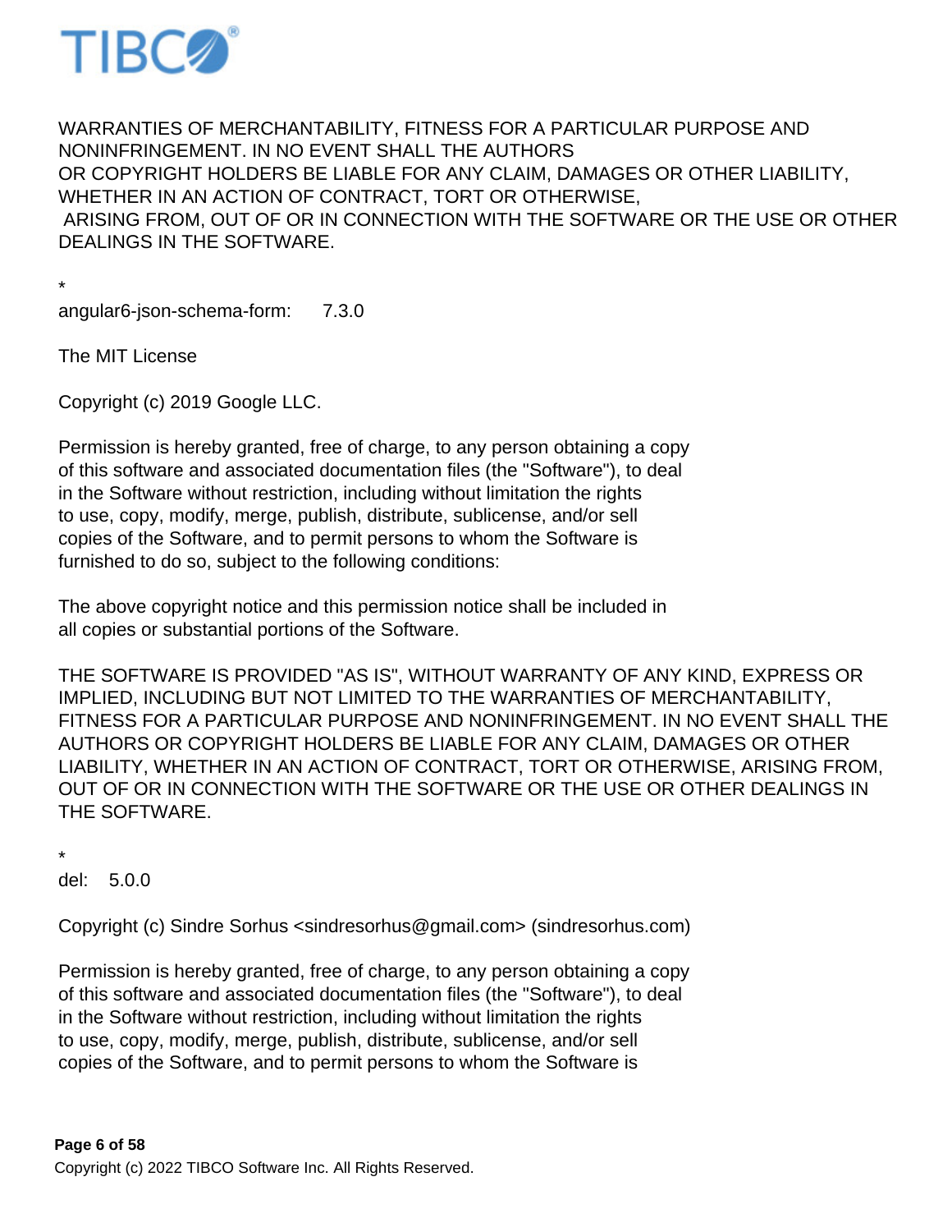WARRANTIES OF MERCHANTABILITY, FITNESS FOR A PARTICULAR PURPOSE AND NONINFRINGEMENT. IN NO EVENT SHALL THE AUTHORS
OR COPYRIGHT HOLDERS BE LIABLE FOR ANY CLAIM, DAMAGES OR OTHER LIABILITY, WHETHER IN AN ACTION OF CONTRACT, TORT OR OTHERWISE,
ARISING FROM, OUT OF OR IN CONNECTION WITH THE SOFTWARE OR THE USE OR OTHER DEALINGS IN THE SOFTWARE.

*
angular6-json-schema-form: 7.3.0

The MIT License

Copyright (c) 2019 Google LLC.

Permission is hereby granted, free of charge, to any person obtaining a copy
of this software and associated documentation files (the "Software"), to deal
in the Software without restriction, including without limitation the rights
to use, copy, modify, merge, publish, distribute, sublicense, and/or sell
copies of the Software, and to permit persons to whom the Software is
furnished to do so, subject to the following conditions:

The above copyright notice and this permission notice shall be included in
all copies or substantial portions of the Software.

THE SOFTWARE IS PROVIDED "AS IS", WITHOUT WARRANTY OF ANY KIND, EXPRESS OR IMPLIED, INCLUDING BUT NOT LIMITED TO THE WARRANTIES OF MERCHANTABILITY, FITNESS FOR A PARTICULAR PURPOSE AND NONINFRINGEMENT. IN NO EVENT SHALL THE AUTHORS OR COPYRIGHT HOLDERS BE LIABLE FOR ANY CLAIM, DAMAGES OR OTHER LIABILITY, WHETHER IN AN ACTION OF CONTRACT, TORT OR OTHERWISE, ARISING FROM, OUT OF OR IN CONNECTION WITH THE SOFTWARE OR THE USE OR OTHER DEALINGS IN THE SOFTWARE.

*
del: 5.0.0

Copyright (c) Sindre Sorhus <sindresorhus@gmail.com> (sindresorhus.com)

Permission is hereby granted, free of charge, to any person obtaining a copy
of this software and associated documentation files (the "Software"), to deal
in the Software without restriction, including without limitation the rights
to use, copy, modify, merge, publish, distribute, sublicense, and/or sell
copies of the Software, and to permit persons to whom the Software is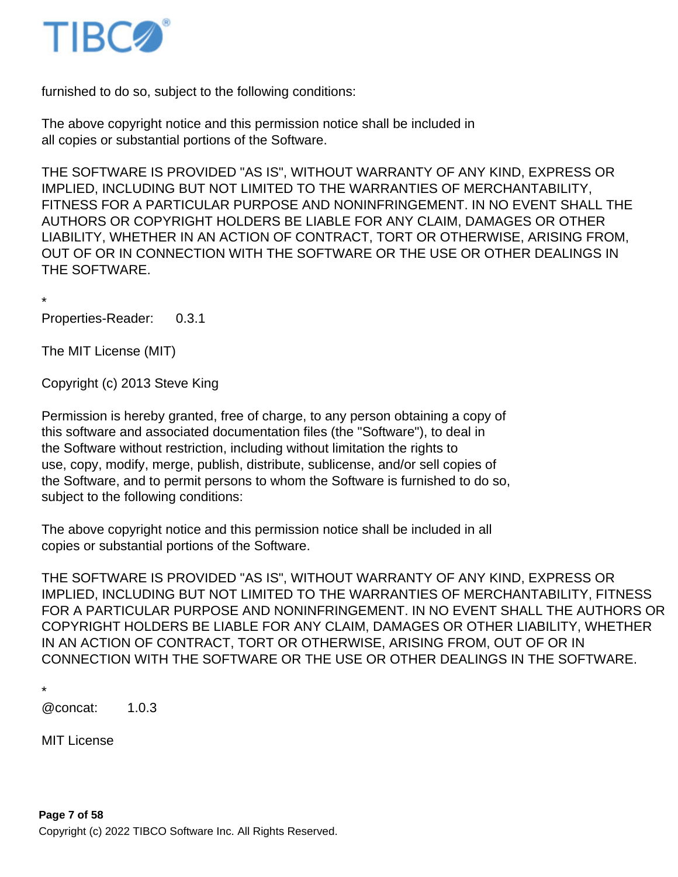furnished to do so, subject to the following conditions:

The above copyright notice and this permission notice shall be included in
all copies or substantial portions of the Software.

THE SOFTWARE IS PROVIDED "AS IS", WITHOUT WARRANTY OF ANY KIND, EXPRESS OR
IMPLIED, INCLUDING BUT NOT LIMITED TO THE WARRANTIES OF MERCHANTABILITY,
FITNESS FOR A PARTICULAR PURPOSE AND NONINFRINGEMENT. IN NO EVENT SHALL THE
AUTHORS OR COPYRIGHT HOLDERS BE LIABLE FOR ANY CLAIM, DAMAGES OR OTHER
LIABILITY, WHETHER IN AN ACTION OF CONTRACT, TORT OR OTHERWISE, ARISING FROM,
OUT OF OR IN CONNECTION WITH THE SOFTWARE OR THE USE OR OTHER DEALINGS IN
THE SOFTWARE.

*
Properties-Reader: 0.3.1

The MIT License (MIT)

Copyright (c) 2013 Steve King

Permission is hereby granted, free of charge, to any person obtaining a copy of
this software and associated documentation files (the "Software"), to deal in
the Software without restriction, including without limitation the rights to
use, copy, modify, merge, publish, distribute, sublicense, and/or sell copies of
the Software, and to permit persons to whom the Software is furnished to do so,
subject to the following conditions:

The above copyright notice and this permission notice shall be included in all
copies or substantial portions of the Software.

THE SOFTWARE IS PROVIDED "AS IS", WITHOUT WARRANTY OF ANY KIND, EXPRESS OR
IMPLIED, INCLUDING BUT NOT LIMITED TO THE WARRANTIES OF MERCHANTABILITY, FITNESS
FOR A PARTICULAR PURPOSE AND NONINFRINGEMENT. IN NO EVENT SHALL THE AUTHORS OR
COPYRIGHT HOLDERS BE LIABLE FOR ANY CLAIM, DAMAGES OR OTHER LIABILITY, WHETHER
IN AN ACTION OF CONTRACT, TORT OR OTHERWISE, ARISING FROM, OUT OF OR IN
CONNECTION WITH THE SOFTWARE OR THE USE OR OTHER DEALINGS IN THE SOFTWARE.

*
@concat: 1.0.3

MIT License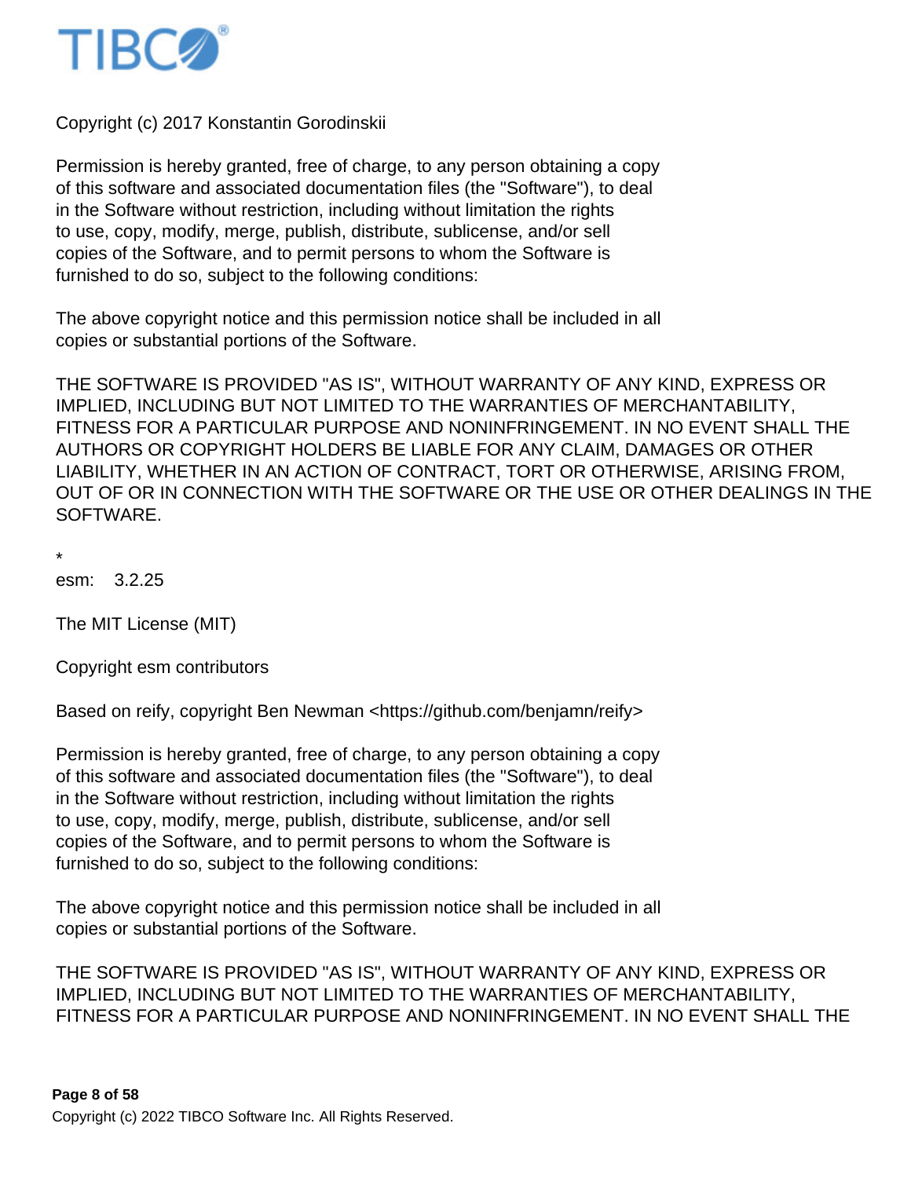Copyright (c) 2017 Konstantin Gorodinskii

Permission is hereby granted, free of charge, to any person obtaining a copy
of this software and associated documentation files (the "Software"), to deal
in the Software without restriction, including without limitation the rights
to use, copy, modify, merge, publish, distribute, sublicense, and/or sell
copies of the Software, and to permit persons to whom the Software is
furnished to do so, subject to the following conditions:

The above copyright notice and this permission notice shall be included in all
copies or substantial portions of the Software.

THE SOFTWARE IS PROVIDED "AS IS", WITHOUT WARRANTY OF ANY KIND, EXPRESS OR IMPLIED, INCLUDING BUT NOT LIMITED TO THE WARRANTIES OF MERCHANTABILITY, FITNESS FOR A PARTICULAR PURPOSE AND NONINFRINGEMENT. IN NO EVENT SHALL THE AUTHORS OR COPYRIGHT HOLDERS BE LIABLE FOR ANY CLAIM, DAMAGES OR OTHER LIABILITY, WHETHER IN AN ACTION OF CONTRACT, TORT OR OTHERWISE, ARISING FROM, OUT OF OR IN CONNECTION WITH THE SOFTWARE OR THE USE OR OTHER DEALINGS IN THE SOFTWARE.

*
esm: 3.2.25

The MIT License (MIT)

Copyright esm contributors

Based on reify, copyright Ben Newman <https://github.com/benjamn/reify>

Permission is hereby granted, free of charge, to any person obtaining a copy
of this software and associated documentation files (the "Software"), to deal
in the Software without restriction, including without limitation the rights
to use, copy, modify, merge, publish, distribute, sublicense, and/or sell
copies of the Software, and to permit persons to whom the Software is
furnished to do so, subject to the following conditions:

The above copyright notice and this permission notice shall be included in all
copies or substantial portions of the Software.

THE SOFTWARE IS PROVIDED "AS IS", WITHOUT WARRANTY OF ANY KIND, EXPRESS OR IMPLIED, INCLUDING BUT NOT LIMITED TO THE WARRANTIES OF MERCHANTABILITY, FITNESS FOR A PARTICULAR PURPOSE AND NONINFRINGEMENT. IN NO EVENT SHALL THE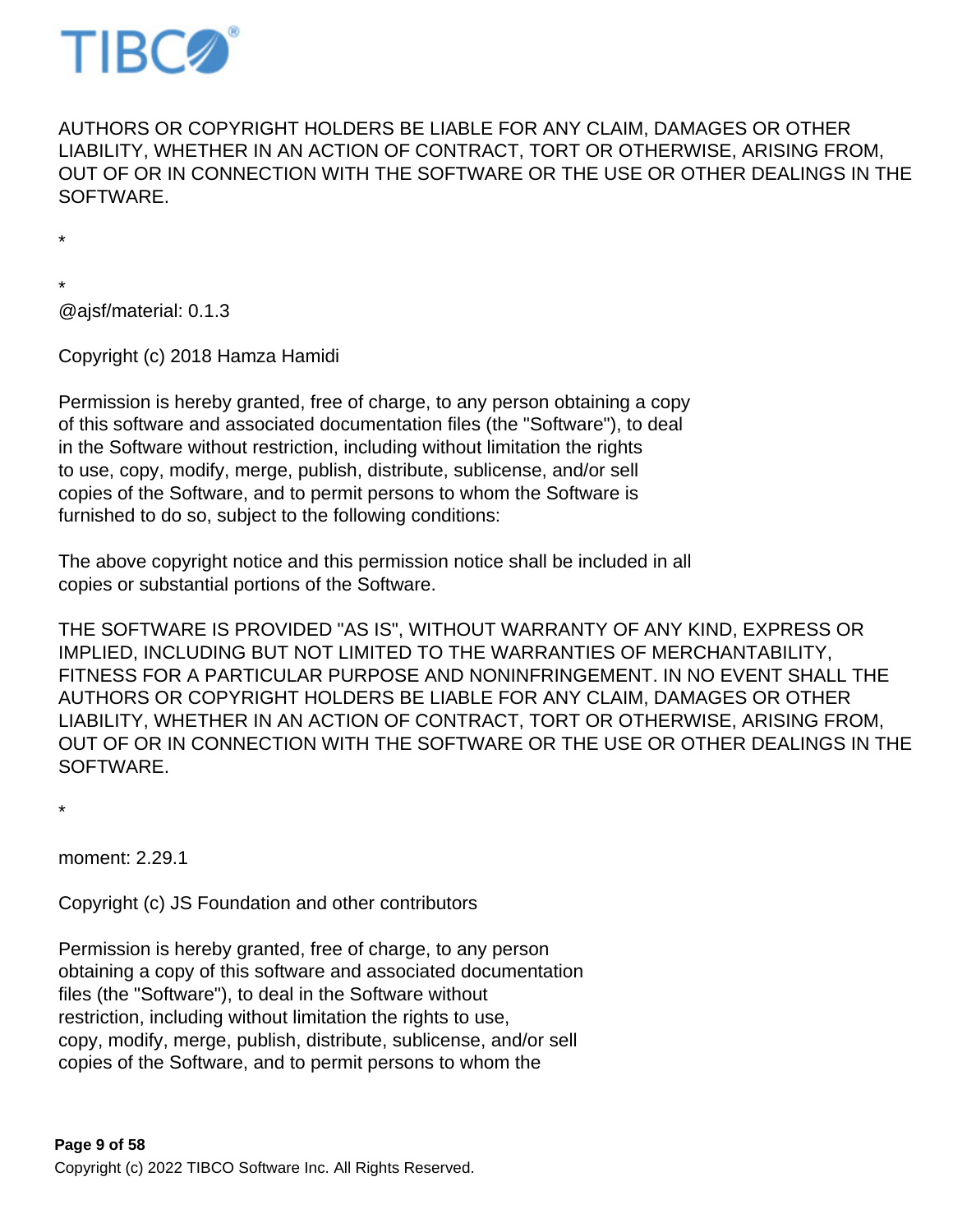AUTHORS OR COPYRIGHT HOLDERS BE LIABLE FOR ANY CLAIM, DAMAGES OR OTHER LIABILITY, WHETHER IN AN ACTION OF CONTRACT, TORT OR OTHERWISE, ARISING FROM, OUT OF OR IN CONNECTION WITH THE SOFTWARE OR THE USE OR OTHER DEALINGS IN THE SOFTWARE.

*

*
@ajsf/material: 0.1.3

Copyright (c) 2018 Hamza Hamidi

Permission is hereby granted, free of charge, to any person obtaining a copy
of this software and associated documentation files (the "Software"), to deal
in the Software without restriction, including without limitation the rights
to use, copy, modify, merge, publish, distribute, sublicense, and/or sell
copies of the Software, and to permit persons to whom the Software is
furnished to do so, subject to the following conditions:

The above copyright notice and this permission notice shall be included in all
copies or substantial portions of the Software.

THE SOFTWARE IS PROVIDED "AS IS", WITHOUT WARRANTY OF ANY KIND, EXPRESS OR IMPLIED, INCLUDING BUT NOT LIMITED TO THE WARRANTIES OF MERCHANTABILITY, FITNESS FOR A PARTICULAR PURPOSE AND NONINFRINGEMENT. IN NO EVENT SHALL THE AUTHORS OR COPYRIGHT HOLDERS BE LIABLE FOR ANY CLAIM, DAMAGES OR OTHER LIABILITY, WHETHER IN AN ACTION OF CONTRACT, TORT OR OTHERWISE, ARISING FROM, OUT OF OR IN CONNECTION WITH THE SOFTWARE OR THE USE OR OTHER DEALINGS IN THE SOFTWARE.

*

moment: 2.29.1

Copyright (c) JS Foundation and other contributors

Permission is hereby granted, free of charge, to any person
obtaining a copy of this software and associated documentation
files (the "Software"), to deal in the Software without
restriction, including without limitation the rights to use,
copy, modify, merge, publish, distribute, sublicense, and/or sell
copies of the Software, and to permit persons to whom the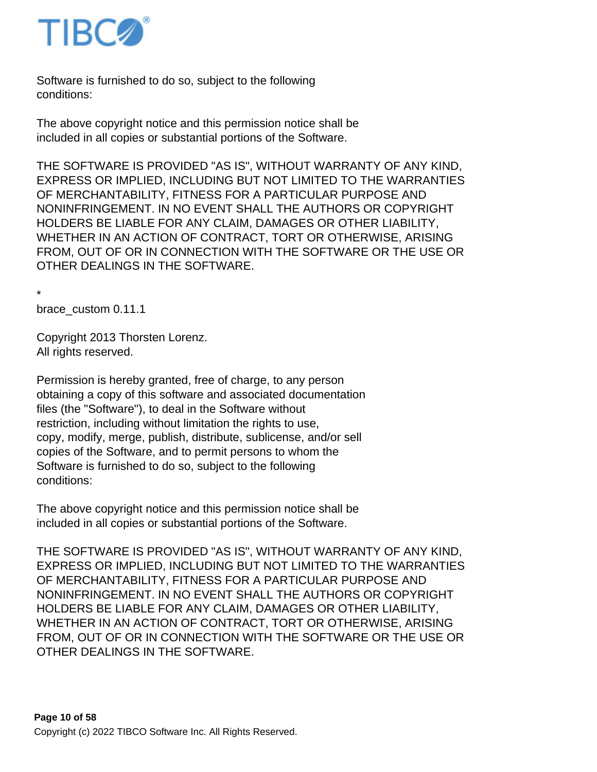Software is furnished to do so, subject to the following
conditions:

The above copyright notice and this permission notice shall be
included in all copies or substantial portions of the Software.

THE SOFTWARE IS PROVIDED "AS IS", WITHOUT WARRANTY OF ANY KIND,
EXPRESS OR IMPLIED, INCLUDING BUT NOT LIMITED TO THE WARRANTIES
OF MERCHANTABILITY, FITNESS FOR A PARTICULAR PURPOSE AND
NONINFRINGEMENT. IN NO EVENT SHALL THE AUTHORS OR COPYRIGHT
HOLDERS BE LIABLE FOR ANY CLAIM, DAMAGES OR OTHER LIABILITY,
WHETHER IN AN ACTION OF CONTRACT, TORT OR OTHERWISE, ARISING
FROM, OUT OF OR IN CONNECTION WITH THE SOFTWARE OR THE USE OR
OTHER DEALINGS IN THE SOFTWARE.

*
brace_custom 0.11.1

Copyright 2013 Thorsten Lorenz.
All rights reserved.

Permission is hereby granted, free of charge, to any person
obtaining a copy of this software and associated documentation
files (the "Software"), to deal in the Software without
restriction, including without limitation the rights to use,
copy, modify, merge, publish, distribute, sublicense, and/or sell
copies of the Software, and to permit persons to whom the
Software is furnished to do so, subject to the following
conditions:

The above copyright notice and this permission notice shall be
included in all copies or substantial portions of the Software.

THE SOFTWARE IS PROVIDED "AS IS", WITHOUT WARRANTY OF ANY KIND,
EXPRESS OR IMPLIED, INCLUDING BUT NOT LIMITED TO THE WARRANTIES
OF MERCHANTABILITY, FITNESS FOR A PARTICULAR PURPOSE AND
NONINFRINGEMENT. IN NO EVENT SHALL THE AUTHORS OR COPYRIGHT
HOLDERS BE LIABLE FOR ANY CLAIM, DAMAGES OR OTHER LIABILITY,
WHETHER IN AN ACTION OF CONTRACT, TORT OR OTHERWISE, ARISING
FROM, OUT OF OR IN CONNECTION WITH THE SOFTWARE OR THE USE OR
OTHER DEALINGS IN THE SOFTWARE.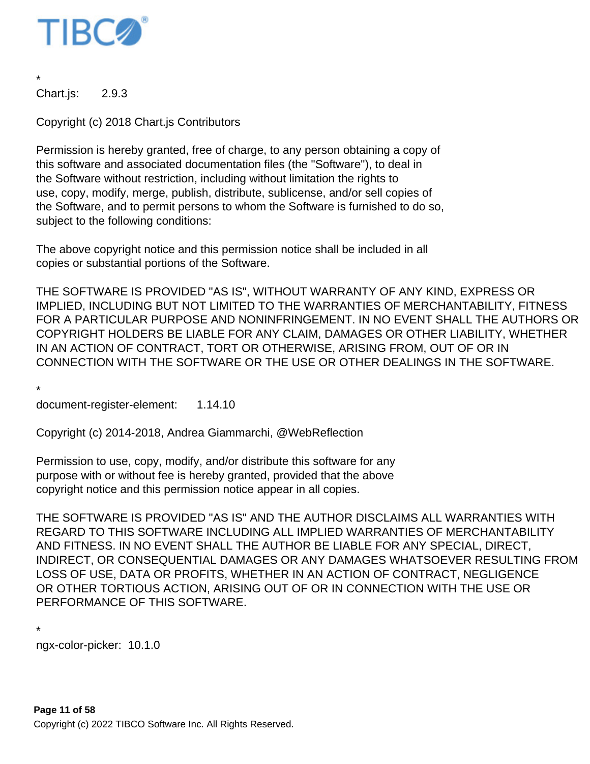*
Chart.js: 2.9.3

Copyright (c) 2018 Chart.js Contributors

Permission is hereby granted, free of charge, to any person obtaining a copy of
this software and associated documentation files (the "Software"), to deal in
the Software without restriction, including without limitation the rights to
use, copy, modify, merge, publish, distribute, sublicense, and/or sell copies of
the Software, and to permit persons to whom the Software is furnished to do so,
subject to the following conditions:

The above copyright notice and this permission notice shall be included in all
copies or substantial portions of the Software.

THE SOFTWARE IS PROVIDED "AS IS", WITHOUT WARRANTY OF ANY KIND, EXPRESS OR
IMPLIED, INCLUDING BUT NOT LIMITED TO THE WARRANTIES OF MERCHANTABILITY, FITNESS
FOR A PARTICULAR PURPOSE AND NONINFRINGEMENT. IN NO EVENT SHALL THE AUTHORS OR
COPYRIGHT HOLDERS BE LIABLE FOR ANY CLAIM, DAMAGES OR OTHER LIABILITY, WHETHER
IN AN ACTION OF CONTRACT, TORT OR OTHERWISE, ARISING FROM, OUT OF OR IN
CONNECTION WITH THE SOFTWARE OR THE USE OR OTHER DEALINGS IN THE SOFTWARE.

*
document-register-element: 1.14.10

Copyright (c) 2014-2018, Andrea Giammarchi, @WebReflection

Permission to use, copy, modify, and/or distribute this software for any
purpose with or without fee is hereby granted, provided that the above
copyright notice and this permission notice appear in all copies.

THE SOFTWARE IS PROVIDED "AS IS" AND THE AUTHOR DISCLAIMS ALL WARRANTIES WITH
REGARD TO THIS SOFTWARE INCLUDING ALL IMPLIED WARRANTIES OF MERCHANTABILITY
AND FITNESS. IN NO EVENT SHALL THE AUTHOR BE LIABLE FOR ANY SPECIAL, DIRECT,
INDIRECT, OR CONSEQUENTIAL DAMAGES OR ANY DAMAGES WHATSOEVER RESULTING FROM
LOSS OF USE, DATA OR PROFITS, WHETHER IN AN ACTION OF CONTRACT, NEGLIGENCE
OR OTHER TORTIOUS ACTION, ARISING OUT OF OR IN CONNECTION WITH THE USE OR
PERFORMANCE OF THIS SOFTWARE.

*
ngx-color-picker: 10.1.0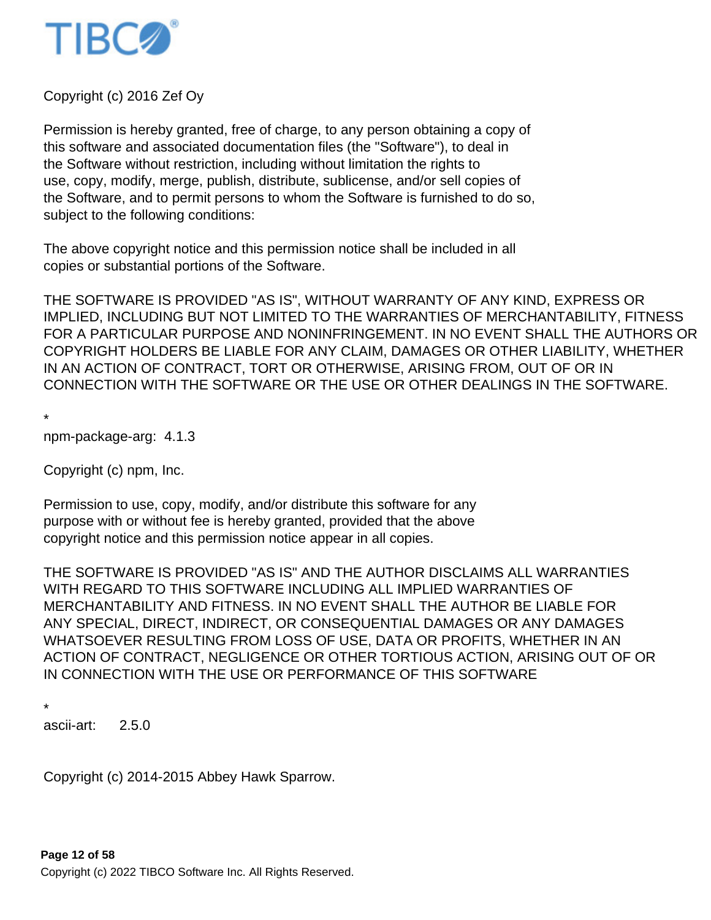Copyright (c) 2016 Zef Oy

Permission is hereby granted, free of charge, to any person obtaining a copy of
this software and associated documentation files (the "Software"), to deal in
the Software without restriction, including without limitation the rights to
use, copy, modify, merge, publish, distribute, sublicense, and/or sell copies of
the Software, and to permit persons to whom the Software is furnished to do so,
subject to the following conditions:

The above copyright notice and this permission notice shall be included in all
copies or substantial portions of the Software.

THE SOFTWARE IS PROVIDED "AS IS", WITHOUT WARRANTY OF ANY KIND, EXPRESS OR
IMPLIED, INCLUDING BUT NOT LIMITED TO THE WARRANTIES OF MERCHANTABILITY, FITNESS
FOR A PARTICULAR PURPOSE AND NONINFRINGEMENT. IN NO EVENT SHALL THE AUTHORS OR
COPYRIGHT HOLDERS BE LIABLE FOR ANY CLAIM, DAMAGES OR OTHER LIABILITY, WHETHER
IN AN ACTION OF CONTRACT, TORT OR OTHERWISE, ARISING FROM, OUT OF OR IN
CONNECTION WITH THE SOFTWARE OR THE USE OR OTHER DEALINGS IN THE SOFTWARE.

*
npm-package-arg:  4.1.3

Copyright (c) npm, Inc.

Permission to use, copy, modify, and/or distribute this software for any
purpose with or without fee is hereby granted, provided that the above
copyright notice and this permission notice appear in all copies.

THE SOFTWARE IS PROVIDED "AS IS" AND THE AUTHOR DISCLAIMS ALL WARRANTIES
WITH REGARD TO THIS SOFTWARE INCLUDING ALL IMPLIED WARRANTIES OF
MERCHANTABILITY AND FITNESS. IN NO EVENT SHALL THE AUTHOR BE LIABLE FOR
ANY SPECIAL, DIRECT, INDIRECT, OR CONSEQUENTIAL DAMAGES OR ANY DAMAGES
WHATSOEVER RESULTING FROM LOSS OF USE, DATA OR PROFITS, WHETHER IN AN
ACTION OF CONTRACT, NEGLIGENCE OR OTHER TORTIOUS ACTION, ARISING OUT OF OR
IN CONNECTION WITH THE USE OR PERFORMANCE OF THIS SOFTWARE

*
ascii-art:     2.5.0

Copyright (c) 2014-2015 Abbey Hawk Sparrow.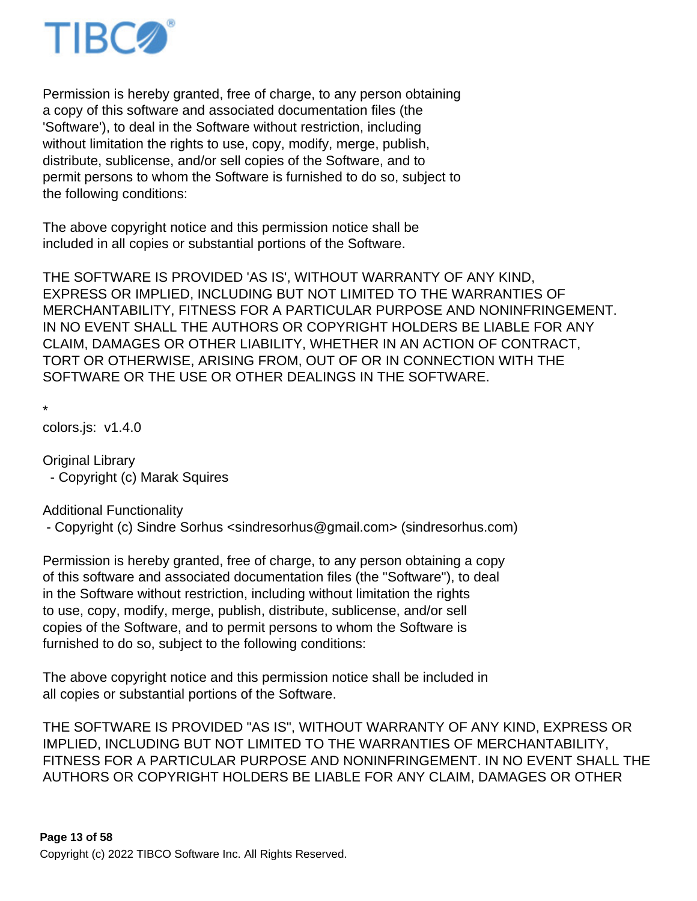Permission is hereby granted, free of charge, to any person obtaining
a copy of this software and associated documentation files (the
'Software'), to deal in the Software without restriction, including
without limitation the rights to use, copy, modify, merge, publish,
distribute, sublicense, and/or sell copies of the Software, and to
permit persons to whom the Software is furnished to do so, subject to
the following conditions:

The above copyright notice and this permission notice shall be
included in all copies or substantial portions of the Software.

THE SOFTWARE IS PROVIDED 'AS IS', WITHOUT WARRANTY OF ANY KIND,
EXPRESS OR IMPLIED, INCLUDING BUT NOT LIMITED TO THE WARRANTIES OF
MERCHANTABILITY, FITNESS FOR A PARTICULAR PURPOSE AND NONINFRINGEMENT.
IN NO EVENT SHALL THE AUTHORS OR COPYRIGHT HOLDERS BE LIABLE FOR ANY
CLAIM, DAMAGES OR OTHER LIABILITY, WHETHER IN AN ACTION OF CONTRACT,
TORT OR OTHERWISE, ARISING FROM, OUT OF OR IN CONNECTION WITH THE
SOFTWARE OR THE USE OR OTHER DEALINGS IN THE SOFTWARE.

*
colors.js: v1.4.0

Original Library
- Copyright (c) Marak Squires

Additional Functionality
- Copyright (c) Sindre Sorhus <sindresorhus@gmail.com> (sindresorhus.com)

Permission is hereby granted, free of charge, to any person obtaining a copy
of this software and associated documentation files (the "Software"), to deal
in the Software without restriction, including without limitation the rights
to use, copy, modify, merge, publish, distribute, sublicense, and/or sell
copies of the Software, and to permit persons to whom the Software is
furnished to do so, subject to the following conditions:

The above copyright notice and this permission notice shall be included in
all copies or substantial portions of the Software.

THE SOFTWARE IS PROVIDED "AS IS", WITHOUT WARRANTY OF ANY KIND, EXPRESS OR
IMPLIED, INCLUDING BUT NOT LIMITED TO THE WARRANTIES OF MERCHANTABILITY,
FITNESS FOR A PARTICULAR PURPOSE AND NONINFRINGEMENT. IN NO EVENT SHALL THE
AUTHORS OR COPYRIGHT HOLDERS BE LIABLE FOR ANY CLAIM, DAMAGES OR OTHER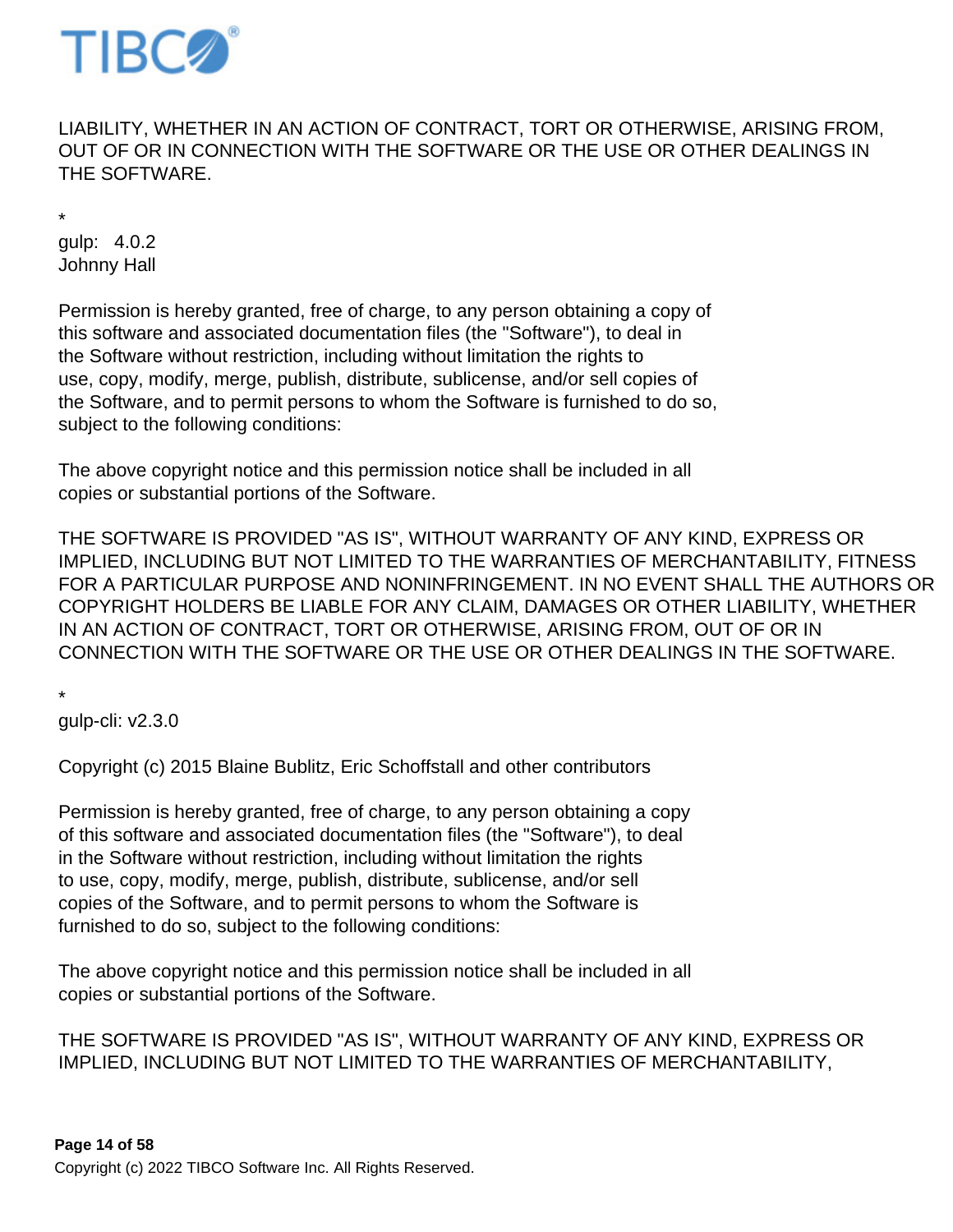LIABILITY, WHETHER IN AN ACTION OF CONTRACT, TORT OR OTHERWISE, ARISING FROM, OUT OF OR IN CONNECTION WITH THE SOFTWARE OR THE USE OR OTHER DEALINGS IN THE SOFTWARE.

*
gulp:   4.0.2
Johnny Hall

Permission is hereby granted, free of charge, to any person obtaining a copy of this software and associated documentation files (the "Software"), to deal in the Software without restriction, including without limitation the rights to use, copy, modify, merge, publish, distribute, sublicense, and/or sell copies of the Software, and to permit persons to whom the Software is furnished to do so, subject to the following conditions:

The above copyright notice and this permission notice shall be included in all copies or substantial portions of the Software.

THE SOFTWARE IS PROVIDED "AS IS", WITHOUT WARRANTY OF ANY KIND, EXPRESS OR IMPLIED, INCLUDING BUT NOT LIMITED TO THE WARRANTIES OF MERCHANTABILITY, FITNESS FOR A PARTICULAR PURPOSE AND NONINFRINGEMENT. IN NO EVENT SHALL THE AUTHORS OR COPYRIGHT HOLDERS BE LIABLE FOR ANY CLAIM, DAMAGES OR OTHER LIABILITY, WHETHER IN AN ACTION OF CONTRACT, TORT OR OTHERWISE, ARISING FROM, OUT OF OR IN CONNECTION WITH THE SOFTWARE OR THE USE OR OTHER DEALINGS IN THE SOFTWARE.

*
gulp-cli: v2.3.0

Copyright (c) 2015 Blaine Bublitz, Eric Schoffstall and other contributors

Permission is hereby granted, free of charge, to any person obtaining a copy of this software and associated documentation files (the "Software"), to deal in the Software without restriction, including without limitation the rights to use, copy, modify, merge, publish, distribute, sublicense, and/or sell copies of the Software, and to permit persons to whom the Software is furnished to do so, subject to the following conditions:

The above copyright notice and this permission notice shall be included in all copies or substantial portions of the Software.

THE SOFTWARE IS PROVIDED "AS IS", WITHOUT WARRANTY OF ANY KIND, EXPRESS OR IMPLIED, INCLUDING BUT NOT LIMITED TO THE WARRANTIES OF MERCHANTABILITY,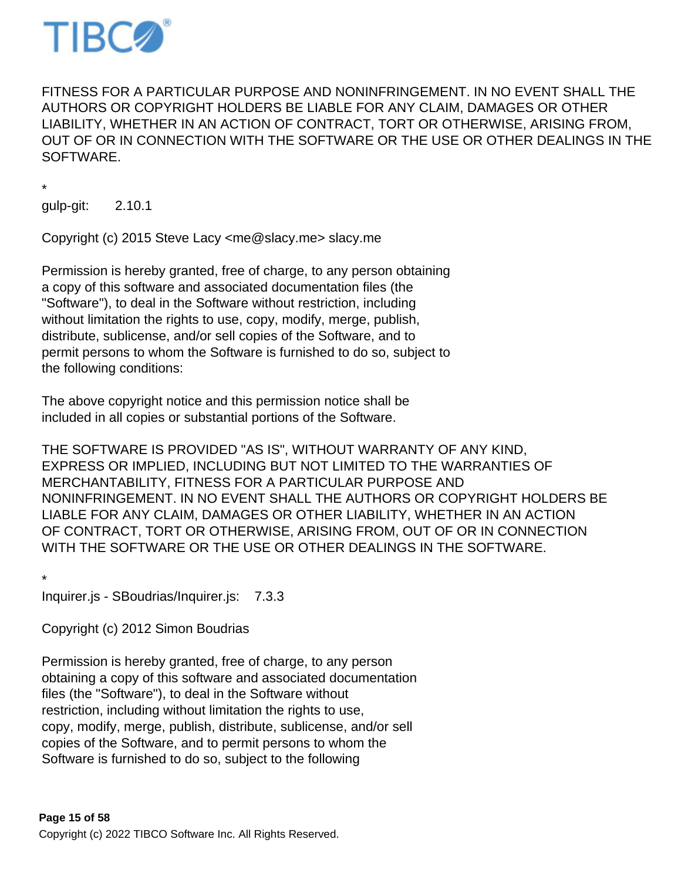FITNESS FOR A PARTICULAR PURPOSE AND NONINFRINGEMENT. IN NO EVENT SHALL THE AUTHORS OR COPYRIGHT HOLDERS BE LIABLE FOR ANY CLAIM, DAMAGES OR OTHER LIABILITY, WHETHER IN AN ACTION OF CONTRACT, TORT OR OTHERWISE, ARISING FROM, OUT OF OR IN CONNECTION WITH THE SOFTWARE OR THE USE OR OTHER DEALINGS IN THE SOFTWARE.

*
gulp-git:     2.10.1

Copyright (c) 2015 Steve Lacy <me@slacy.me> slacy.me

Permission is hereby granted, free of charge, to any person obtaining
a copy of this software and associated documentation files (the
"Software"), to deal in the Software without restriction, including
without limitation the rights to use, copy, modify, merge, publish,
distribute, sublicense, and/or sell copies of the Software, and to
permit persons to whom the Software is furnished to do so, subject to
the following conditions:

The above copyright notice and this permission notice shall be
included in all copies or substantial portions of the Software.

THE SOFTWARE IS PROVIDED "AS IS", WITHOUT WARRANTY OF ANY KIND,
EXPRESS OR IMPLIED, INCLUDING BUT NOT LIMITED TO THE WARRANTIES OF
MERCHANTABILITY, FITNESS FOR A PARTICULAR PURPOSE AND
NONINFRINGEMENT. IN NO EVENT SHALL THE AUTHORS OR COPYRIGHT HOLDERS BE
LIABLE FOR ANY CLAIM, DAMAGES OR OTHER LIABILITY, WHETHER IN AN ACTION
OF CONTRACT, TORT OR OTHERWISE, ARISING FROM, OUT OF OR IN CONNECTION
WITH THE SOFTWARE OR THE USE OR OTHER DEALINGS IN THE SOFTWARE.

*
Inquirer.js - SBoudrias/Inquirer.js:    7.3.3

Copyright (c) 2012 Simon Boudrias

Permission is hereby granted, free of charge, to any person
obtaining a copy of this software and associated documentation
files (the "Software"), to deal in the Software without
restriction, including without limitation the rights to use,
copy, modify, merge, publish, distribute, sublicense, and/or sell
copies of the Software, and to permit persons to whom the
Software is furnished to do so, subject to the following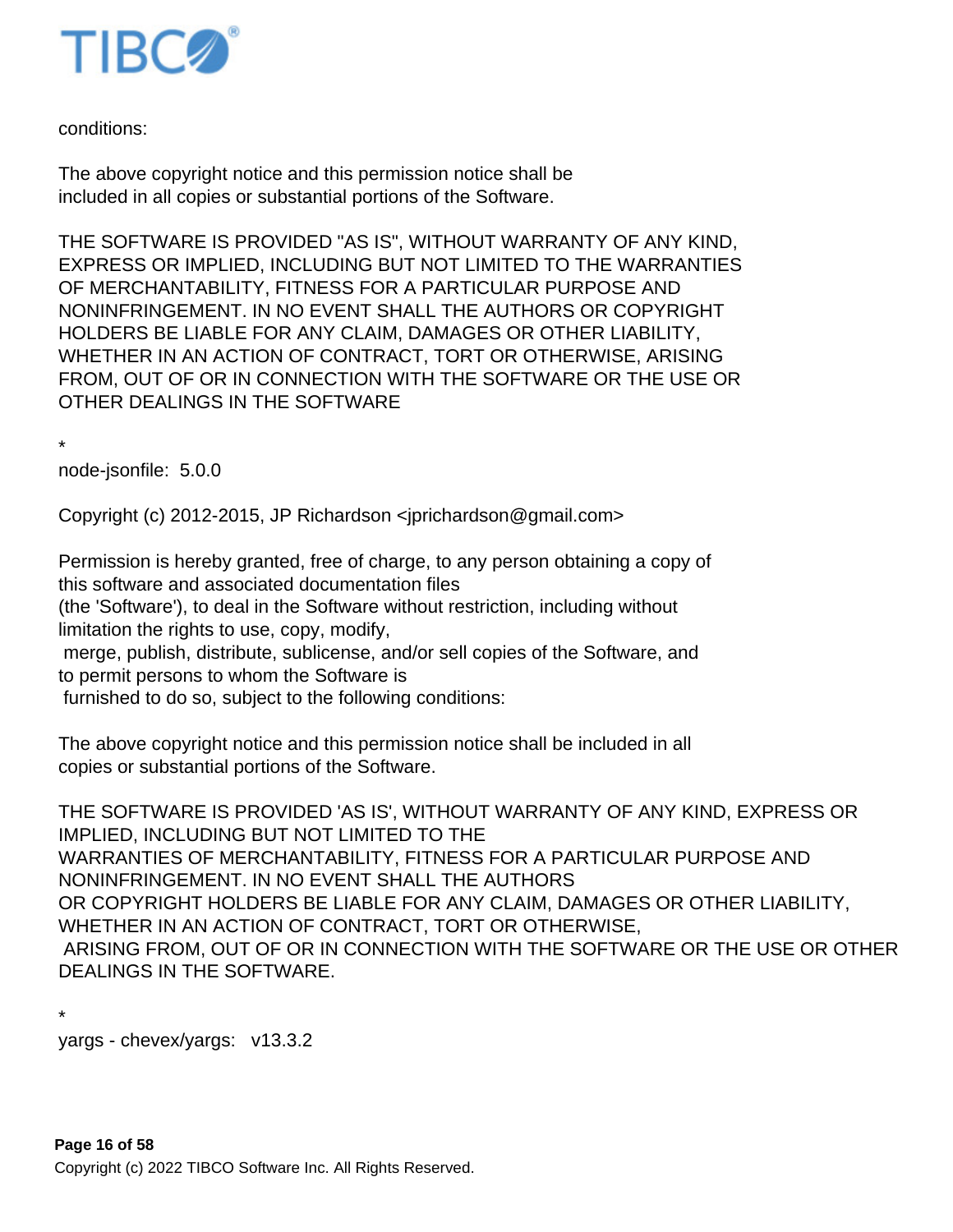conditions:

The above copyright notice and this permission notice shall be
included in all copies or substantial portions of the Software.

THE SOFTWARE IS PROVIDED "AS IS", WITHOUT WARRANTY OF ANY KIND,
EXPRESS OR IMPLIED, INCLUDING BUT NOT LIMITED TO THE WARRANTIES
OF MERCHANTABILITY, FITNESS FOR A PARTICULAR PURPOSE AND
NONINFRINGEMENT. IN NO EVENT SHALL THE AUTHORS OR COPYRIGHT
HOLDERS BE LIABLE FOR ANY CLAIM, DAMAGES OR OTHER LIABILITY,
WHETHER IN AN ACTION OF CONTRACT, TORT OR OTHERWISE, ARISING
FROM, OUT OF OR IN CONNECTION WITH THE SOFTWARE OR THE USE OR
OTHER DEALINGS IN THE SOFTWARE

*

node-jsonfile: 5.0.0

Copyright (c) 2012-2015, JP Richardson <jprichardson@gmail.com>

Permission is hereby granted, free of charge, to any person obtaining a copy of
this software and associated documentation files
(the 'Software'), to deal in the Software without restriction, including without
limitation the rights to use, copy, modify,
merge, publish, distribute, sublicense, and/or sell copies of the Software, and
to permit persons to whom the Software is
furnished to do so, subject to the following conditions:

The above copyright notice and this permission notice shall be included in all
copies or substantial portions of the Software.

THE SOFTWARE IS PROVIDED 'AS IS', WITHOUT WARRANTY OF ANY KIND, EXPRESS OR
IMPLIED, INCLUDING BUT NOT LIMITED TO THE
WARRANTIES OF MERCHANTABILITY, FITNESS FOR A PARTICULAR PURPOSE AND
NONINFRINGEMENT. IN NO EVENT SHALL THE AUTHORS
OR COPYRIGHT HOLDERS BE LIABLE FOR ANY CLAIM, DAMAGES OR OTHER LIABILITY,
WHETHER IN AN ACTION OF CONTRACT, TORT OR OTHERWISE,
ARISING FROM, OUT OF OR IN CONNECTION WITH THE SOFTWARE OR THE USE OR OTHER
DEALINGS IN THE SOFTWARE.

*

yargs - chevex/yargs: v13.3.2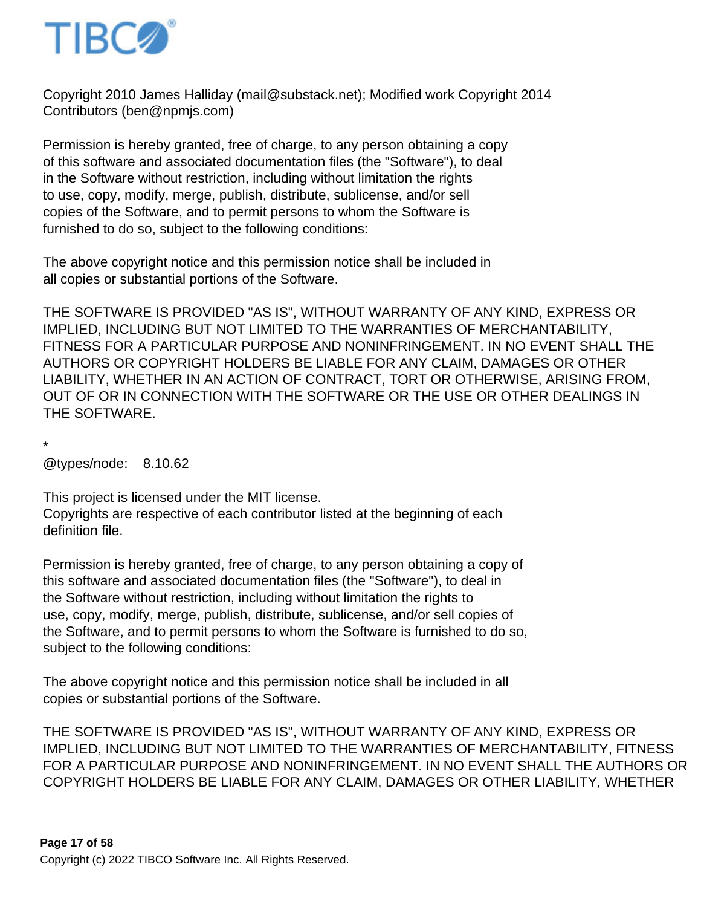Copyright 2010 James Halliday (mail@substack.net); Modified work Copyright 2014 Contributors (ben@npmjs.com)

Permission is hereby granted, free of charge, to any person obtaining a copy of this software and associated documentation files (the "Software"), to deal in the Software without restriction, including without limitation the rights to use, copy, modify, merge, publish, distribute, sublicense, and/or sell copies of the Software, and to permit persons to whom the Software is furnished to do so, subject to the following conditions:

The above copyright notice and this permission notice shall be included in all copies or substantial portions of the Software.

THE SOFTWARE IS PROVIDED "AS IS", WITHOUT WARRANTY OF ANY KIND, EXPRESS OR IMPLIED, INCLUDING BUT NOT LIMITED TO THE WARRANTIES OF MERCHANTABILITY, FITNESS FOR A PARTICULAR PURPOSE AND NONINFRINGEMENT. IN NO EVENT SHALL THE AUTHORS OR COPYRIGHT HOLDERS BE LIABLE FOR ANY CLAIM, DAMAGES OR OTHER LIABILITY, WHETHER IN AN ACTION OF CONTRACT, TORT OR OTHERWISE, ARISING FROM, OUT OF OR IN CONNECTION WITH THE SOFTWARE OR THE USE OR OTHER DEALINGS IN THE SOFTWARE.

*

@types/node: 8.10.62

This project is licensed under the MIT license.
Copyrights are respective of each contributor listed at the beginning of each definition file.

Permission is hereby granted, free of charge, to any person obtaining a copy of this software and associated documentation files (the "Software"), to deal in the Software without restriction, including without limitation the rights to use, copy, modify, merge, publish, distribute, sublicense, and/or sell copies of the Software, and to permit persons to whom the Software is furnished to do so, subject to the following conditions:

The above copyright notice and this permission notice shall be included in all copies or substantial portions of the Software.

THE SOFTWARE IS PROVIDED "AS IS", WITHOUT WARRANTY OF ANY KIND, EXPRESS OR IMPLIED, INCLUDING BUT NOT LIMITED TO THE WARRANTIES OF MERCHANTABILITY, FITNESS FOR A PARTICULAR PURPOSE AND NONINFRINGEMENT. IN NO EVENT SHALL THE AUTHORS OR COPYRIGHT HOLDERS BE LIABLE FOR ANY CLAIM, DAMAGES OR OTHER LIABILITY, WHETHER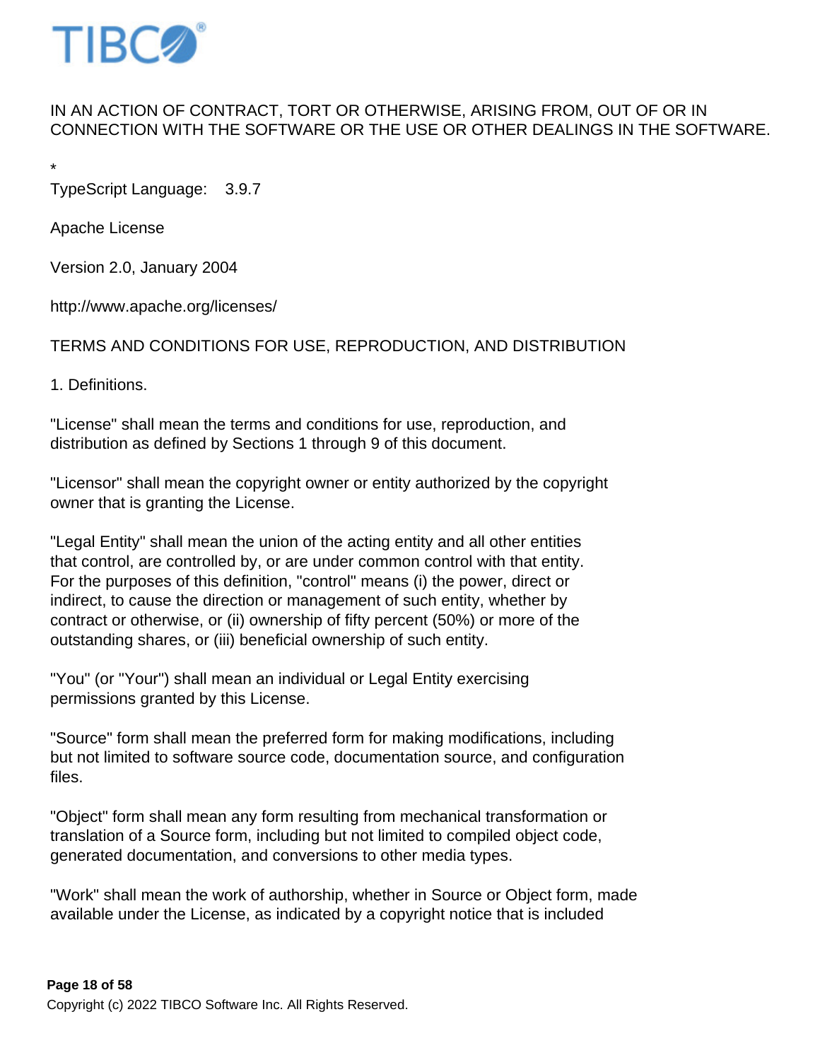IN AN ACTION OF CONTRACT, TORT OR OTHERWISE, ARISING FROM, OUT OF OR IN CONNECTION WITH THE SOFTWARE OR THE USE OR OTHER DEALINGS IN THE SOFTWARE.

*

TypeScript Language:    3.9.7

Apache License

Version 2.0, January 2004

http://www.apache.org/licenses/

TERMS AND CONDITIONS FOR USE, REPRODUCTION, AND DISTRIBUTION

1. Definitions.

"License" shall mean the terms and conditions for use, reproduction, and distribution as defined by Sections 1 through 9 of this document.

"Licensor" shall mean the copyright owner or entity authorized by the copyright owner that is granting the License.

"Legal Entity" shall mean the union of the acting entity and all other entities that control, are controlled by, or are under common control with that entity. For the purposes of this definition, "control" means (i) the power, direct or indirect, to cause the direction or management of such entity, whether by contract or otherwise, or (ii) ownership of fifty percent (50%) or more of the outstanding shares, or (iii) beneficial ownership of such entity.

"You" (or "Your") shall mean an individual or Legal Entity exercising permissions granted by this License.

"Source" form shall mean the preferred form for making modifications, including but not limited to software source code, documentation source, and configuration files.

"Object" form shall mean any form resulting from mechanical transformation or translation of a Source form, including but not limited to compiled object code, generated documentation, and conversions to other media types.

"Work" shall mean the work of authorship, whether in Source or Object form, made available under the License, as indicated by a copyright notice that is included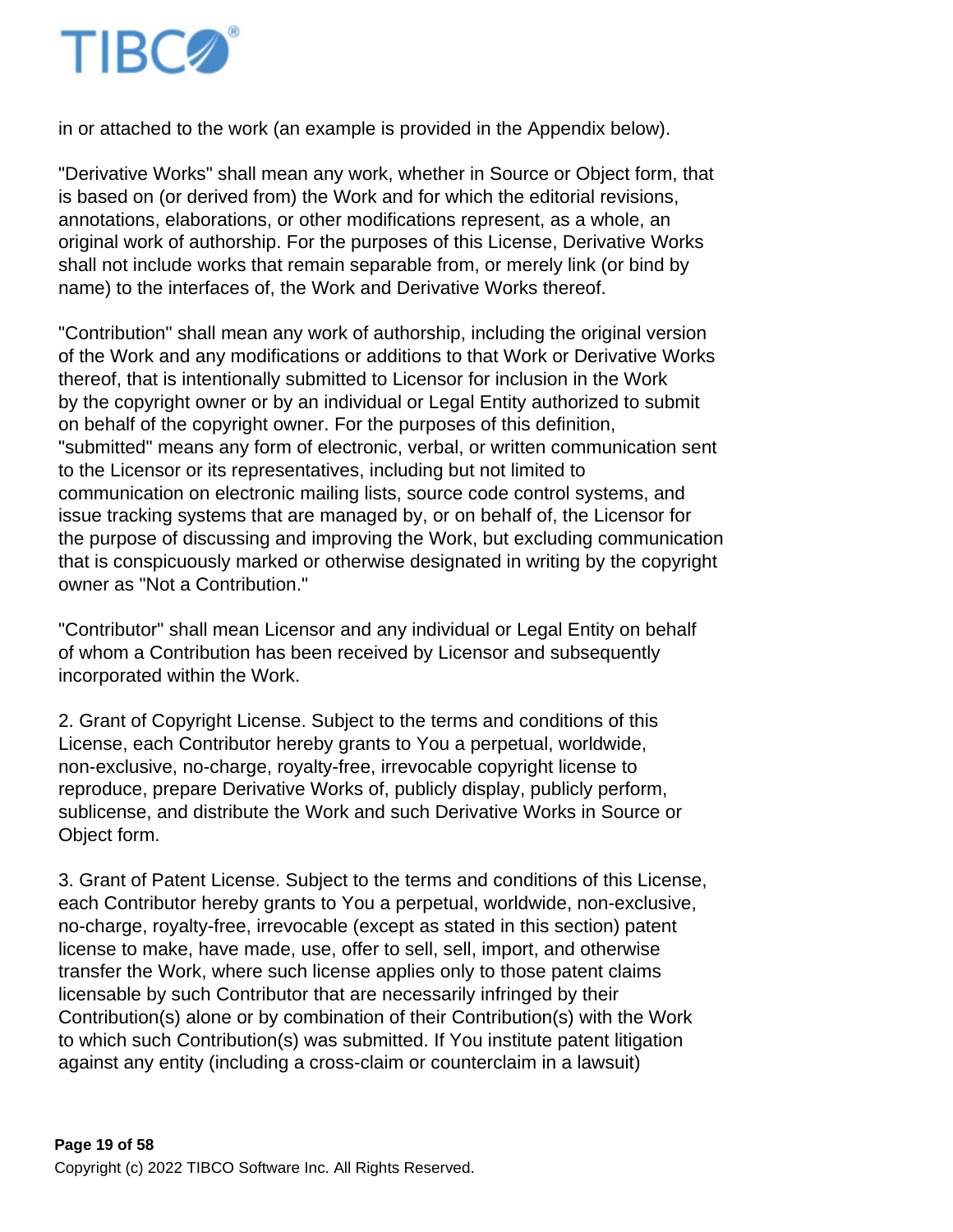in or attached to the work (an example is provided in the Appendix below).

"Derivative Works" shall mean any work, whether in Source or Object form, that is based on (or derived from) the Work and for which the editorial revisions, annotations, elaborations, or other modifications represent, as a whole, an original work of authorship. For the purposes of this License, Derivative Works shall not include works that remain separable from, or merely link (or bind by name) to the interfaces of, the Work and Derivative Works thereof.

"Contribution" shall mean any work of authorship, including the original version of the Work and any modifications or additions to that Work or Derivative Works thereof, that is intentionally submitted to Licensor for inclusion in the Work by the copyright owner or by an individual or Legal Entity authorized to submit on behalf of the copyright owner. For the purposes of this definition, "submitted" means any form of electronic, verbal, or written communication sent to the Licensor or its representatives, including but not limited to communication on electronic mailing lists, source code control systems, and issue tracking systems that are managed by, or on behalf of, the Licensor for the purpose of discussing and improving the Work, but excluding communication that is conspicuously marked or otherwise designated in writing by the copyright owner as "Not a Contribution."

"Contributor" shall mean Licensor and any individual or Legal Entity on behalf of whom a Contribution has been received by Licensor and subsequently incorporated within the Work.

2. Grant of Copyright License. Subject to the terms and conditions of this License, each Contributor hereby grants to You a perpetual, worldwide, non-exclusive, no-charge, royalty-free, irrevocable copyright license to reproduce, prepare Derivative Works of, publicly display, publicly perform, sublicense, and distribute the Work and such Derivative Works in Source or Object form.

3. Grant of Patent License. Subject to the terms and conditions of this License, each Contributor hereby grants to You a perpetual, worldwide, non-exclusive, no-charge, royalty-free, irrevocable (except as stated in this section) patent license to make, have made, use, offer to sell, sell, import, and otherwise transfer the Work, where such license applies only to those patent claims licensable by such Contributor that are necessarily infringed by their Contribution(s) alone or by combination of their Contribution(s) with the Work to which such Contribution(s) was submitted. If You institute patent litigation against any entity (including a cross-claim or counterclaim in a lawsuit)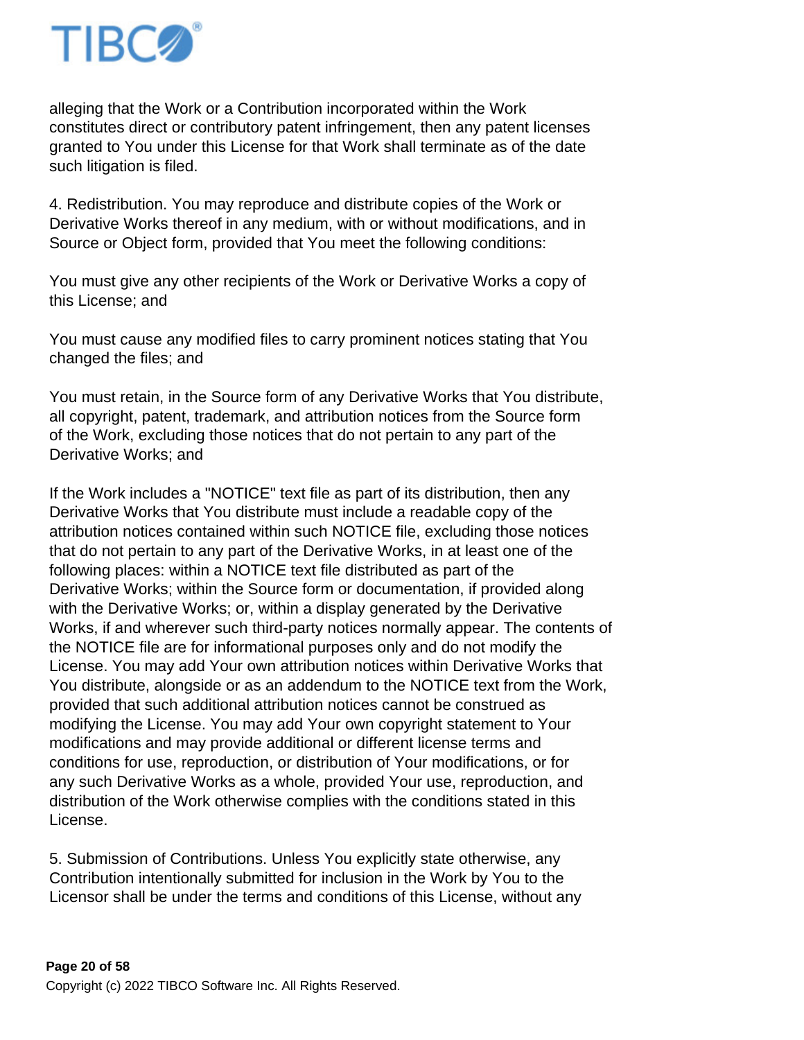alleging that the Work or a Contribution incorporated within the Work constitutes direct or contributory patent infringement, then any patent licenses granted to You under this License for that Work shall terminate as of the date such litigation is filed.

4. Redistribution. You may reproduce and distribute copies of the Work or Derivative Works thereof in any medium, with or without modifications, and in Source or Object form, provided that You meet the following conditions:

You must give any other recipients of the Work or Derivative Works a copy of this License; and

You must cause any modified files to carry prominent notices stating that You changed the files; and

You must retain, in the Source form of any Derivative Works that You distribute, all copyright, patent, trademark, and attribution notices from the Source form of the Work, excluding those notices that do not pertain to any part of the Derivative Works; and

If the Work includes a "NOTICE" text file as part of its distribution, then any Derivative Works that You distribute must include a readable copy of the attribution notices contained within such NOTICE file, excluding those notices that do not pertain to any part of the Derivative Works, in at least one of the following places: within a NOTICE text file distributed as part of the Derivative Works; within the Source form or documentation, if provided along with the Derivative Works; or, within a display generated by the Derivative Works, if and wherever such third-party notices normally appear. The contents of the NOTICE file are for informational purposes only and do not modify the License. You may add Your own attribution notices within Derivative Works that You distribute, alongside or as an addendum to the NOTICE text from the Work, provided that such additional attribution notices cannot be construed as modifying the License. You may add Your own copyright statement to Your modifications and may provide additional or different license terms and conditions for use, reproduction, or distribution of Your modifications, or for any such Derivative Works as a whole, provided Your use, reproduction, and distribution of the Work otherwise complies with the conditions stated in this License.

5. Submission of Contributions. Unless You explicitly state otherwise, any Contribution intentionally submitted for inclusion in the Work by You to the Licensor shall be under the terms and conditions of this License, without any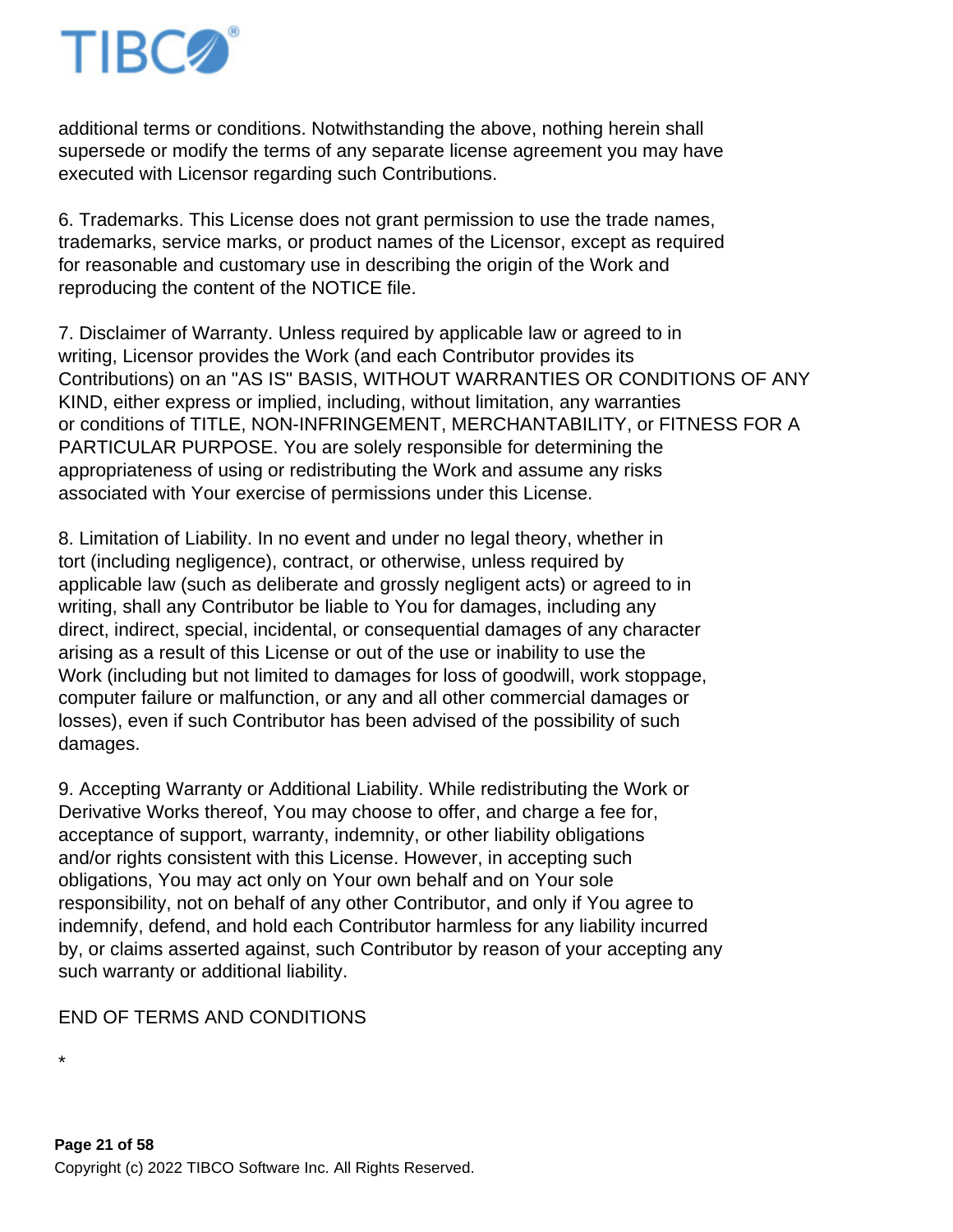additional terms or conditions. Notwithstanding the above, nothing herein shall supersede or modify the terms of any separate license agreement you may have executed with Licensor regarding such Contributions.

6. Trademarks. This License does not grant permission to use the trade names, trademarks, service marks, or product names of the Licensor, except as required for reasonable and customary use in describing the origin of the Work and reproducing the content of the NOTICE file.

7. Disclaimer of Warranty. Unless required by applicable law or agreed to in writing, Licensor provides the Work (and each Contributor provides its Contributions) on an "AS IS" BASIS, WITHOUT WARRANTIES OR CONDITIONS OF ANY KIND, either express or implied, including, without limitation, any warranties or conditions of TITLE, NON-INFRINGEMENT, MERCHANTABILITY, or FITNESS FOR A PARTICULAR PURPOSE. You are solely responsible for determining the appropriateness of using or redistributing the Work and assume any risks associated with Your exercise of permissions under this License.

8. Limitation of Liability. In no event and under no legal theory, whether in tort (including negligence), contract, or otherwise, unless required by applicable law (such as deliberate and grossly negligent acts) or agreed to in writing, shall any Contributor be liable to You for damages, including any direct, indirect, special, incidental, or consequential damages of any character arising as a result of this License or out of the use or inability to use the Work (including but not limited to damages for loss of goodwill, work stoppage, computer failure or malfunction, or any and all other commercial damages or losses), even if such Contributor has been advised of the possibility of such damages.

9. Accepting Warranty or Additional Liability. While redistributing the Work or Derivative Works thereof, You may choose to offer, and charge a fee for, acceptance of support, warranty, indemnity, or other liability obligations and/or rights consistent with this License. However, in accepting such obligations, You may act only on Your own behalf and on Your sole responsibility, not on behalf of any other Contributor, and only if You agree to indemnify, defend, and hold each Contributor harmless for any liability incurred by, or claims asserted against, such Contributor by reason of your accepting any such warranty or additional liability.

END OF TERMS AND CONDITIONS

*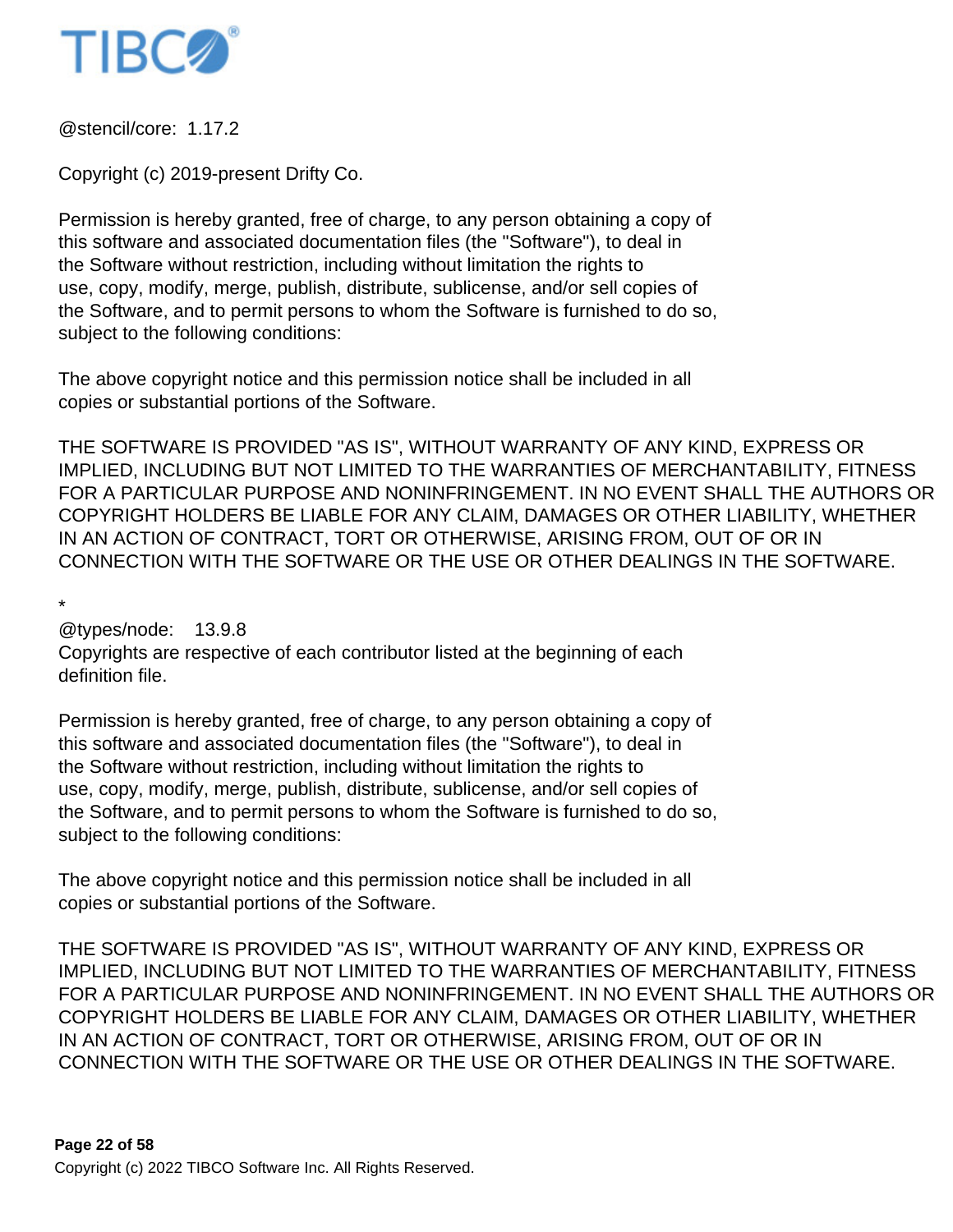@stencil/core: 1.17.2

Copyright (c) 2019-present Drifty Co.

Permission is hereby granted, free of charge, to any person obtaining a copy of
this software and associated documentation files (the "Software"), to deal in
the Software without restriction, including without limitation the rights to
use, copy, modify, merge, publish, distribute, sublicense, and/or sell copies of
the Software, and to permit persons to whom the Software is furnished to do so,
subject to the following conditions:

The above copyright notice and this permission notice shall be included in all
copies or substantial portions of the Software.

THE SOFTWARE IS PROVIDED "AS IS", WITHOUT WARRANTY OF ANY KIND, EXPRESS OR
IMPLIED, INCLUDING BUT NOT LIMITED TO THE WARRANTIES OF MERCHANTABILITY, FITNESS
FOR A PARTICULAR PURPOSE AND NONINFRINGEMENT. IN NO EVENT SHALL THE AUTHORS OR
COPYRIGHT HOLDERS BE LIABLE FOR ANY CLAIM, DAMAGES OR OTHER LIABILITY, WHETHER
IN AN ACTION OF CONTRACT, TORT OR OTHERWISE, ARISING FROM, OUT OF OR IN
CONNECTION WITH THE SOFTWARE OR THE USE OR OTHER DEALINGS IN THE SOFTWARE.

*

@types/node: 13.9.8
Copyrights are respective of each contributor listed at the beginning of each
definition file.

Permission is hereby granted, free of charge, to any person obtaining a copy of
this software and associated documentation files (the "Software"), to deal in
the Software without restriction, including without limitation the rights to
use, copy, modify, merge, publish, distribute, sublicense, and/or sell copies of
the Software, and to permit persons to whom the Software is furnished to do so,
subject to the following conditions:

The above copyright notice and this permission notice shall be included in all
copies or substantial portions of the Software.

THE SOFTWARE IS PROVIDED "AS IS", WITHOUT WARRANTY OF ANY KIND, EXPRESS OR
IMPLIED, INCLUDING BUT NOT LIMITED TO THE WARRANTIES OF MERCHANTABILITY, FITNESS
FOR A PARTICULAR PURPOSE AND NONINFRINGEMENT. IN NO EVENT SHALL THE AUTHORS OR
COPYRIGHT HOLDERS BE LIABLE FOR ANY CLAIM, DAMAGES OR OTHER LIABILITY, WHETHER
IN AN ACTION OF CONTRACT, TORT OR OTHERWISE, ARISING FROM, OUT OF OR IN
CONNECTION WITH THE SOFTWARE OR THE USE OR OTHER DEALINGS IN THE SOFTWARE.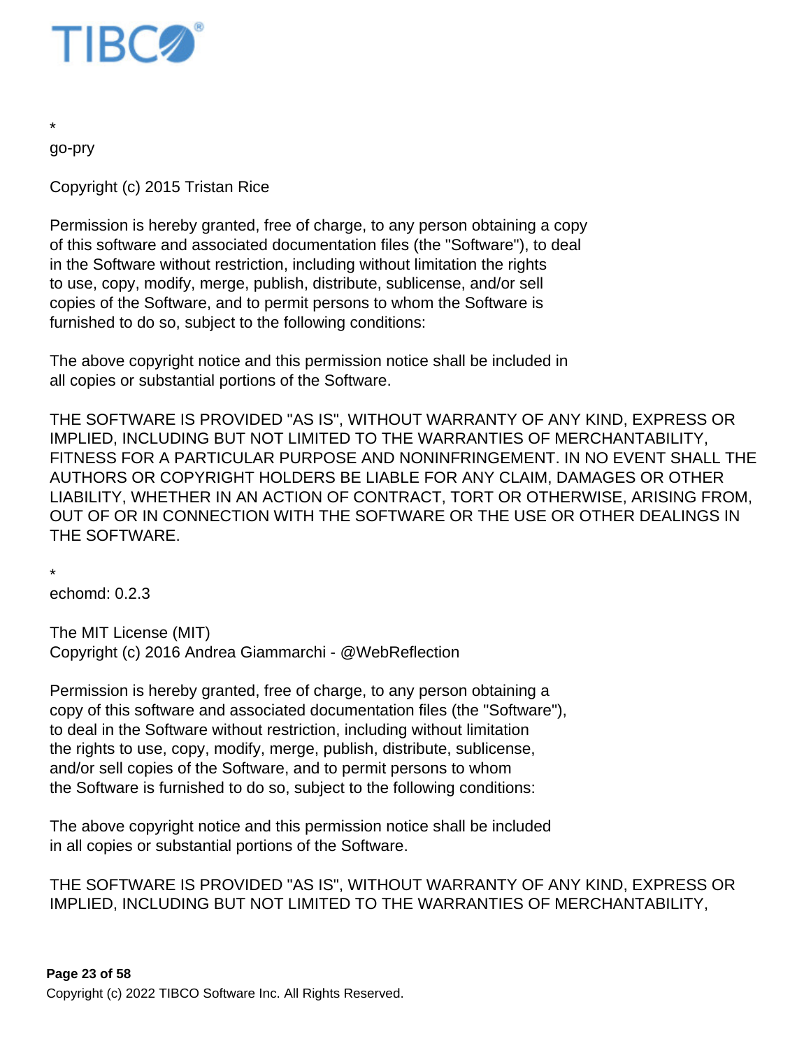*
go-pry

Copyright (c) 2015 Tristan Rice

Permission is hereby granted, free of charge, to any person obtaining a copy
of this software and associated documentation files (the "Software"), to deal
in the Software without restriction, including without limitation the rights
to use, copy, modify, merge, publish, distribute, sublicense, and/or sell
copies of the Software, and to permit persons to whom the Software is
furnished to do so, subject to the following conditions:

The above copyright notice and this permission notice shall be included in
all copies or substantial portions of the Software.

THE SOFTWARE IS PROVIDED "AS IS", WITHOUT WARRANTY OF ANY KIND, EXPRESS OR
IMPLIED, INCLUDING BUT NOT LIMITED TO THE WARRANTIES OF MERCHANTABILITY,
FITNESS FOR A PARTICULAR PURPOSE AND NONINFRINGEMENT. IN NO EVENT SHALL THE
AUTHORS OR COPYRIGHT HOLDERS BE LIABLE FOR ANY CLAIM, DAMAGES OR OTHER
LIABILITY, WHETHER IN AN ACTION OF CONTRACT, TORT OR OTHERWISE, ARISING FROM,
OUT OF OR IN CONNECTION WITH THE SOFTWARE OR THE USE OR OTHER DEALINGS IN
THE SOFTWARE.

*
echomd: 0.2.3

The MIT License (MIT)
Copyright (c) 2016 Andrea Giammarchi - @WebReflection

Permission is hereby granted, free of charge, to any person obtaining a
copy of this software and associated documentation files (the "Software"),
to deal in the Software without restriction, including without limitation
the rights to use, copy, modify, merge, publish, distribute, sublicense,
and/or sell copies of the Software, and to permit persons to whom
the Software is furnished to do so, subject to the following conditions:

The above copyright notice and this permission notice shall be included
in all copies or substantial portions of the Software.

THE SOFTWARE IS PROVIDED "AS IS", WITHOUT WARRANTY OF ANY KIND, EXPRESS OR
IMPLIED, INCLUDING BUT NOT LIMITED TO THE WARRANTIES OF MERCHANTABILITY,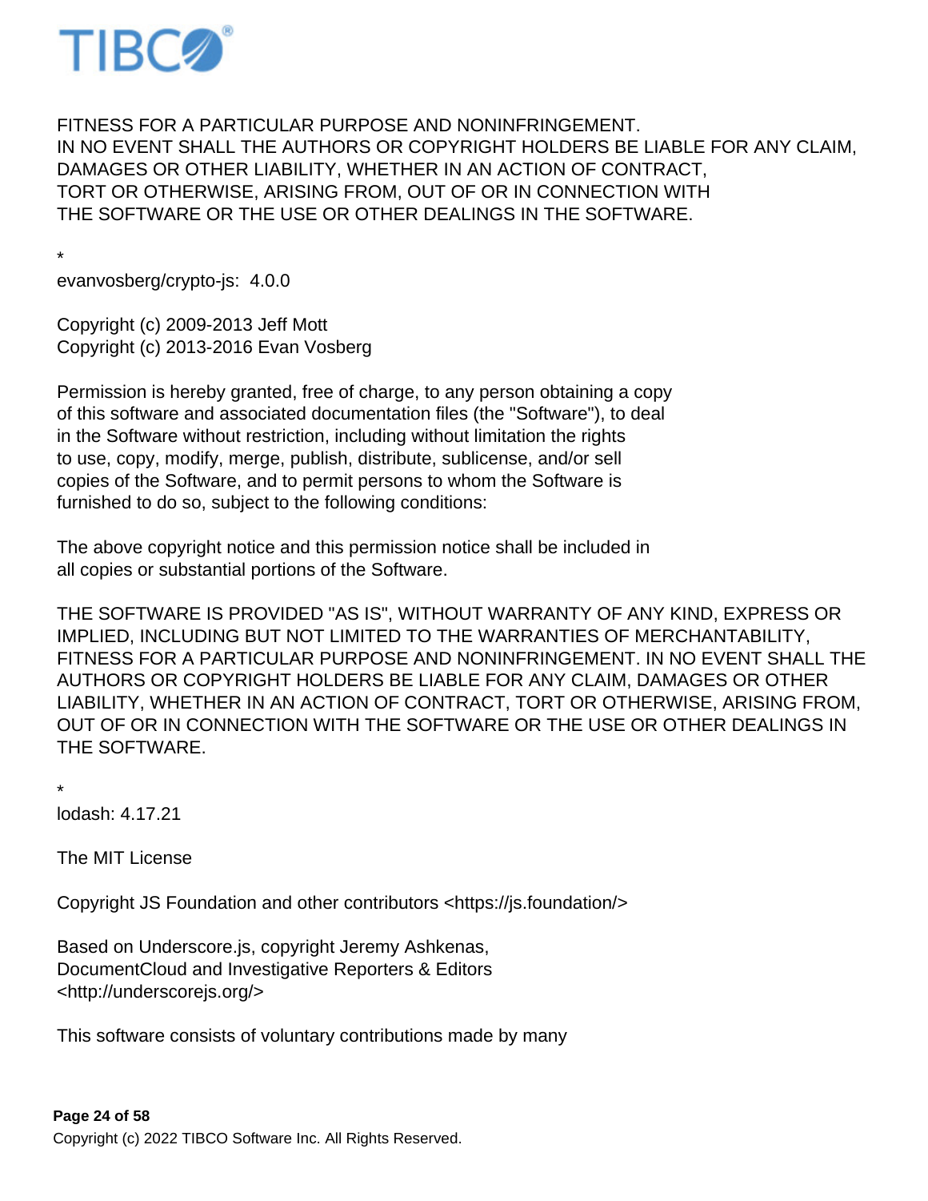FITNESS FOR A PARTICULAR PURPOSE AND NONINFRINGEMENT.
IN NO EVENT SHALL THE AUTHORS OR COPYRIGHT HOLDERS BE LIABLE FOR ANY CLAIM,
DAMAGES OR OTHER LIABILITY, WHETHER IN AN ACTION OF CONTRACT,
TORT OR OTHERWISE, ARISING FROM, OUT OF OR IN CONNECTION WITH
THE SOFTWARE OR THE USE OR OTHER DEALINGS IN THE SOFTWARE.

*
evanvosberg/crypto-js: 4.0.0

Copyright (c) 2009-2013 Jeff Mott
Copyright (c) 2013-2016 Evan Vosberg

Permission is hereby granted, free of charge, to any person obtaining a copy
of this software and associated documentation files (the "Software"), to deal
in the Software without restriction, including without limitation the rights
to use, copy, modify, merge, publish, distribute, sublicense, and/or sell
copies of the Software, and to permit persons to whom the Software is
furnished to do so, subject to the following conditions:

The above copyright notice and this permission notice shall be included in
all copies or substantial portions of the Software.

THE SOFTWARE IS PROVIDED "AS IS", WITHOUT WARRANTY OF ANY KIND, EXPRESS OR IMPLIED, INCLUDING BUT NOT LIMITED TO THE WARRANTIES OF MERCHANTABILITY, FITNESS FOR A PARTICULAR PURPOSE AND NONINFRINGEMENT. IN NO EVENT SHALL THE AUTHORS OR COPYRIGHT HOLDERS BE LIABLE FOR ANY CLAIM, DAMAGES OR OTHER LIABILITY, WHETHER IN AN ACTION OF CONTRACT, TORT OR OTHERWISE, ARISING FROM, OUT OF OR IN CONNECTION WITH THE SOFTWARE OR THE USE OR OTHER DEALINGS IN THE SOFTWARE.

*
lodash: 4.17.21

The MIT License

Copyright JS Foundation and other contributors <https://js.foundation/>

Based on Underscore.js, copyright Jeremy Ashkenas,
DocumentCloud and Investigative Reporters & Editors
<http://underscorejs.org/>

This software consists of voluntary contributions made by many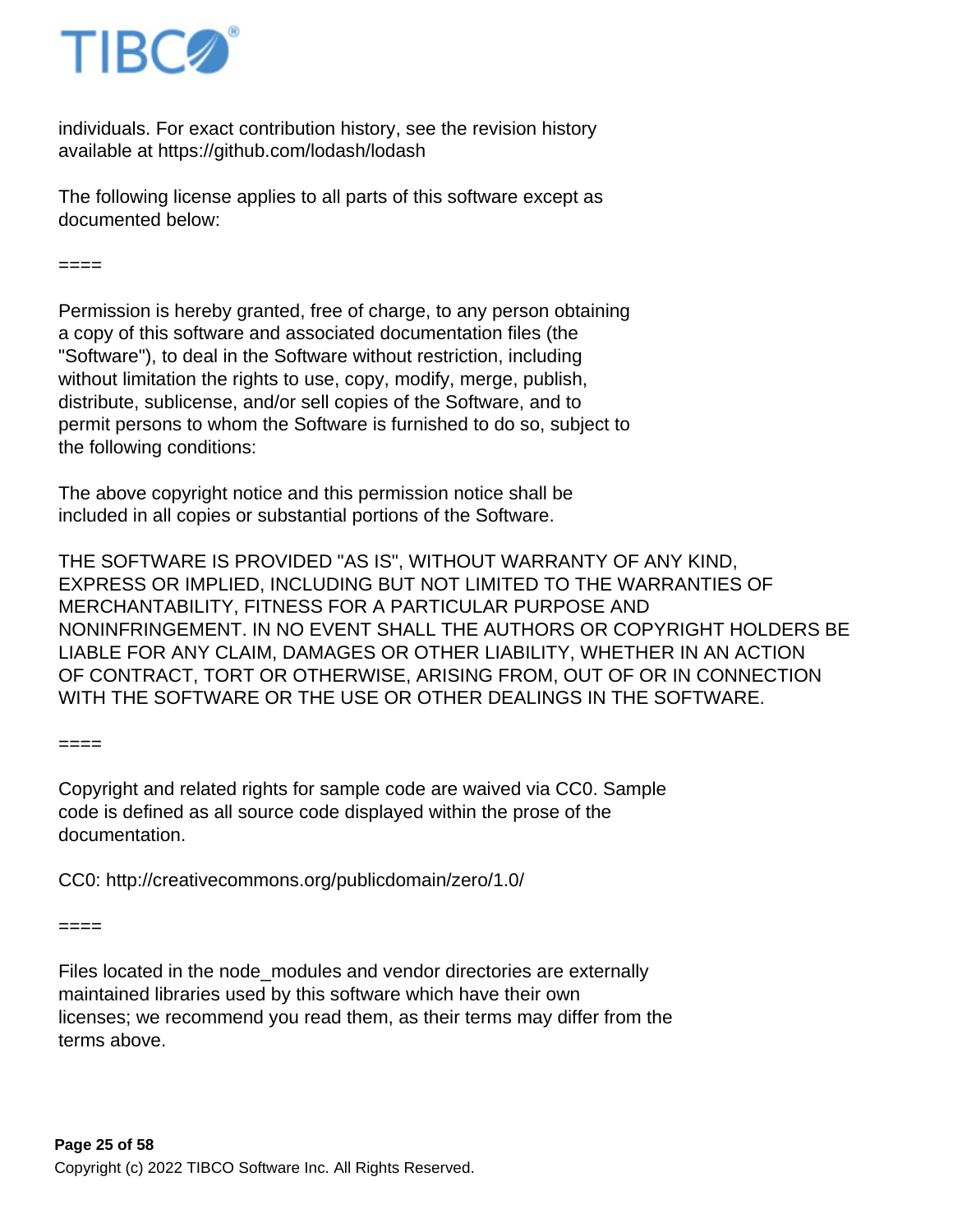individuals. For exact contribution history, see the revision history available at https://github.com/lodash/lodash

The following license applies to all parts of this software except as documented below:

====

Permission is hereby granted, free of charge, to any person obtaining a copy of this software and associated documentation files (the "Software"), to deal in the Software without restriction, including without limitation the rights to use, copy, modify, merge, publish, distribute, sublicense, and/or sell copies of the Software, and to permit persons to whom the Software is furnished to do so, subject to the following conditions:

The above copyright notice and this permission notice shall be included in all copies or substantial portions of the Software.

THE SOFTWARE IS PROVIDED "AS IS", WITHOUT WARRANTY OF ANY KIND, EXPRESS OR IMPLIED, INCLUDING BUT NOT LIMITED TO THE WARRANTIES OF MERCHANTABILITY, FITNESS FOR A PARTICULAR PURPOSE AND NONINFRINGEMENT. IN NO EVENT SHALL THE AUTHORS OR COPYRIGHT HOLDERS BE LIABLE FOR ANY CLAIM, DAMAGES OR OTHER LIABILITY, WHETHER IN AN ACTION OF CONTRACT, TORT OR OTHERWISE, ARISING FROM, OUT OF OR IN CONNECTION WITH THE SOFTWARE OR THE USE OR OTHER DEALINGS IN THE SOFTWARE.

====

Copyright and related rights for sample code are waived via CC0. Sample code is defined as all source code displayed within the prose of the documentation.

CC0: http://creativecommons.org/publicdomain/zero/1.0/

====

Files located in the node_modules and vendor directories are externally maintained libraries used by this software which have their own licenses; we recommend you read them, as their terms may differ from the terms above.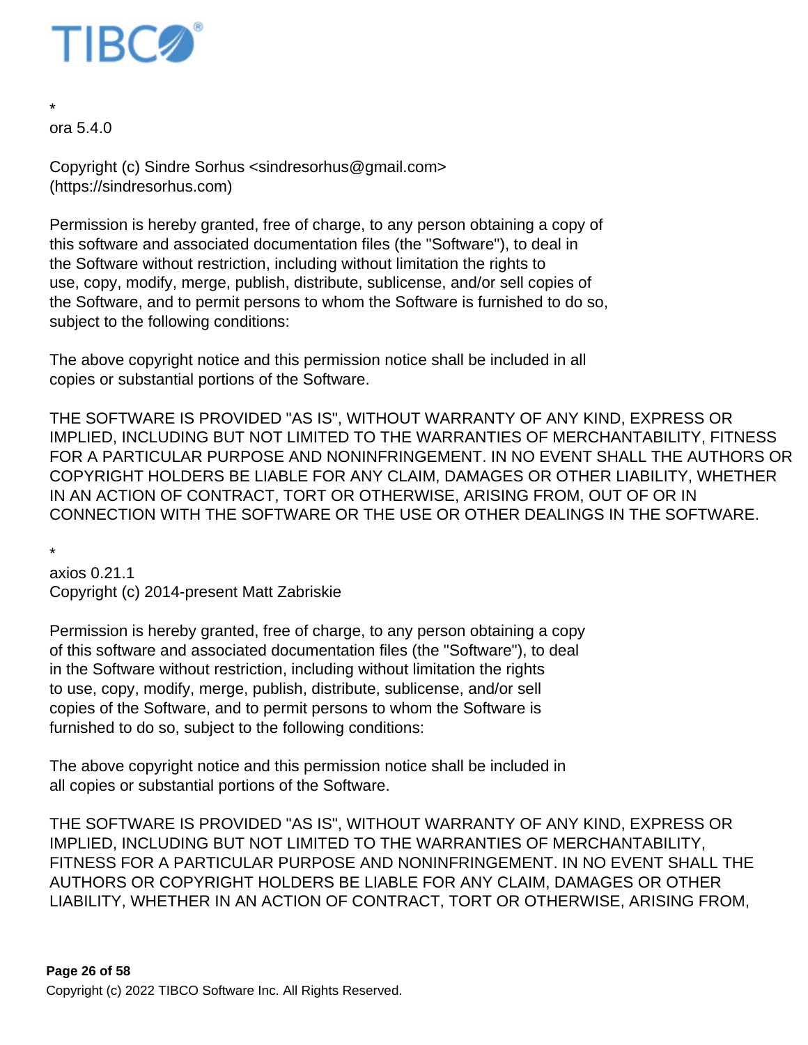*
ora 5.4.0

Copyright (c) Sindre Sorhus <sindresorhus@gmail.com>
(https://sindresorhus.com)

Permission is hereby granted, free of charge, to any person obtaining a copy of
this software and associated documentation files (the "Software"), to deal in
the Software without restriction, including without limitation the rights to
use, copy, modify, merge, publish, distribute, sublicense, and/or sell copies of
the Software, and to permit persons to whom the Software is furnished to do so,
subject to the following conditions:

The above copyright notice and this permission notice shall be included in all
copies or substantial portions of the Software.

THE SOFTWARE IS PROVIDED "AS IS", WITHOUT WARRANTY OF ANY KIND, EXPRESS OR
IMPLIED, INCLUDING BUT NOT LIMITED TO THE WARRANTIES OF MERCHANTABILITY, FITNESS
FOR A PARTICULAR PURPOSE AND NONINFRINGEMENT. IN NO EVENT SHALL THE AUTHORS OR
COPYRIGHT HOLDERS BE LIABLE FOR ANY CLAIM, DAMAGES OR OTHER LIABILITY, WHETHER
IN AN ACTION OF CONTRACT, TORT OR OTHERWISE, ARISING FROM, OUT OF OR IN
CONNECTION WITH THE SOFTWARE OR THE USE OR OTHER DEALINGS IN THE SOFTWARE.

*
axios 0.21.1
Copyright (c) 2014-present Matt Zabriskie

Permission is hereby granted, free of charge, to any person obtaining a copy
of this software and associated documentation files (the "Software"), to deal
in the Software without restriction, including without limitation the rights
to use, copy, modify, merge, publish, distribute, sublicense, and/or sell
copies of the Software, and to permit persons to whom the Software is
furnished to do so, subject to the following conditions:

The above copyright notice and this permission notice shall be included in
all copies or substantial portions of the Software.

THE SOFTWARE IS PROVIDED "AS IS", WITHOUT WARRANTY OF ANY KIND, EXPRESS OR
IMPLIED, INCLUDING BUT NOT LIMITED TO THE WARRANTIES OF MERCHANTABILITY,
FITNESS FOR A PARTICULAR PURPOSE AND NONINFRINGEMENT. IN NO EVENT SHALL THE
AUTHORS OR COPYRIGHT HOLDERS BE LIABLE FOR ANY CLAIM, DAMAGES OR OTHER
LIABILITY, WHETHER IN AN ACTION OF CONTRACT, TORT OR OTHERWISE, ARISING FROM,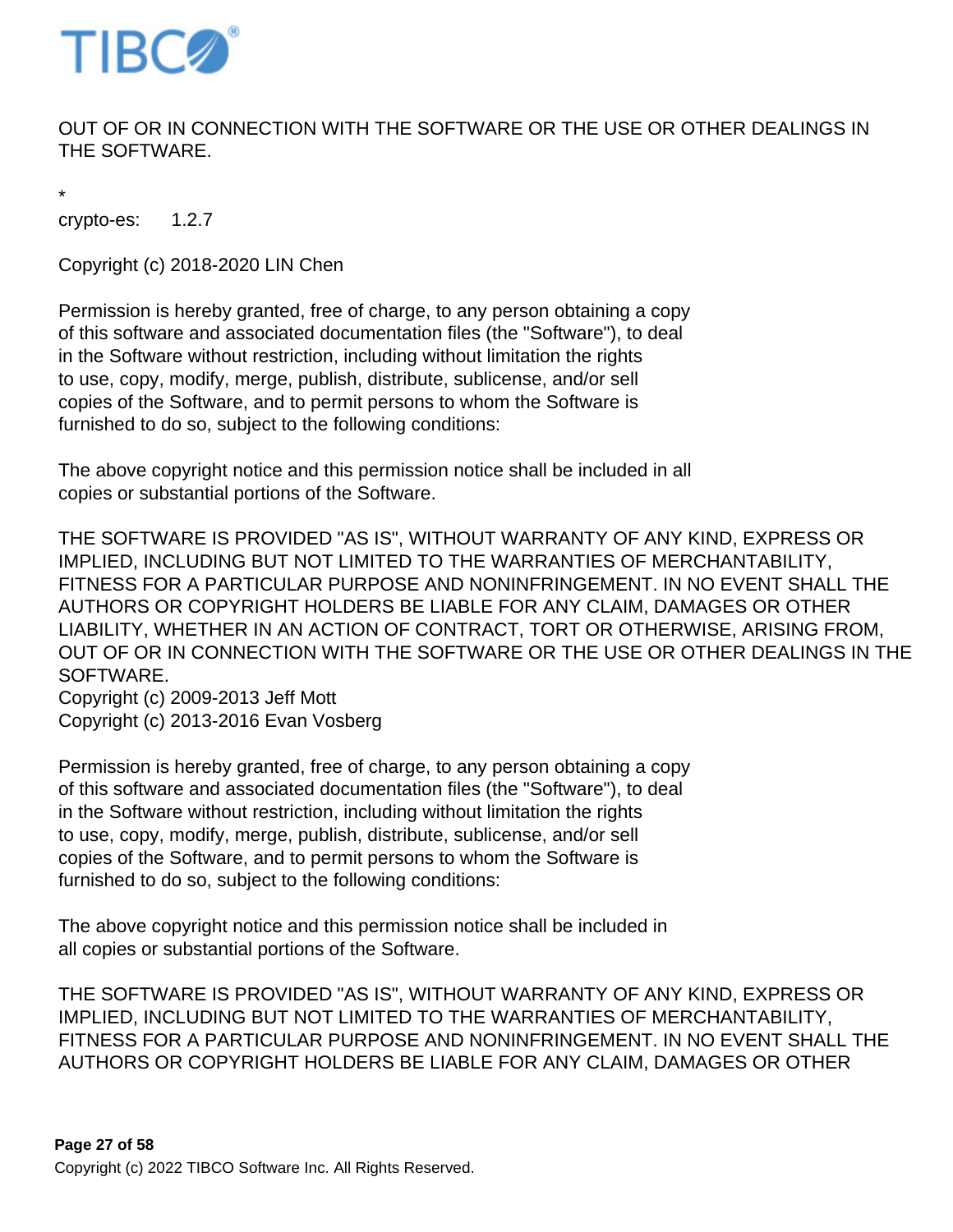OUT OF OR IN CONNECTION WITH THE SOFTWARE OR THE USE OR OTHER DEALINGS IN THE SOFTWARE.

*
crypto-es:     1.2.7

Copyright (c) 2018-2020 LIN Chen

Permission is hereby granted, free of charge, to any person obtaining a copy
of this software and associated documentation files (the "Software"), to deal
in the Software without restriction, including without limitation the rights
to use, copy, modify, merge, publish, distribute, sublicense, and/or sell
copies of the Software, and to permit persons to whom the Software is
furnished to do so, subject to the following conditions:

The above copyright notice and this permission notice shall be included in all
copies or substantial portions of the Software.

THE SOFTWARE IS PROVIDED "AS IS", WITHOUT WARRANTY OF ANY KIND, EXPRESS OR IMPLIED, INCLUDING BUT NOT LIMITED TO THE WARRANTIES OF MERCHANTABILITY, FITNESS FOR A PARTICULAR PURPOSE AND NONINFRINGEMENT. IN NO EVENT SHALL THE AUTHORS OR COPYRIGHT HOLDERS BE LIABLE FOR ANY CLAIM, DAMAGES OR OTHER LIABILITY, WHETHER IN AN ACTION OF CONTRACT, TORT OR OTHERWISE, ARISING FROM, OUT OF OR IN CONNECTION WITH THE SOFTWARE OR THE USE OR OTHER DEALINGS IN THE SOFTWARE.
Copyright (c) 2009-2013 Jeff Mott
Copyright (c) 2013-2016 Evan Vosberg

Permission is hereby granted, free of charge, to any person obtaining a copy
of this software and associated documentation files (the "Software"), to deal
in the Software without restriction, including without limitation the rights
to use, copy, modify, merge, publish, distribute, sublicense, and/or sell
copies of the Software, and to permit persons to whom the Software is
furnished to do so, subject to the following conditions:

The above copyright notice and this permission notice shall be included in
all copies or substantial portions of the Software.

THE SOFTWARE IS PROVIDED "AS IS", WITHOUT WARRANTY OF ANY KIND, EXPRESS OR IMPLIED, INCLUDING BUT NOT LIMITED TO THE WARRANTIES OF MERCHANTABILITY, FITNESS FOR A PARTICULAR PURPOSE AND NONINFRINGEMENT. IN NO EVENT SHALL THE AUTHORS OR COPYRIGHT HOLDERS BE LIABLE FOR ANY CLAIM, DAMAGES OR OTHER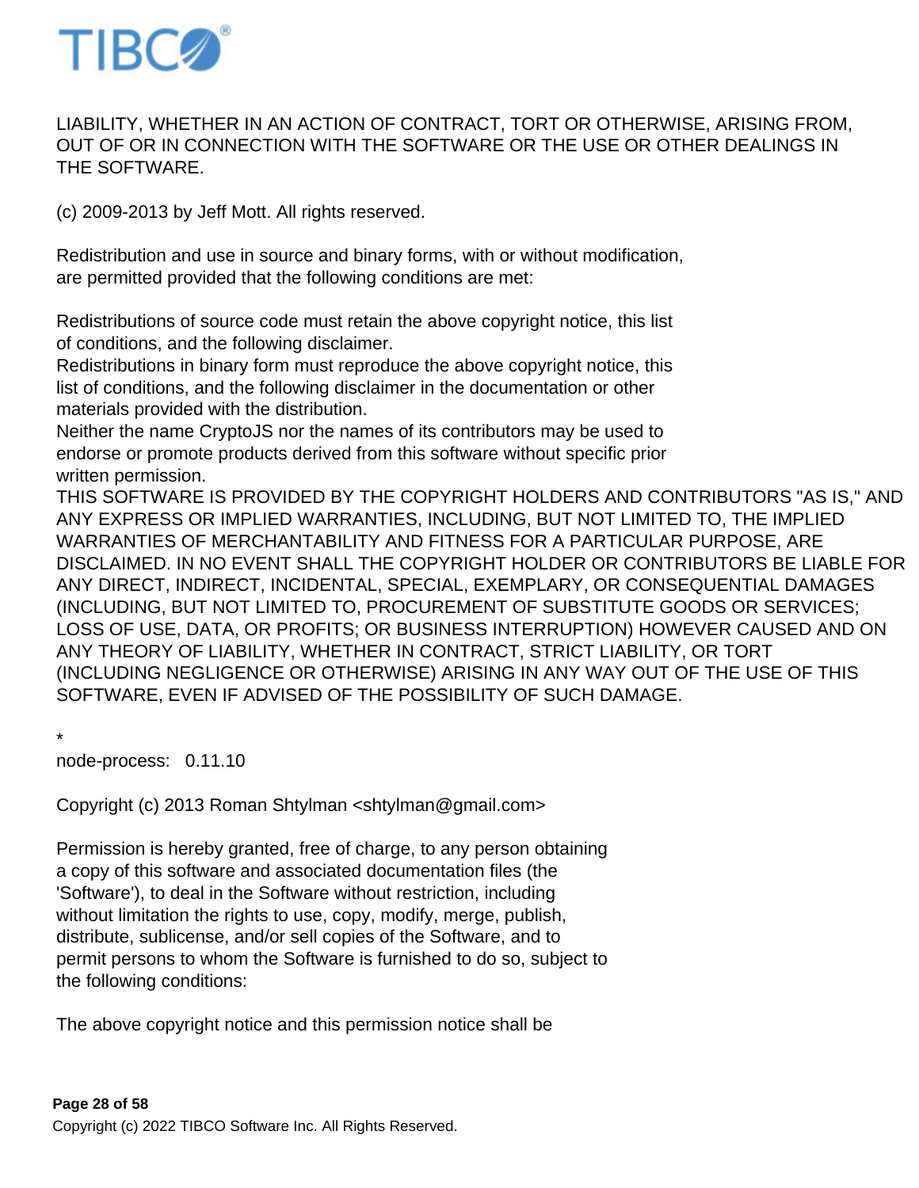LIABILITY, WHETHER IN AN ACTION OF CONTRACT, TORT OR OTHERWISE, ARISING FROM, OUT OF OR IN CONNECTION WITH THE SOFTWARE OR THE USE OR OTHER DEALINGS IN THE SOFTWARE.

(c) 2009-2013 by Jeff Mott. All rights reserved.

Redistribution and use in source and binary forms, with or without modification, are permitted provided that the following conditions are met:

Redistributions of source code must retain the above copyright notice, this list of conditions, and the following disclaimer.
Redistributions in binary form must reproduce the above copyright notice, this list of conditions, and the following disclaimer in the documentation or other materials provided with the distribution.
Neither the name CryptoJS nor the names of its contributors may be used to endorse or promote products derived from this software without specific prior written permission.
THIS SOFTWARE IS PROVIDED BY THE COPYRIGHT HOLDERS AND CONTRIBUTORS "AS IS," AND ANY EXPRESS OR IMPLIED WARRANTIES, INCLUDING, BUT NOT LIMITED TO, THE IMPLIED WARRANTIES OF MERCHANTABILITY AND FITNESS FOR A PARTICULAR PURPOSE, ARE DISCLAIMED. IN NO EVENT SHALL THE COPYRIGHT HOLDER OR CONTRIBUTORS BE LIABLE FOR ANY DIRECT, INDIRECT, INCIDENTAL, SPECIAL, EXEMPLARY, OR CONSEQUENTIAL DAMAGES (INCLUDING, BUT NOT LIMITED TO, PROCUREMENT OF SUBSTITUTE GOODS OR SERVICES; LOSS OF USE, DATA, OR PROFITS; OR BUSINESS INTERRUPTION) HOWEVER CAUSED AND ON ANY THEORY OF LIABILITY, WHETHER IN CONTRACT, STRICT LIABILITY, OR TORT (INCLUDING NEGLIGENCE OR OTHERWISE) ARISING IN ANY WAY OUT OF THE USE OF THIS SOFTWARE, EVEN IF ADVISED OF THE POSSIBILITY OF SUCH DAMAGE.

*
node-process:   0.11.10

Copyright (c) 2013 Roman Shtylman <shtylman@gmail.com>

Permission is hereby granted, free of charge, to any person obtaining a copy of this software and associated documentation files (the 'Software'), to deal in the Software without restriction, including without limitation the rights to use, copy, modify, merge, publish, distribute, sublicense, and/or sell copies of the Software, and to permit persons to whom the Software is furnished to do so, subject to the following conditions:

The above copyright notice and this permission notice shall be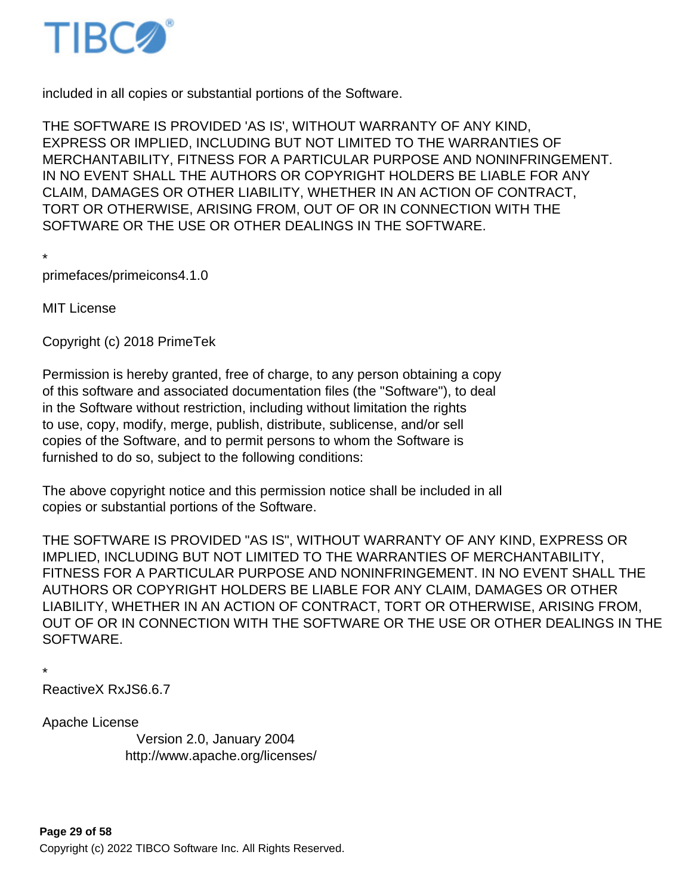included in all copies or substantial portions of the Software.

THE SOFTWARE IS PROVIDED 'AS IS', WITHOUT WARRANTY OF ANY KIND,
EXPRESS OR IMPLIED, INCLUDING BUT NOT LIMITED TO THE WARRANTIES OF
MERCHANTABILITY, FITNESS FOR A PARTICULAR PURPOSE AND NONINFRINGEMENT.
IN NO EVENT SHALL THE AUTHORS OR COPYRIGHT HOLDERS BE LIABLE FOR ANY
CLAIM, DAMAGES OR OTHER LIABILITY, WHETHER IN AN ACTION OF CONTRACT,
TORT OR OTHERWISE, ARISING FROM, OUT OF OR IN CONNECTION WITH THE
SOFTWARE OR THE USE OR OTHER DEALINGS IN THE SOFTWARE.

*
primefaces/primeicons4.1.0

MIT License

Copyright (c) 2018 PrimeTek

Permission is hereby granted, free of charge, to any person obtaining a copy
of this software and associated documentation files (the "Software"), to deal
in the Software without restriction, including without limitation the rights
to use, copy, modify, merge, publish, distribute, sublicense, and/or sell
copies of the Software, and to permit persons to whom the Software is
furnished to do so, subject to the following conditions:

The above copyright notice and this permission notice shall be included in all
copies or substantial portions of the Software.

THE SOFTWARE IS PROVIDED "AS IS", WITHOUT WARRANTY OF ANY KIND, EXPRESS OR
IMPLIED, INCLUDING BUT NOT LIMITED TO THE WARRANTIES OF MERCHANTABILITY,
FITNESS FOR A PARTICULAR PURPOSE AND NONINFRINGEMENT. IN NO EVENT SHALL THE
AUTHORS OR COPYRIGHT HOLDERS BE LIABLE FOR ANY CLAIM, DAMAGES OR OTHER
LIABILITY, WHETHER IN AN ACTION OF CONTRACT, TORT OR OTHERWISE, ARISING FROM,
OUT OF OR IN CONNECTION WITH THE SOFTWARE OR THE USE OR OTHER DEALINGS IN THE
SOFTWARE.

*
ReactiveX RxJS6.6.7

Apache License
Version 2.0, January 2004
http://www.apache.org/licenses/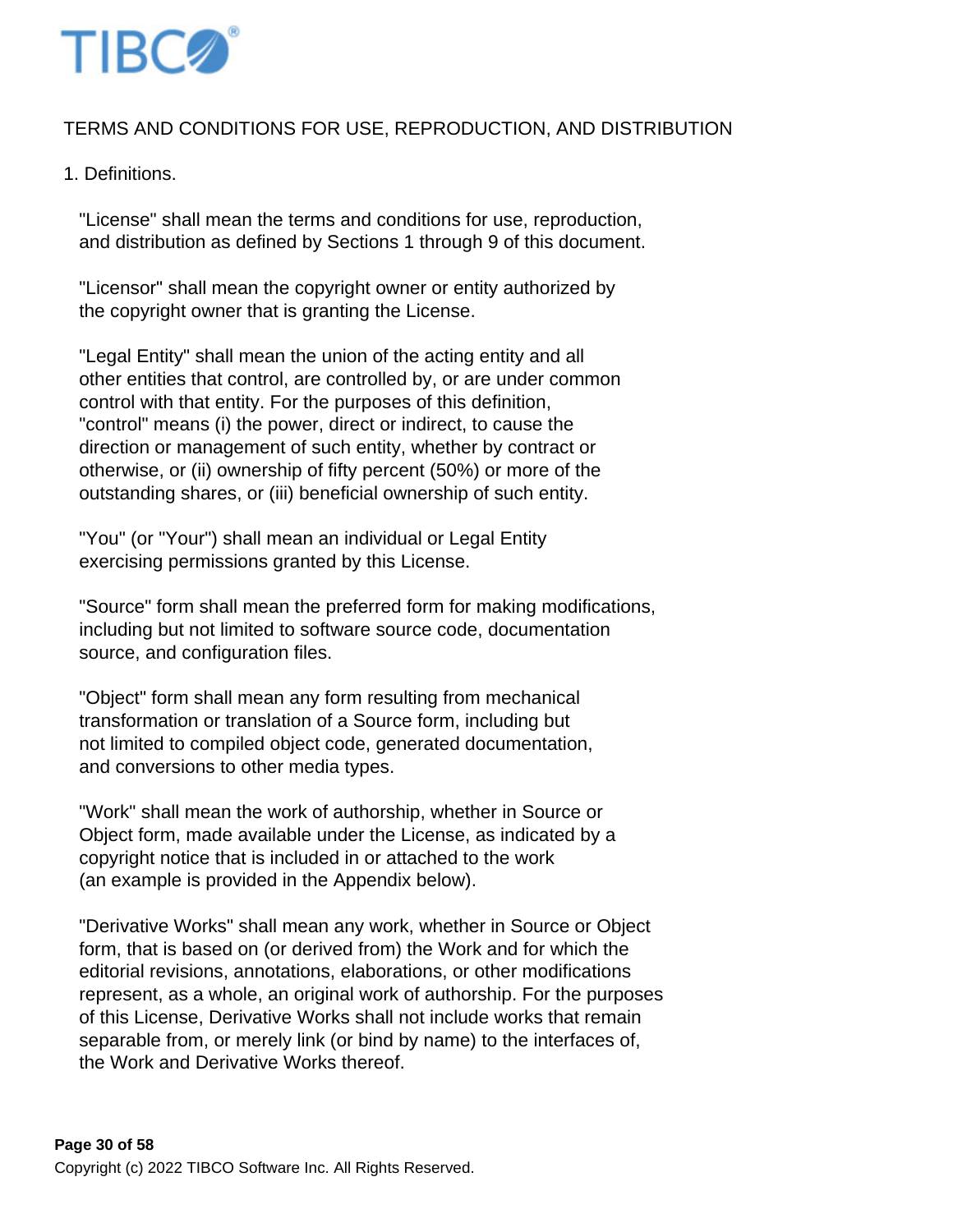TERMS AND CONDITIONS FOR USE, REPRODUCTION, AND DISTRIBUTION

1. Definitions.

"License" shall mean the terms and conditions for use, reproduction, and distribution as defined by Sections 1 through 9 of this document.

"Licensor" shall mean the copyright owner or entity authorized by the copyright owner that is granting the License.

"Legal Entity" shall mean the union of the acting entity and all other entities that control, are controlled by, or are under common control with that entity. For the purposes of this definition, "control" means (i) the power, direct or indirect, to cause the direction or management of such entity, whether by contract or otherwise, or (ii) ownership of fifty percent (50%) or more of the outstanding shares, or (iii) beneficial ownership of such entity.

"You" (or "Your") shall mean an individual or Legal Entity exercising permissions granted by this License.

"Source" form shall mean the preferred form for making modifications, including but not limited to software source code, documentation source, and configuration files.

"Object" form shall mean any form resulting from mechanical transformation or translation of a Source form, including but not limited to compiled object code, generated documentation, and conversions to other media types.

"Work" shall mean the work of authorship, whether in Source or Object form, made available under the License, as indicated by a copyright notice that is included in or attached to the work (an example is provided in the Appendix below).

"Derivative Works" shall mean any work, whether in Source or Object form, that is based on (or derived from) the Work and for which the editorial revisions, annotations, elaborations, or other modifications represent, as a whole, an original work of authorship. For the purposes of this License, Derivative Works shall not include works that remain separable from, or merely link (or bind by name) to the interfaces of, the Work and Derivative Works thereof.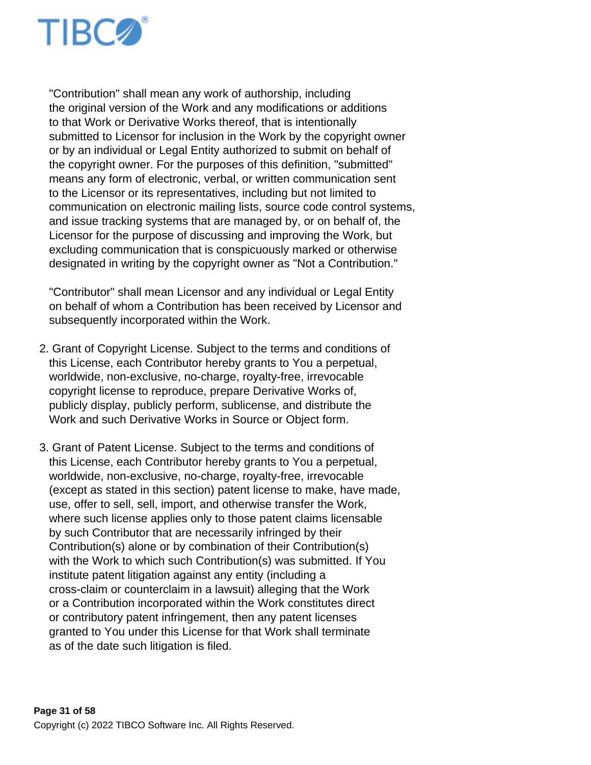"Contribution" shall mean any work of authorship, including the original version of the Work and any modifications or additions to that Work or Derivative Works thereof, that is intentionally submitted to Licensor for inclusion in the Work by the copyright owner or by an individual or Legal Entity authorized to submit on behalf of the copyright owner. For the purposes of this definition, "submitted" means any form of electronic, verbal, or written communication sent to the Licensor or its representatives, including but not limited to communication on electronic mailing lists, source code control systems, and issue tracking systems that are managed by, or on behalf of, the Licensor for the purpose of discussing and improving the Work, but excluding communication that is conspicuously marked or otherwise designated in writing by the copyright owner as "Not a Contribution."

"Contributor" shall mean Licensor and any individual or Legal Entity on behalf of whom a Contribution has been received by Licensor and subsequently incorporated within the Work.

2. Grant of Copyright License. Subject to the terms and conditions of this License, each Contributor hereby grants to You a perpetual, worldwide, non-exclusive, no-charge, royalty-free, irrevocable copyright license to reproduce, prepare Derivative Works of, publicly display, publicly perform, sublicense, and distribute the Work and such Derivative Works in Source or Object form.

3. Grant of Patent License. Subject to the terms and conditions of this License, each Contributor hereby grants to You a perpetual, worldwide, non-exclusive, no-charge, royalty-free, irrevocable (except as stated in this section) patent license to make, have made, use, offer to sell, sell, import, and otherwise transfer the Work, where such license applies only to those patent claims licensable by such Contributor that are necessarily infringed by their Contribution(s) alone or by combination of their Contribution(s) with the Work to which such Contribution(s) was submitted. If You institute patent litigation against any entity (including a cross-claim or counterclaim in a lawsuit) alleging that the Work or a Contribution incorporated within the Work constitutes direct or contributory patent infringement, then any patent licenses granted to You under this License for that Work shall terminate as of the date such litigation is filed.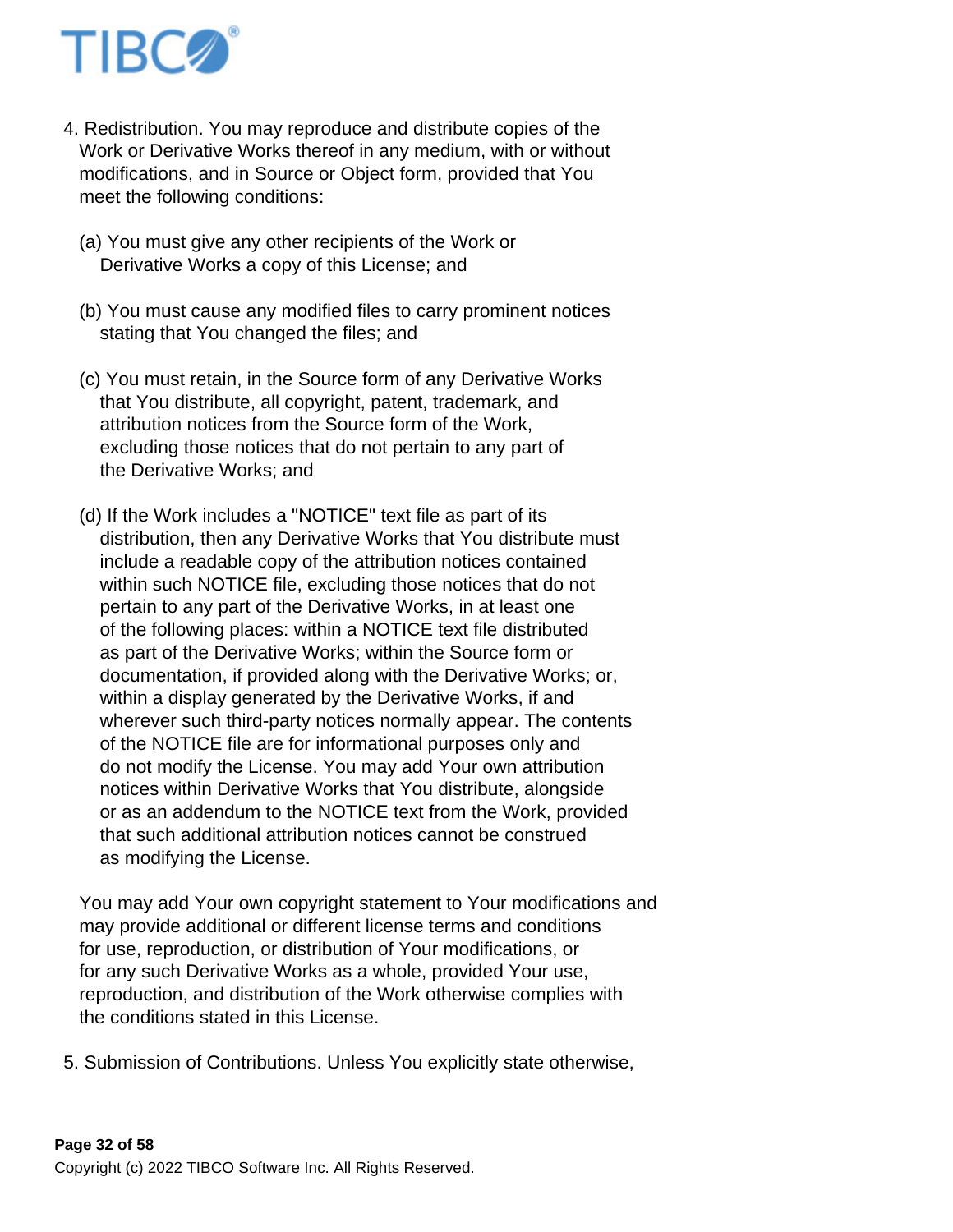4. Redistribution. You may reproduce and distribute copies of the Work or Derivative Works thereof in any medium, with or without modifications, and in Source or Object form, provided that You meet the following conditions:

   (a) You must give any other recipients of the Work or Derivative Works a copy of this License; and

   (b) You must cause any modified files to carry prominent notices stating that You changed the files; and

   (c) You must retain, in the Source form of any Derivative Works that You distribute, all copyright, patent, trademark, and attribution notices from the Source form of the Work, excluding those notices that do not pertain to any part of the Derivative Works; and

   (d) If the Work includes a "NOTICE" text file as part of its distribution, then any Derivative Works that You distribute must include a readable copy of the attribution notices contained within such NOTICE file, excluding those notices that do not pertain to any part of the Derivative Works, in at least one of the following places: within a NOTICE text file distributed as part of the Derivative Works; within the Source form or documentation, if provided along with the Derivative Works; or, within a display generated by the Derivative Works, if and wherever such third-party notices normally appear. The contents of the NOTICE file are for informational purposes only and do not modify the License. You may add Your own attribution notices within Derivative Works that You distribute, alongside or as an addendum to the NOTICE text from the Work, provided that such additional attribution notices cannot be construed as modifying the License.

   You may add Your own copyright statement to Your modifications and may provide additional or different license terms and conditions for use, reproduction, or distribution of Your modifications, or for any such Derivative Works as a whole, provided Your use, reproduction, and distribution of the Work otherwise complies with the conditions stated in this License.

5. Submission of Contributions. Unless You explicitly state otherwise,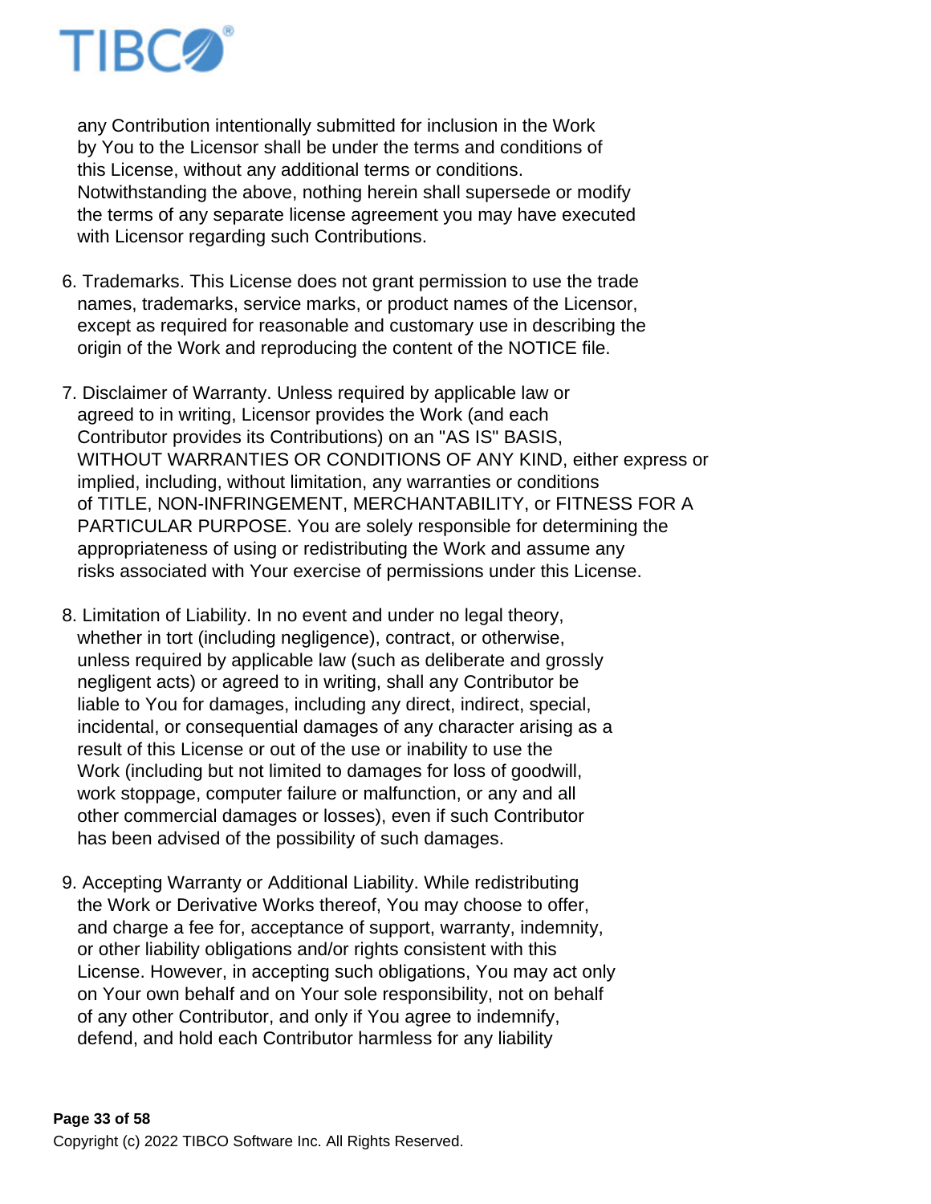any Contribution intentionally submitted for inclusion in the Work by You to the Licensor shall be under the terms and conditions of this License, without any additional terms or conditions. Notwithstanding the above, nothing herein shall supersede or modify the terms of any separate license agreement you may have executed with Licensor regarding such Contributions.

6. Trademarks. This License does not grant permission to use the trade names, trademarks, service marks, or product names of the Licensor, except as required for reasonable and customary use in describing the origin of the Work and reproducing the content of the NOTICE file.

7. Disclaimer of Warranty. Unless required by applicable law or agreed to in writing, Licensor provides the Work (and each Contributor provides its Contributions) on an "AS IS" BASIS, WITHOUT WARRANTIES OR CONDITIONS OF ANY KIND, either express or implied, including, without limitation, any warranties or conditions of TITLE, NON-INFRINGEMENT, MERCHANTABILITY, or FITNESS FOR A PARTICULAR PURPOSE. You are solely responsible for determining the appropriateness of using or redistributing the Work and assume any risks associated with Your exercise of permissions under this License.

8. Limitation of Liability. In no event and under no legal theory, whether in tort (including negligence), contract, or otherwise, unless required by applicable law (such as deliberate and grossly negligent acts) or agreed to in writing, shall any Contributor be liable to You for damages, including any direct, indirect, special, incidental, or consequential damages of any character arising as a result of this License or out of the use or inability to use the Work (including but not limited to damages for loss of goodwill, work stoppage, computer failure or malfunction, or any and all other commercial damages or losses), even if such Contributor has been advised of the possibility of such damages.

9. Accepting Warranty or Additional Liability. While redistributing the Work or Derivative Works thereof, You may choose to offer, and charge a fee for, acceptance of support, warranty, indemnity, or other liability obligations and/or rights consistent with this License. However, in accepting such obligations, You may act only on Your own behalf and on Your sole responsibility, not on behalf of any other Contributor, and only if You agree to indemnify, defend, and hold each Contributor harmless for any liability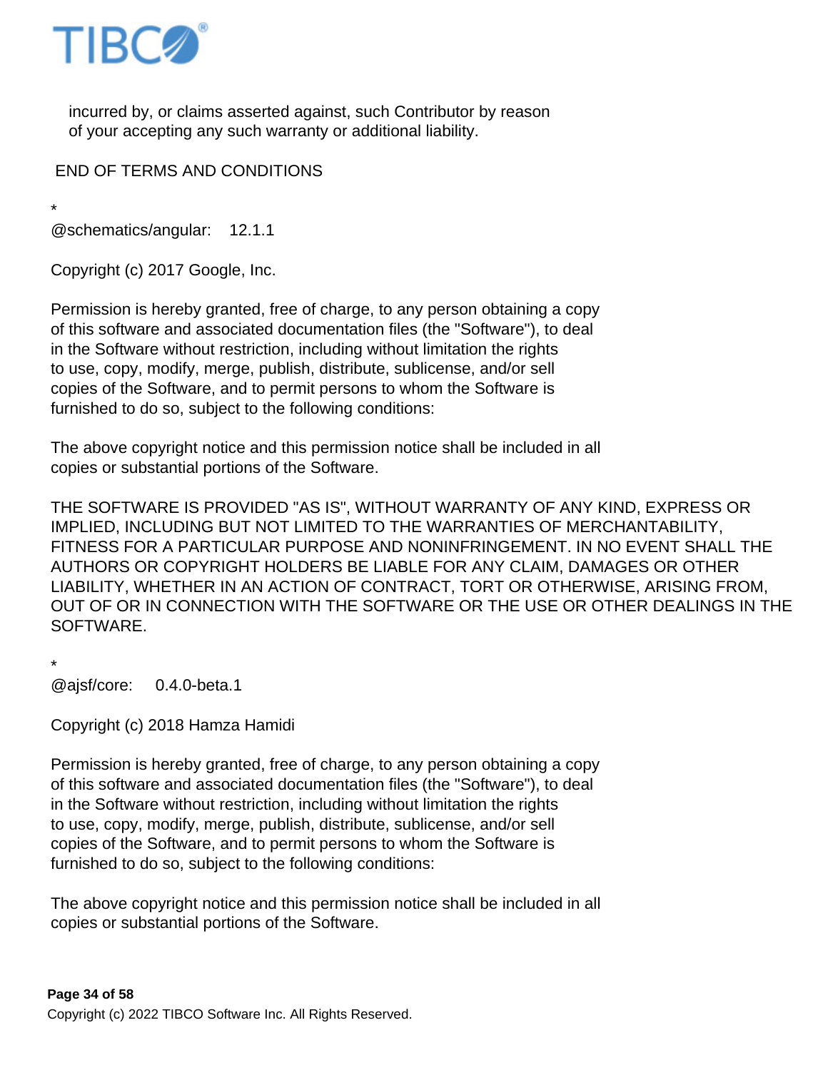incurred by, or claims asserted against, such Contributor by reason
of your accepting any such warranty or additional liability.

END OF TERMS AND CONDITIONS

*
@schematics/angular:    12.1.1

Copyright (c) 2017 Google, Inc.

Permission is hereby granted, free of charge, to any person obtaining a copy
of this software and associated documentation files (the "Software"), to deal
in the Software without restriction, including without limitation the rights
to use, copy, modify, merge, publish, distribute, sublicense, and/or sell
copies of the Software, and to permit persons to whom the Software is
furnished to do so, subject to the following conditions:

The above copyright notice and this permission notice shall be included in all
copies or substantial portions of the Software.

THE SOFTWARE IS PROVIDED "AS IS", WITHOUT WARRANTY OF ANY KIND, EXPRESS OR IMPLIED, INCLUDING BUT NOT LIMITED TO THE WARRANTIES OF MERCHANTABILITY, FITNESS FOR A PARTICULAR PURPOSE AND NONINFRINGEMENT. IN NO EVENT SHALL THE AUTHORS OR COPYRIGHT HOLDERS BE LIABLE FOR ANY CLAIM, DAMAGES OR OTHER LIABILITY, WHETHER IN AN ACTION OF CONTRACT, TORT OR OTHERWISE, ARISING FROM, OUT OF OR IN CONNECTION WITH THE SOFTWARE OR THE USE OR OTHER DEALINGS IN THE SOFTWARE.

*
@ajsf/core:     0.4.0-beta.1

Copyright (c) 2018 Hamza Hamidi

Permission is hereby granted, free of charge, to any person obtaining a copy
of this software and associated documentation files (the "Software"), to deal
in the Software without restriction, including without limitation the rights
to use, copy, modify, merge, publish, distribute, sublicense, and/or sell
copies of the Software, and to permit persons to whom the Software is
furnished to do so, subject to the following conditions:

The above copyright notice and this permission notice shall be included in all
copies or substantial portions of the Software.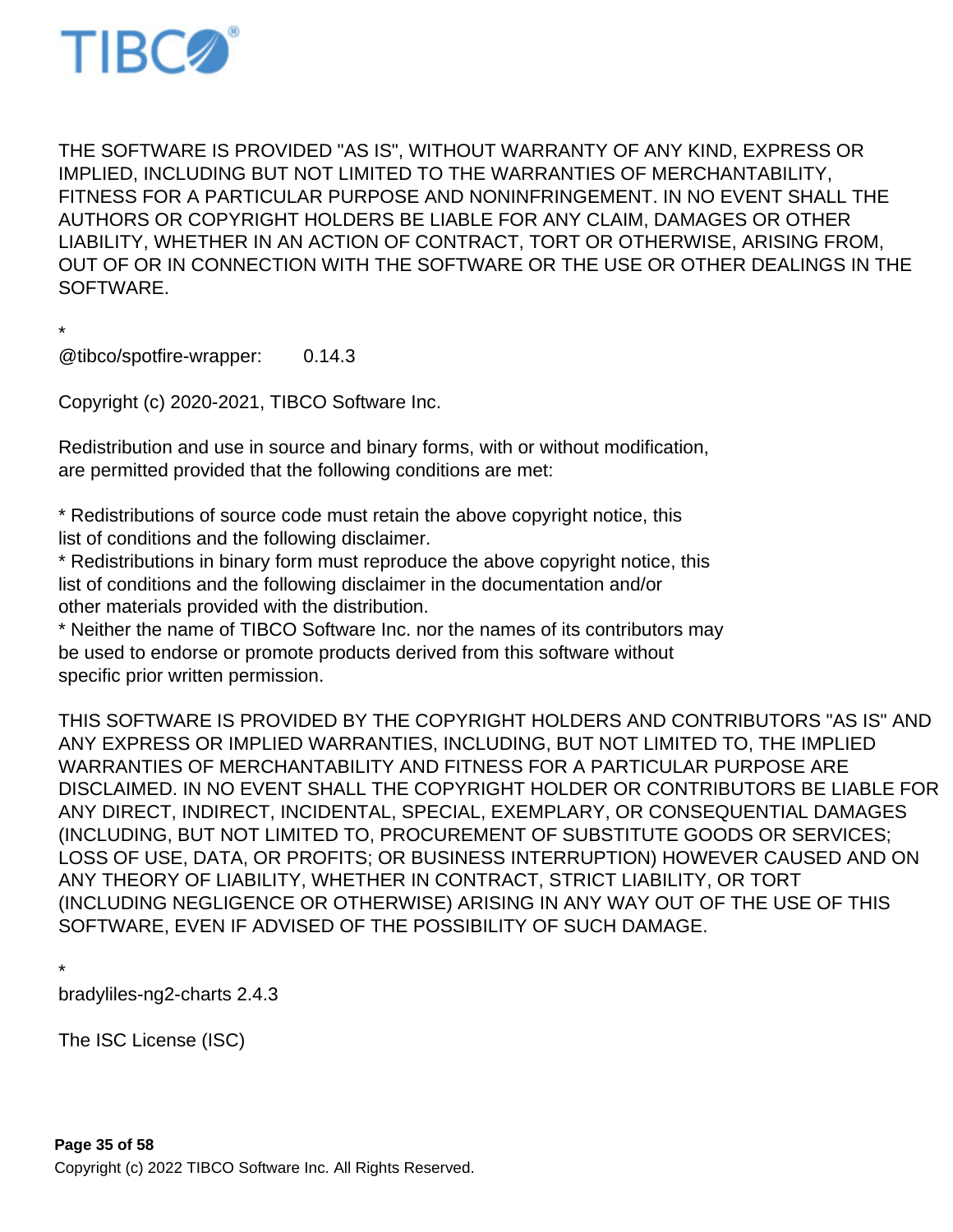THE SOFTWARE IS PROVIDED "AS IS", WITHOUT WARRANTY OF ANY KIND, EXPRESS OR IMPLIED, INCLUDING BUT NOT LIMITED TO THE WARRANTIES OF MERCHANTABILITY, FITNESS FOR A PARTICULAR PURPOSE AND NONINFRINGEMENT. IN NO EVENT SHALL THE AUTHORS OR COPYRIGHT HOLDERS BE LIABLE FOR ANY CLAIM, DAMAGES OR OTHER LIABILITY, WHETHER IN AN ACTION OF CONTRACT, TORT OR OTHERWISE, ARISING FROM, OUT OF OR IN CONNECTION WITH THE SOFTWARE OR THE USE OR OTHER DEALINGS IN THE SOFTWARE.

*
@tibco/spotfire-wrapper:       0.14.3

Copyright (c) 2020-2021, TIBCO Software Inc.

Redistribution and use in source and binary forms, with or without modification,
are permitted provided that the following conditions are met:

* Redistributions of source code must retain the above copyright notice, this
list of conditions and the following disclaimer.
* Redistributions in binary form must reproduce the above copyright notice, this
list of conditions and the following disclaimer in the documentation and/or
other materials provided with the distribution.
* Neither the name of TIBCO Software Inc. nor the names of its contributors may
be used to endorse or promote products derived from this software without
specific prior written permission.

THIS SOFTWARE IS PROVIDED BY THE COPYRIGHT HOLDERS AND CONTRIBUTORS "AS IS" AND ANY EXPRESS OR IMPLIED WARRANTIES, INCLUDING, BUT NOT LIMITED TO, THE IMPLIED WARRANTIES OF MERCHANTABILITY AND FITNESS FOR A PARTICULAR PURPOSE ARE DISCLAIMED. IN NO EVENT SHALL THE COPYRIGHT HOLDER OR CONTRIBUTORS BE LIABLE FOR ANY DIRECT, INDIRECT, INCIDENTAL, SPECIAL, EXEMPLARY, OR CONSEQUENTIAL DAMAGES (INCLUDING, BUT NOT LIMITED TO, PROCUREMENT OF SUBSTITUTE GOODS OR SERVICES; LOSS OF USE, DATA, OR PROFITS; OR BUSINESS INTERRUPTION) HOWEVER CAUSED AND ON ANY THEORY OF LIABILITY, WHETHER IN CONTRACT, STRICT LIABILITY, OR TORT (INCLUDING NEGLIGENCE OR OTHERWISE) ARISING IN ANY WAY OUT OF THE USE OF THIS SOFTWARE, EVEN IF ADVISED OF THE POSSIBILITY OF SUCH DAMAGE.

*
bradyliles-ng2-charts 2.4.3

The ISC License (ISC)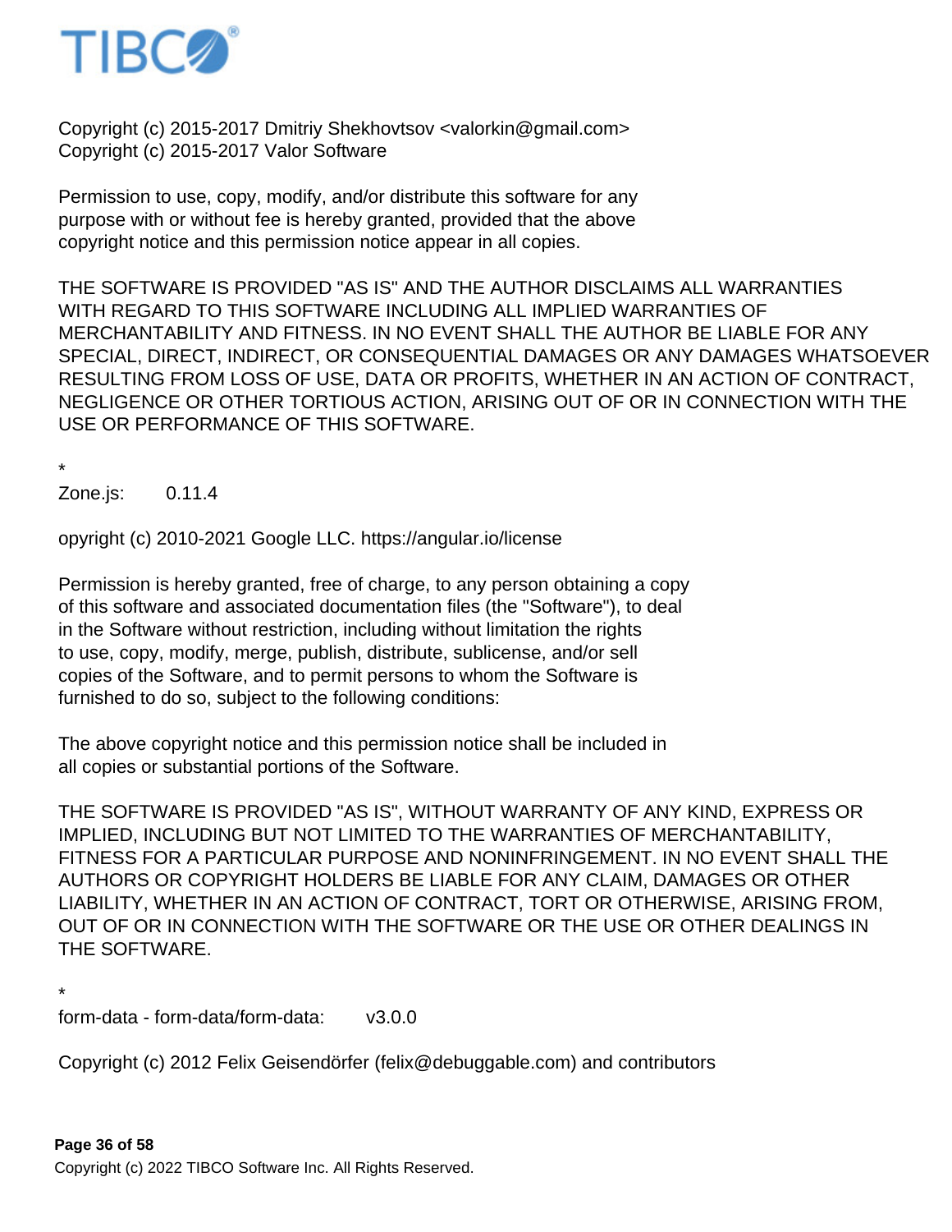Copyright (c) 2015-2017 Dmitriy Shekhovtsov <valorkin@gmail.com>
Copyright (c) 2015-2017 Valor Software

Permission to use, copy, modify, and/or distribute this software for any
purpose with or without fee is hereby granted, provided that the above
copyright notice and this permission notice appear in all copies.

THE SOFTWARE IS PROVIDED "AS IS" AND THE AUTHOR DISCLAIMS ALL WARRANTIES
WITH REGARD TO THIS SOFTWARE INCLUDING ALL IMPLIED WARRANTIES OF
MERCHANTABILITY AND FITNESS. IN NO EVENT SHALL THE AUTHOR BE LIABLE FOR ANY
SPECIAL, DIRECT, INDIRECT, OR CONSEQUENTIAL DAMAGES OR ANY DAMAGES WHATSOEVER
RESULTING FROM LOSS OF USE, DATA OR PROFITS, WHETHER IN AN ACTION OF CONTRACT,
NEGLIGENCE OR OTHER TORTIOUS ACTION, ARISING OUT OF OR IN CONNECTION WITH THE
USE OR PERFORMANCE OF THIS SOFTWARE.

*

Zone.js:	0.11.4

opyright (c) 2010-2021 Google LLC. https://angular.io/license

Permission is hereby granted, free of charge, to any person obtaining a copy
of this software and associated documentation files (the "Software"), to deal
in the Software without restriction, including without limitation the rights
to use, copy, modify, merge, publish, distribute, sublicense, and/or sell
copies of the Software, and to permit persons to whom the Software is
furnished to do so, subject to the following conditions:

The above copyright notice and this permission notice shall be included in
all copies or substantial portions of the Software.

THE SOFTWARE IS PROVIDED "AS IS", WITHOUT WARRANTY OF ANY KIND, EXPRESS OR
IMPLIED, INCLUDING BUT NOT LIMITED TO THE WARRANTIES OF MERCHANTABILITY,
FITNESS FOR A PARTICULAR PURPOSE AND NONINFRINGEMENT. IN NO EVENT SHALL THE
AUTHORS OR COPYRIGHT HOLDERS BE LIABLE FOR ANY CLAIM, DAMAGES OR OTHER
LIABILITY, WHETHER IN AN ACTION OF CONTRACT, TORT OR OTHERWISE, ARISING FROM,
OUT OF OR IN CONNECTION WITH THE SOFTWARE OR THE USE OR OTHER DEALINGS IN
THE SOFTWARE.

*

form-data - form-data/form-data:	v3.0.0

Copyright (c) 2012 Felix Geisendörfer (felix@debuggable.com) and contributors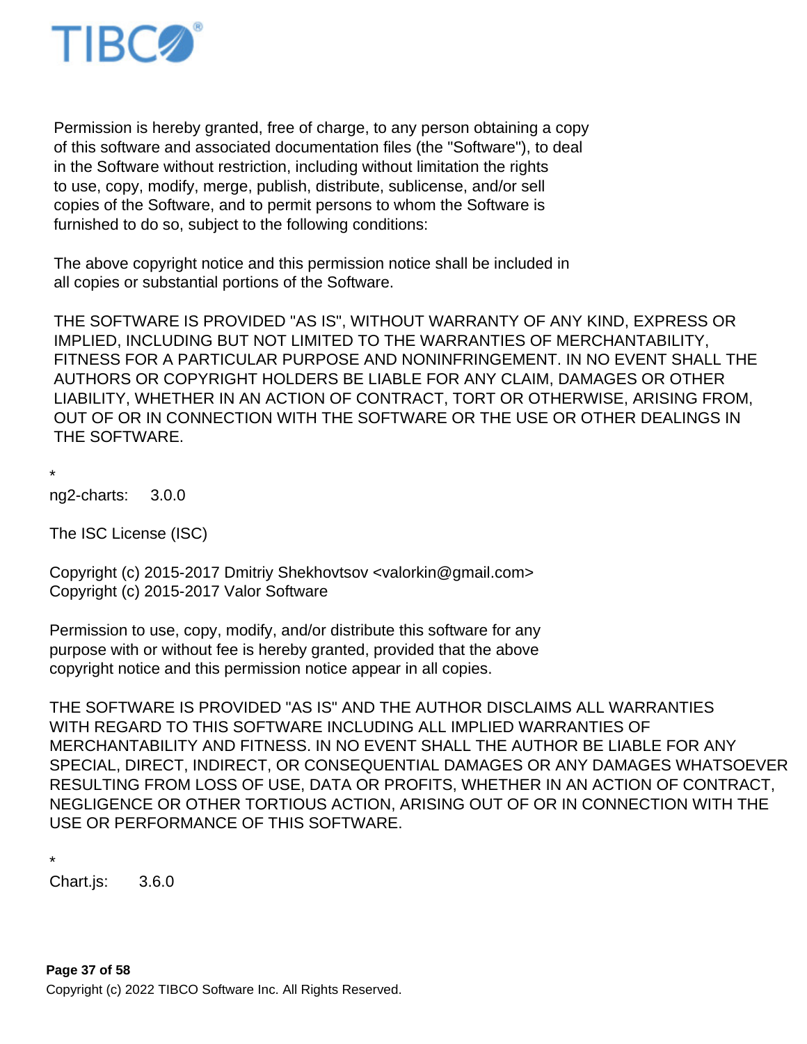Permission is hereby granted, free of charge, to any person obtaining a copy
of this software and associated documentation files (the "Software"), to deal
in the Software without restriction, including without limitation the rights
to use, copy, modify, merge, publish, distribute, sublicense, and/or sell
copies of the Software, and to permit persons to whom the Software is
furnished to do so, subject to the following conditions:

The above copyright notice and this permission notice shall be included in
all copies or substantial portions of the Software.

THE SOFTWARE IS PROVIDED "AS IS", WITHOUT WARRANTY OF ANY KIND, EXPRESS OR
IMPLIED, INCLUDING BUT NOT LIMITED TO THE WARRANTIES OF MERCHANTABILITY,
FITNESS FOR A PARTICULAR PURPOSE AND NONINFRINGEMENT. IN NO EVENT SHALL THE
AUTHORS OR COPYRIGHT HOLDERS BE LIABLE FOR ANY CLAIM, DAMAGES OR OTHER
LIABILITY, WHETHER IN AN ACTION OF CONTRACT, TORT OR OTHERWISE, ARISING FROM,
OUT OF OR IN CONNECTION WITH THE SOFTWARE OR THE USE OR OTHER DEALINGS IN
THE SOFTWARE.

*
ng2-charts:     3.0.0

The ISC License (ISC)

Copyright (c) 2015-2017 Dmitriy Shekhovtsov <valorkin@gmail.com>
Copyright (c) 2015-2017 Valor Software

Permission to use, copy, modify, and/or distribute this software for any
purpose with or without fee is hereby granted, provided that the above
copyright notice and this permission notice appear in all copies.

THE SOFTWARE IS PROVIDED "AS IS" AND THE AUTHOR DISCLAIMS ALL WARRANTIES
WITH REGARD TO THIS SOFTWARE INCLUDING ALL IMPLIED WARRANTIES OF
MERCHANTABILITY AND FITNESS. IN NO EVENT SHALL THE AUTHOR BE LIABLE FOR ANY
SPECIAL, DIRECT, INDIRECT, OR CONSEQUENTIAL DAMAGES OR ANY DAMAGES WHATSOEVER
RESULTING FROM LOSS OF USE, DATA OR PROFITS, WHETHER IN AN ACTION OF CONTRACT,
NEGLIGENCE OR OTHER TORTIOUS ACTION, ARISING OUT OF OR IN CONNECTION WITH THE
USE OR PERFORMANCE OF THIS SOFTWARE.

*
Chart.js:     3.6.0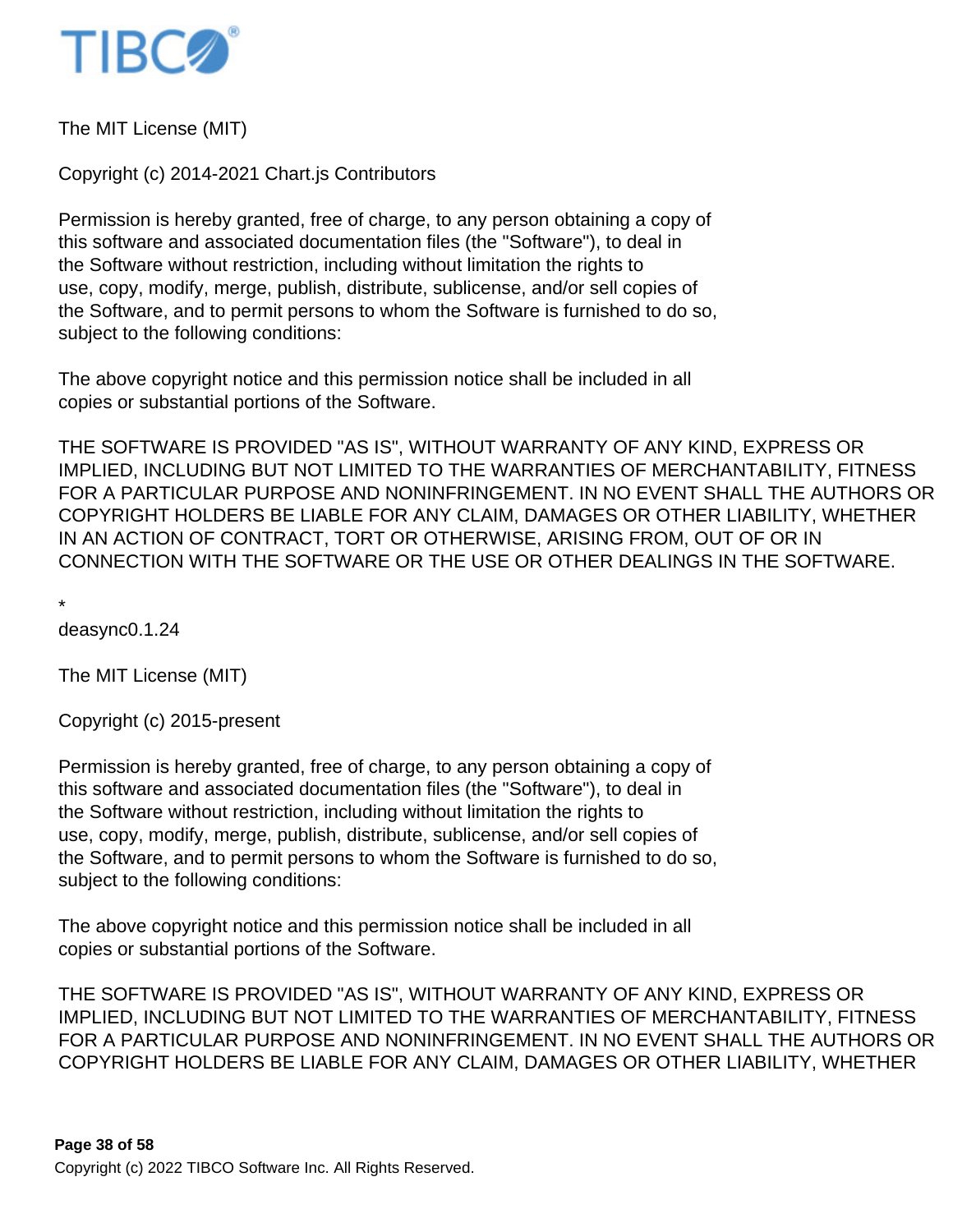The MIT License (MIT)

Copyright (c) 2014-2021 Chart.js Contributors

Permission is hereby granted, free of charge, to any person obtaining a copy of
this software and associated documentation files (the "Software"), to deal in
the Software without restriction, including without limitation the rights to
use, copy, modify, merge, publish, distribute, sublicense, and/or sell copies of
the Software, and to permit persons to whom the Software is furnished to do so,
subject to the following conditions:

The above copyright notice and this permission notice shall be included in all
copies or substantial portions of the Software.

THE SOFTWARE IS PROVIDED "AS IS", WITHOUT WARRANTY OF ANY KIND, EXPRESS OR
IMPLIED, INCLUDING BUT NOT LIMITED TO THE WARRANTIES OF MERCHANTABILITY, FITNESS
FOR A PARTICULAR PURPOSE AND NONINFRINGEMENT. IN NO EVENT SHALL THE AUTHORS OR
COPYRIGHT HOLDERS BE LIABLE FOR ANY CLAIM, DAMAGES OR OTHER LIABILITY, WHETHER
IN AN ACTION OF CONTRACT, TORT OR OTHERWISE, ARISING FROM, OUT OF OR IN
CONNECTION WITH THE SOFTWARE OR THE USE OR OTHER DEALINGS IN THE SOFTWARE.

*
deasync0.1.24

The MIT License (MIT)

Copyright (c) 2015-present

Permission is hereby granted, free of charge, to any person obtaining a copy of
this software and associated documentation files (the "Software"), to deal in
the Software without restriction, including without limitation the rights to
use, copy, modify, merge, publish, distribute, sublicense, and/or sell copies of
the Software, and to permit persons to whom the Software is furnished to do so,
subject to the following conditions:

The above copyright notice and this permission notice shall be included in all
copies or substantial portions of the Software.

THE SOFTWARE IS PROVIDED "AS IS", WITHOUT WARRANTY OF ANY KIND, EXPRESS OR
IMPLIED, INCLUDING BUT NOT LIMITED TO THE WARRANTIES OF MERCHANTABILITY, FITNESS
FOR A PARTICULAR PURPOSE AND NONINFRINGEMENT. IN NO EVENT SHALL THE AUTHORS OR
COPYRIGHT HOLDERS BE LIABLE FOR ANY CLAIM, DAMAGES OR OTHER LIABILITY, WHETHER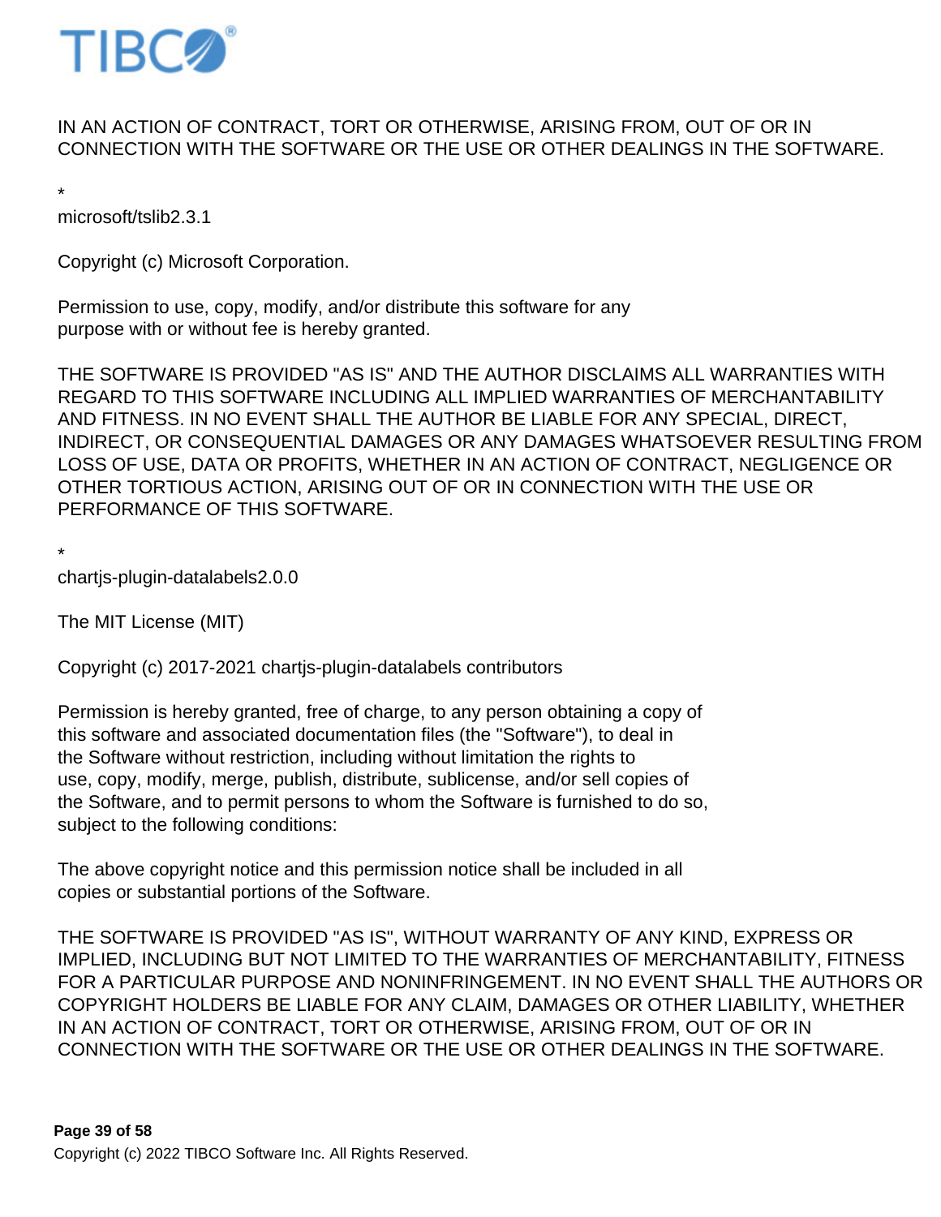IN AN ACTION OF CONTRACT, TORT OR OTHERWISE, ARISING FROM, OUT OF OR IN CONNECTION WITH THE SOFTWARE OR THE USE OR OTHER DEALINGS IN THE SOFTWARE.

*

microsoft/tslib2.3.1

Copyright (c) Microsoft Corporation.

Permission to use, copy, modify, and/or distribute this software for any purpose with or without fee is hereby granted.

THE SOFTWARE IS PROVIDED "AS IS" AND THE AUTHOR DISCLAIMS ALL WARRANTIES WITH REGARD TO THIS SOFTWARE INCLUDING ALL IMPLIED WARRANTIES OF MERCHANTABILITY AND FITNESS. IN NO EVENT SHALL THE AUTHOR BE LIABLE FOR ANY SPECIAL, DIRECT, INDIRECT, OR CONSEQUENTIAL DAMAGES OR ANY DAMAGES WHATSOEVER RESULTING FROM LOSS OF USE, DATA OR PROFITS, WHETHER IN AN ACTION OF CONTRACT, NEGLIGENCE OR OTHER TORTIOUS ACTION, ARISING OUT OF OR IN CONNECTION WITH THE USE OR PERFORMANCE OF THIS SOFTWARE.

*

chartjs-plugin-datalabels2.0.0

The MIT License (MIT)

Copyright (c) 2017-2021 chartjs-plugin-datalabels contributors

Permission is hereby granted, free of charge, to any person obtaining a copy of this software and associated documentation files (the "Software"), to deal in the Software without restriction, including without limitation the rights to use, copy, modify, merge, publish, distribute, sublicense, and/or sell copies of the Software, and to permit persons to whom the Software is furnished to do so, subject to the following conditions:

The above copyright notice and this permission notice shall be included in all copies or substantial portions of the Software.

THE SOFTWARE IS PROVIDED "AS IS", WITHOUT WARRANTY OF ANY KIND, EXPRESS OR IMPLIED, INCLUDING BUT NOT LIMITED TO THE WARRANTIES OF MERCHANTABILITY, FITNESS FOR A PARTICULAR PURPOSE AND NONINFRINGEMENT. IN NO EVENT SHALL THE AUTHORS OR COPYRIGHT HOLDERS BE LIABLE FOR ANY CLAIM, DAMAGES OR OTHER LIABILITY, WHETHER IN AN ACTION OF CONTRACT, TORT OR OTHERWISE, ARISING FROM, OUT OF OR IN CONNECTION WITH THE SOFTWARE OR THE USE OR OTHER DEALINGS IN THE SOFTWARE.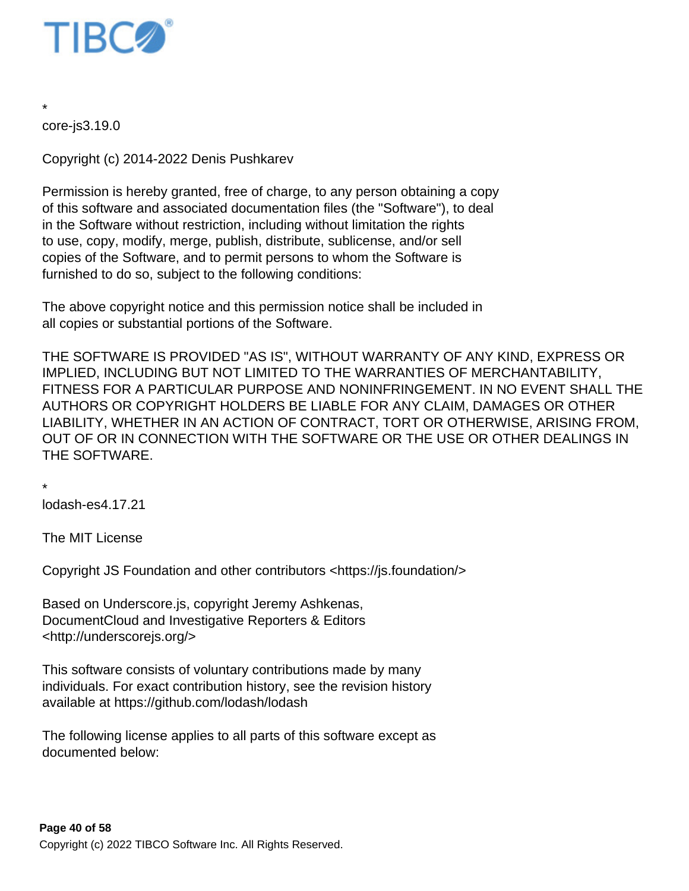*
core-js3.19.0

Copyright (c) 2014-2022 Denis Pushkarev

Permission is hereby granted, free of charge, to any person obtaining a copy
of this software and associated documentation files (the "Software"), to deal
in the Software without restriction, including without limitation the rights
to use, copy, modify, merge, publish, distribute, sublicense, and/or sell
copies of the Software, and to permit persons to whom the Software is
furnished to do so, subject to the following conditions:

The above copyright notice and this permission notice shall be included in
all copies or substantial portions of the Software.

THE SOFTWARE IS PROVIDED "AS IS", WITHOUT WARRANTY OF ANY KIND, EXPRESS OR IMPLIED, INCLUDING BUT NOT LIMITED TO THE WARRANTIES OF MERCHANTABILITY, FITNESS FOR A PARTICULAR PURPOSE AND NONINFRINGEMENT. IN NO EVENT SHALL THE AUTHORS OR COPYRIGHT HOLDERS BE LIABLE FOR ANY CLAIM, DAMAGES OR OTHER LIABILITY, WHETHER IN AN ACTION OF CONTRACT, TORT OR OTHERWISE, ARISING FROM, OUT OF OR IN CONNECTION WITH THE SOFTWARE OR THE USE OR OTHER DEALINGS IN THE SOFTWARE.

*
lodash-es4.17.21

The MIT License

Copyright JS Foundation and other contributors <https://js.foundation/>

Based on Underscore.js, copyright Jeremy Ashkenas,
DocumentCloud and Investigative Reporters & Editors
<http://underscorejs.org/>

This software consists of voluntary contributions made by many
individuals. For exact contribution history, see the revision history
available at https://github.com/lodash/lodash

The following license applies to all parts of this software except as
documented below: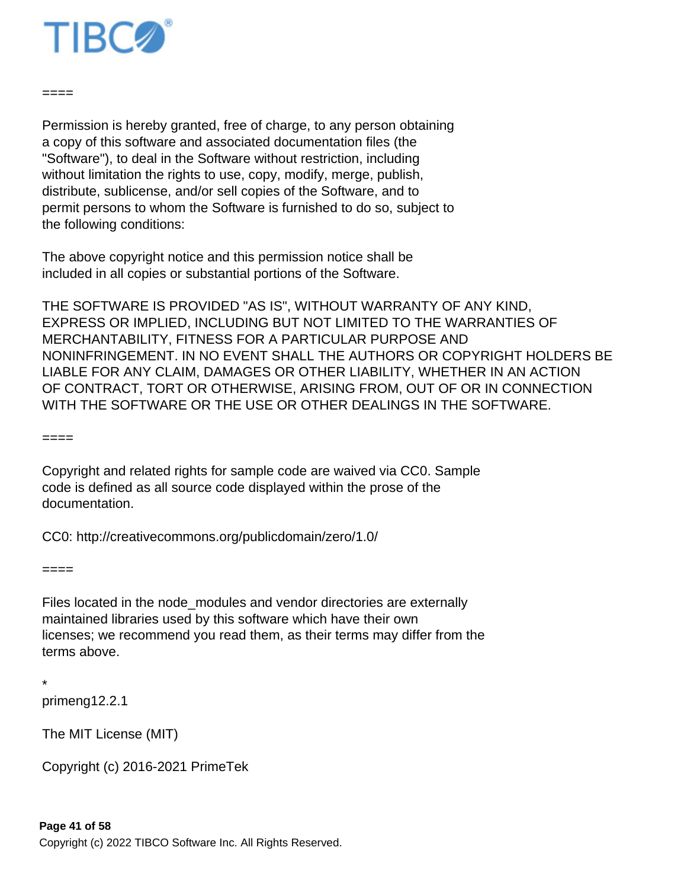====

Permission is hereby granted, free of charge, to any person obtaining
a copy of this software and associated documentation files (the
"Software"), to deal in the Software without restriction, including
without limitation the rights to use, copy, modify, merge, publish,
distribute, sublicense, and/or sell copies of the Software, and to
permit persons to whom the Software is furnished to do so, subject to
the following conditions:

The above copyright notice and this permission notice shall be
included in all copies or substantial portions of the Software.

THE SOFTWARE IS PROVIDED "AS IS", WITHOUT WARRANTY OF ANY KIND,
EXPRESS OR IMPLIED, INCLUDING BUT NOT LIMITED TO THE WARRANTIES OF
MERCHANTABILITY, FITNESS FOR A PARTICULAR PURPOSE AND
NONINFRINGEMENT. IN NO EVENT SHALL THE AUTHORS OR COPYRIGHT HOLDERS BE
LIABLE FOR ANY CLAIM, DAMAGES OR OTHER LIABILITY, WHETHER IN AN ACTION
OF CONTRACT, TORT OR OTHERWISE, ARISING FROM, OUT OF OR IN CONNECTION
WITH THE SOFTWARE OR THE USE OR OTHER DEALINGS IN THE SOFTWARE.

====

Copyright and related rights for sample code are waived via CC0. Sample
code is defined as all source code displayed within the prose of the
documentation.

CC0: http://creativecommons.org/publicdomain/zero/1.0/

====

Files located in the node_modules and vendor directories are externally
maintained libraries used by this software which have their own
licenses; we recommend you read them, as their terms may differ from the
terms above.

*
primeng12.2.1

The MIT License (MIT)

Copyright (c) 2016-2021 PrimeTek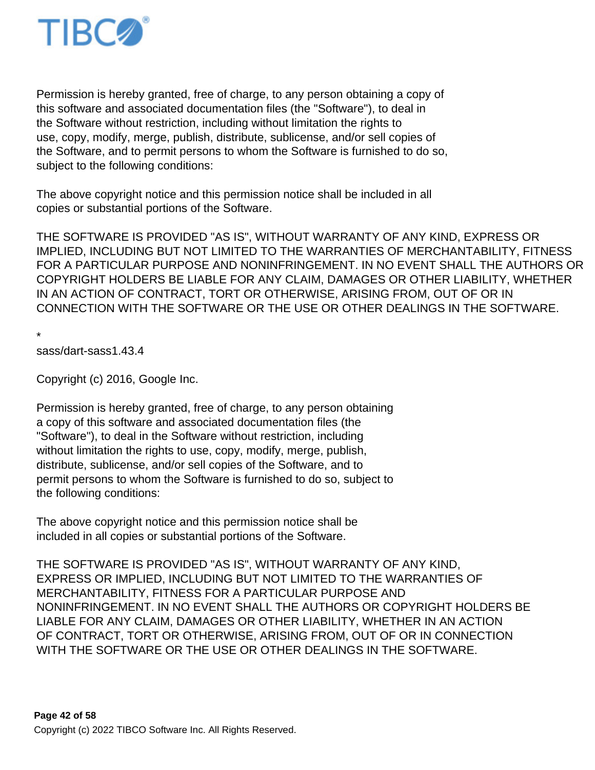Permission is hereby granted, free of charge, to any person obtaining a copy of this software and associated documentation files (the "Software"), to deal in the Software without restriction, including without limitation the rights to use, copy, modify, merge, publish, distribute, sublicense, and/or sell copies of the Software, and to permit persons to whom the Software is furnished to do so, subject to the following conditions:

The above copyright notice and this permission notice shall be included in all copies or substantial portions of the Software.

THE SOFTWARE IS PROVIDED "AS IS", WITHOUT WARRANTY OF ANY KIND, EXPRESS OR IMPLIED, INCLUDING BUT NOT LIMITED TO THE WARRANTIES OF MERCHANTABILITY, FITNESS FOR A PARTICULAR PURPOSE AND NONINFRINGEMENT. IN NO EVENT SHALL THE AUTHORS OR COPYRIGHT HOLDERS BE LIABLE FOR ANY CLAIM, DAMAGES OR OTHER LIABILITY, WHETHER IN AN ACTION OF CONTRACT, TORT OR OTHERWISE, ARISING FROM, OUT OF OR IN CONNECTION WITH THE SOFTWARE OR THE USE OR OTHER DEALINGS IN THE SOFTWARE.

*
sass/dart-sass1.43.4

Copyright (c) 2016, Google Inc.

Permission is hereby granted, free of charge, to any person obtaining a copy of this software and associated documentation files (the "Software"), to deal in the Software without restriction, including without limitation the rights to use, copy, modify, merge, publish, distribute, sublicense, and/or sell copies of the Software, and to permit persons to whom the Software is furnished to do so, subject to the following conditions:

The above copyright notice and this permission notice shall be included in all copies or substantial portions of the Software.

THE SOFTWARE IS PROVIDED "AS IS", WITHOUT WARRANTY OF ANY KIND, EXPRESS OR IMPLIED, INCLUDING BUT NOT LIMITED TO THE WARRANTIES OF MERCHANTABILITY, FITNESS FOR A PARTICULAR PURPOSE AND NONINFRINGEMENT. IN NO EVENT SHALL THE AUTHORS OR COPYRIGHT HOLDERS BE LIABLE FOR ANY CLAIM, DAMAGES OR OTHER LIABILITY, WHETHER IN AN ACTION OF CONTRACT, TORT OR OTHERWISE, ARISING FROM, OUT OF OR IN CONNECTION WITH THE SOFTWARE OR THE USE OR OTHER DEALINGS IN THE SOFTWARE.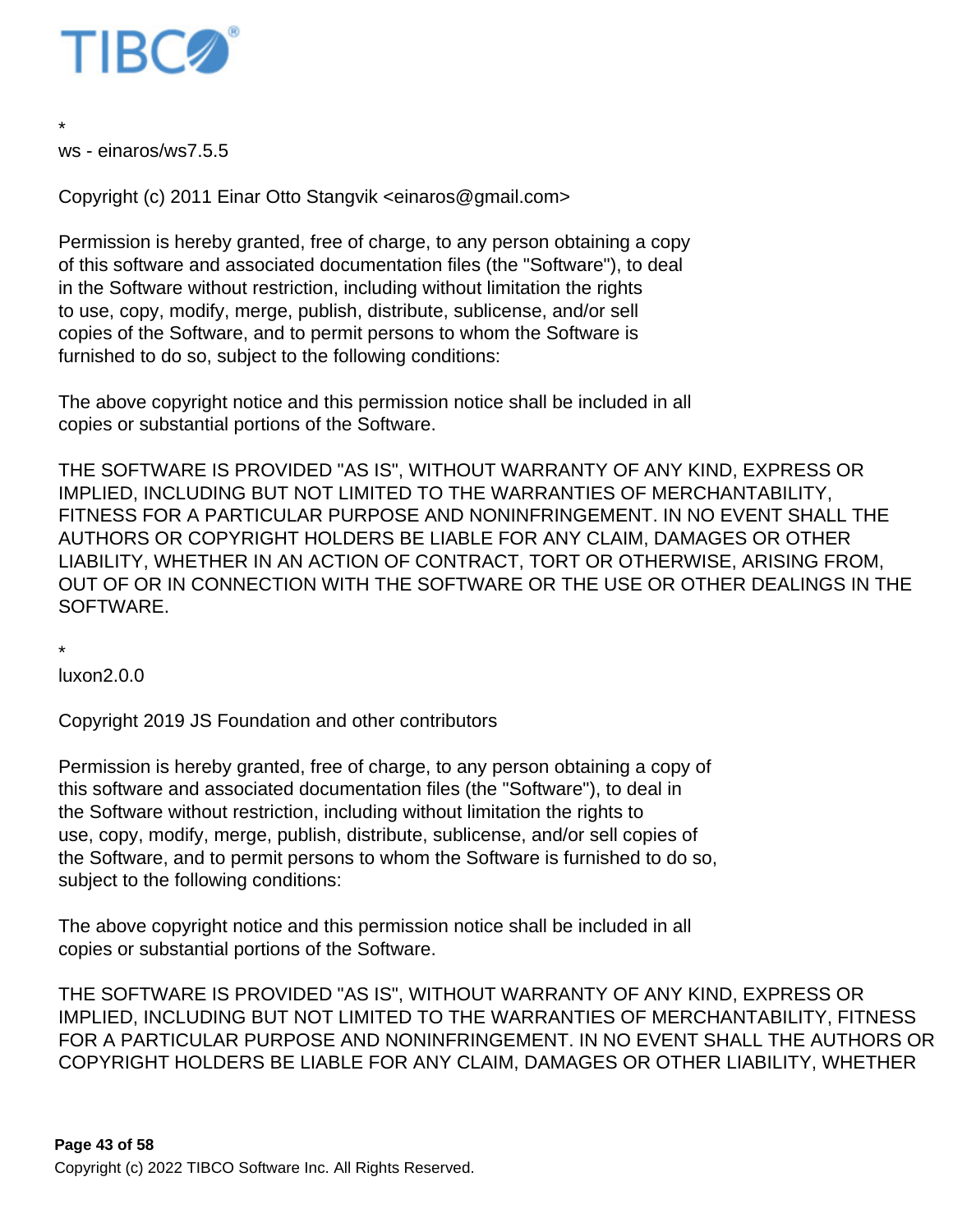*
ws - einaros/ws7.5.5

Copyright (c) 2011 Einar Otto Stangvik <einaros@gmail.com>

Permission is hereby granted, free of charge, to any person obtaining a copy
of this software and associated documentation files (the "Software"), to deal
in the Software without restriction, including without limitation the rights
to use, copy, modify, merge, publish, distribute, sublicense, and/or sell
copies of the Software, and to permit persons to whom the Software is
furnished to do so, subject to the following conditions:

The above copyright notice and this permission notice shall be included in all
copies or substantial portions of the Software.

THE SOFTWARE IS PROVIDED "AS IS", WITHOUT WARRANTY OF ANY KIND, EXPRESS OR
IMPLIED, INCLUDING BUT NOT LIMITED TO THE WARRANTIES OF MERCHANTABILITY,
FITNESS FOR A PARTICULAR PURPOSE AND NONINFRINGEMENT. IN NO EVENT SHALL THE
AUTHORS OR COPYRIGHT HOLDERS BE LIABLE FOR ANY CLAIM, DAMAGES OR OTHER
LIABILITY, WHETHER IN AN ACTION OF CONTRACT, TORT OR OTHERWISE, ARISING FROM,
OUT OF OR IN CONNECTION WITH THE SOFTWARE OR THE USE OR OTHER DEALINGS IN THE
SOFTWARE.

*
luxon2.0.0

Copyright 2019 JS Foundation and other contributors

Permission is hereby granted, free of charge, to any person obtaining a copy of
this software and associated documentation files (the "Software"), to deal in
the Software without restriction, including without limitation the rights to
use, copy, modify, merge, publish, distribute, sublicense, and/or sell copies of
the Software, and to permit persons to whom the Software is furnished to do so,
subject to the following conditions:

The above copyright notice and this permission notice shall be included in all
copies or substantial portions of the Software.

THE SOFTWARE IS PROVIDED "AS IS", WITHOUT WARRANTY OF ANY KIND, EXPRESS OR
IMPLIED, INCLUDING BUT NOT LIMITED TO THE WARRANTIES OF MERCHANTABILITY, FITNESS
FOR A PARTICULAR PURPOSE AND NONINFRINGEMENT. IN NO EVENT SHALL THE AUTHORS OR
COPYRIGHT HOLDERS BE LIABLE FOR ANY CLAIM, DAMAGES OR OTHER LIABILITY, WHETHER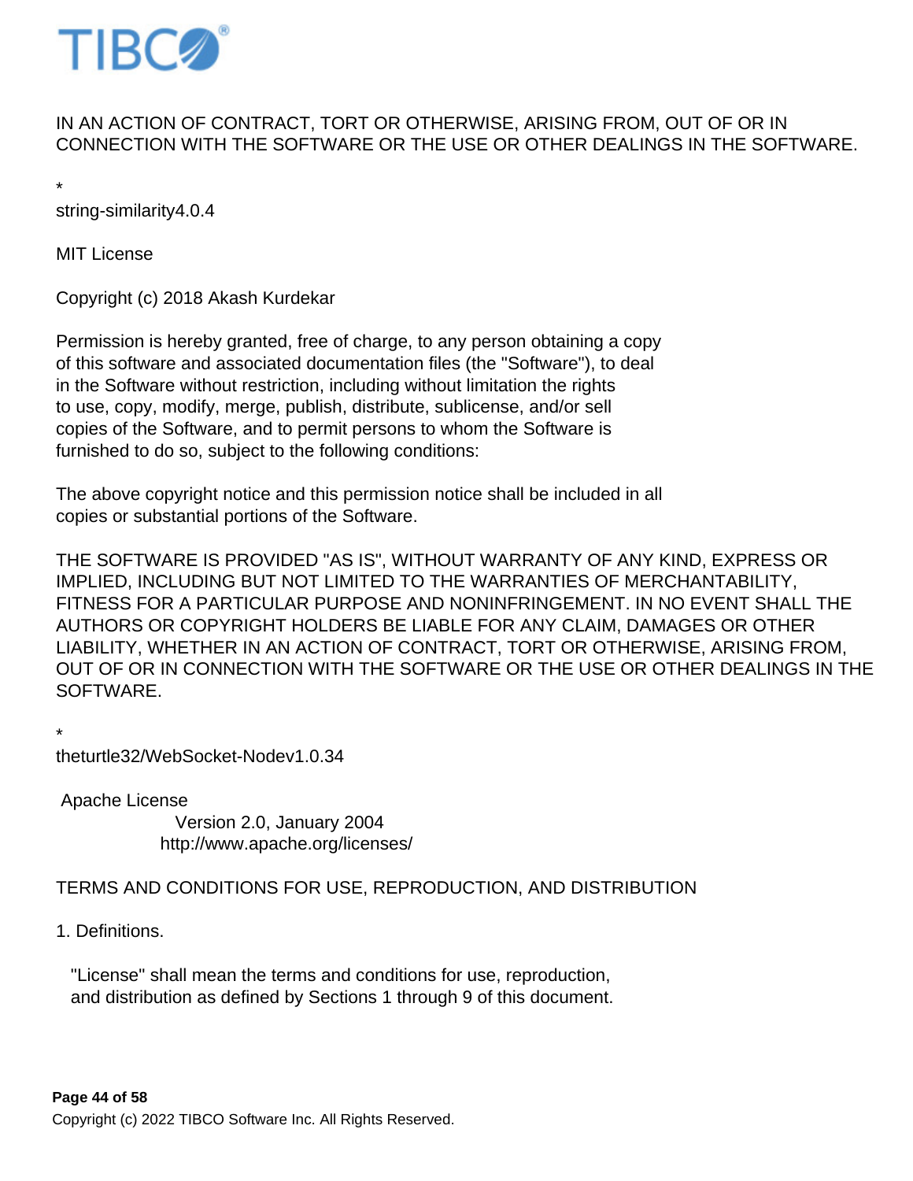IN AN ACTION OF CONTRACT, TORT OR OTHERWISE, ARISING FROM, OUT OF OR IN CONNECTION WITH THE SOFTWARE OR THE USE OR OTHER DEALINGS IN THE SOFTWARE.

*
string-similarity4.0.4

MIT License

Copyright (c) 2018 Akash Kurdekar

Permission is hereby granted, free of charge, to any person obtaining a copy
of this software and associated documentation files (the "Software"), to deal
in the Software without restriction, including without limitation the rights
to use, copy, modify, merge, publish, distribute, sublicense, and/or sell
copies of the Software, and to permit persons to whom the Software is
furnished to do so, subject to the following conditions:

The above copyright notice and this permission notice shall be included in all
copies or substantial portions of the Software.

THE SOFTWARE IS PROVIDED "AS IS", WITHOUT WARRANTY OF ANY KIND, EXPRESS OR IMPLIED, INCLUDING BUT NOT LIMITED TO THE WARRANTIES OF MERCHANTABILITY, FITNESS FOR A PARTICULAR PURPOSE AND NONINFRINGEMENT. IN NO EVENT SHALL THE AUTHORS OR COPYRIGHT HOLDERS BE LIABLE FOR ANY CLAIM, DAMAGES OR OTHER LIABILITY, WHETHER IN AN ACTION OF CONTRACT, TORT OR OTHERWISE, ARISING FROM, OUT OF OR IN CONNECTION WITH THE SOFTWARE OR THE USE OR OTHER DEALINGS IN THE SOFTWARE.

*
theturtle32/WebSocket-Nodev1.0.34

Apache License
Version 2.0, January 2004
http://www.apache.org/licenses/

TERMS AND CONDITIONS FOR USE, REPRODUCTION, AND DISTRIBUTION

1. Definitions.

"License" shall mean the terms and conditions for use, reproduction,
and distribution as defined by Sections 1 through 9 of this document.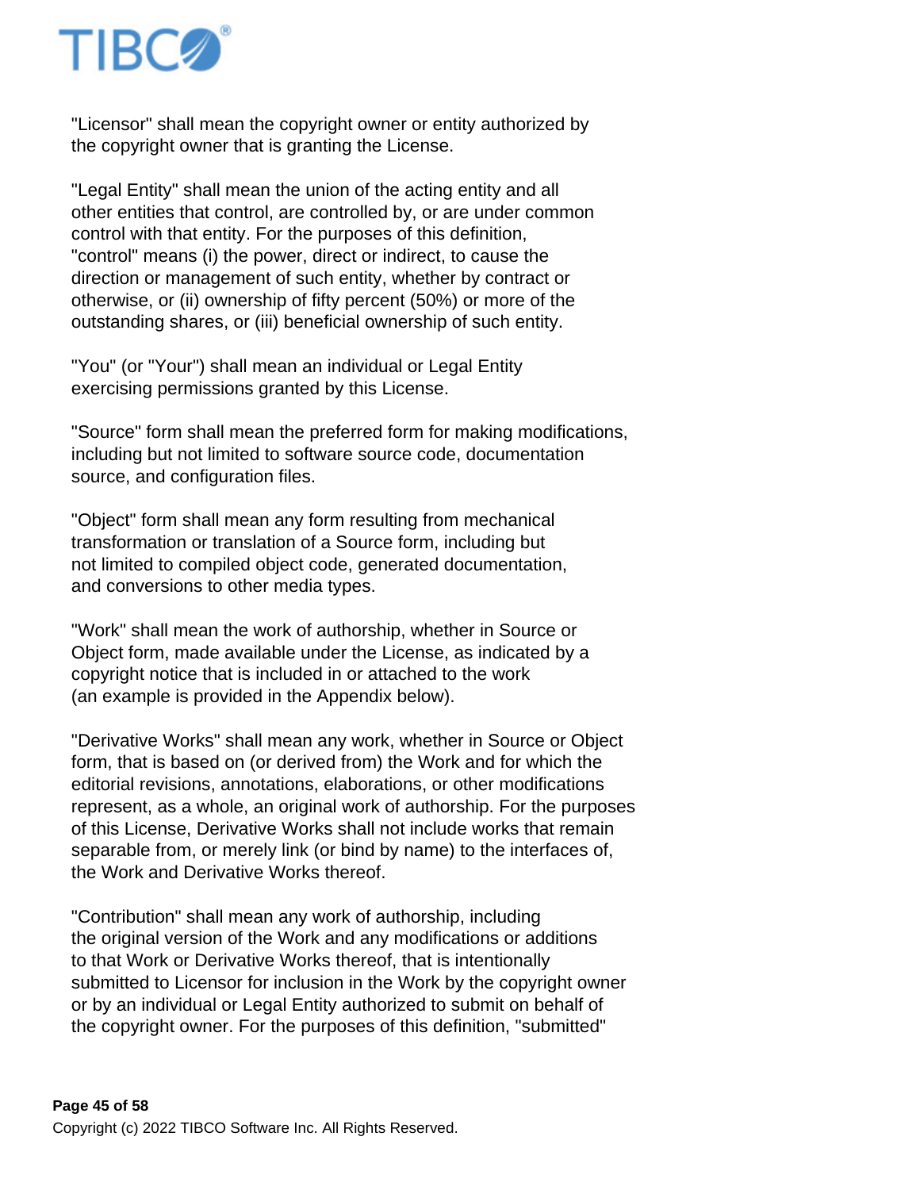"Licensor" shall mean the copyright owner or entity authorized by the copyright owner that is granting the License.

"Legal Entity" shall mean the union of the acting entity and all other entities that control, are controlled by, or are under common control with that entity. For the purposes of this definition, "control" means (i) the power, direct or indirect, to cause the direction or management of such entity, whether by contract or otherwise, or (ii) ownership of fifty percent (50%) or more of the outstanding shares, or (iii) beneficial ownership of such entity.

"You" (or "Your") shall mean an individual or Legal Entity exercising permissions granted by this License.

"Source" form shall mean the preferred form for making modifications, including but not limited to software source code, documentation source, and configuration files.

"Object" form shall mean any form resulting from mechanical transformation or translation of a Source form, including but not limited to compiled object code, generated documentation, and conversions to other media types.

"Work" shall mean the work of authorship, whether in Source or Object form, made available under the License, as indicated by a copyright notice that is included in or attached to the work (an example is provided in the Appendix below).

"Derivative Works" shall mean any work, whether in Source or Object form, that is based on (or derived from) the Work and for which the editorial revisions, annotations, elaborations, or other modifications represent, as a whole, an original work of authorship. For the purposes of this License, Derivative Works shall not include works that remain separable from, or merely link (or bind by name) to the interfaces of, the Work and Derivative Works thereof.

"Contribution" shall mean any work of authorship, including the original version of the Work and any modifications or additions to that Work or Derivative Works thereof, that is intentionally submitted to Licensor for inclusion in the Work by the copyright owner or by an individual or Legal Entity authorized to submit on behalf of the copyright owner. For the purposes of this definition, "submitted"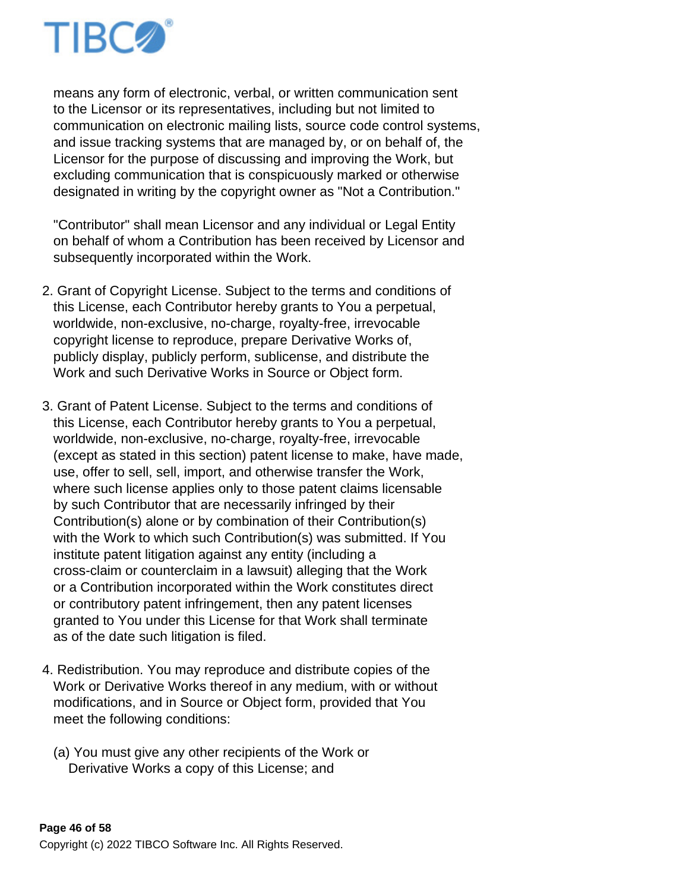means any form of electronic, verbal, or written communication sent to the Licensor or its representatives, including but not limited to communication on electronic mailing lists, source code control systems, and issue tracking systems that are managed by, or on behalf of, the Licensor for the purpose of discussing and improving the Work, but excluding communication that is conspicuously marked or otherwise designated in writing by the copyright owner as "Not a Contribution."

"Contributor" shall mean Licensor and any individual or Legal Entity on behalf of whom a Contribution has been received by Licensor and subsequently incorporated within the Work.

2. Grant of Copyright License. Subject to the terms and conditions of this License, each Contributor hereby grants to You a perpetual, worldwide, non-exclusive, no-charge, royalty-free, irrevocable copyright license to reproduce, prepare Derivative Works of, publicly display, publicly perform, sublicense, and distribute the Work and such Derivative Works in Source or Object form.

3. Grant of Patent License. Subject to the terms and conditions of this License, each Contributor hereby grants to You a perpetual, worldwide, non-exclusive, no-charge, royalty-free, irrevocable (except as stated in this section) patent license to make, have made, use, offer to sell, sell, import, and otherwise transfer the Work, where such license applies only to those patent claims licensable by such Contributor that are necessarily infringed by their Contribution(s) alone or by combination of their Contribution(s) with the Work to which such Contribution(s) was submitted. If You institute patent litigation against any entity (including a cross-claim or counterclaim in a lawsuit) alleging that the Work or a Contribution incorporated within the Work constitutes direct or contributory patent infringement, then any patent licenses granted to You under this License for that Work shall terminate as of the date such litigation is filed.

4. Redistribution. You may reproduce and distribute copies of the Work or Derivative Works thereof in any medium, with or without modifications, and in Source or Object form, provided that You meet the following conditions:

   (a) You must give any other recipients of the Work or Derivative Works a copy of this License; and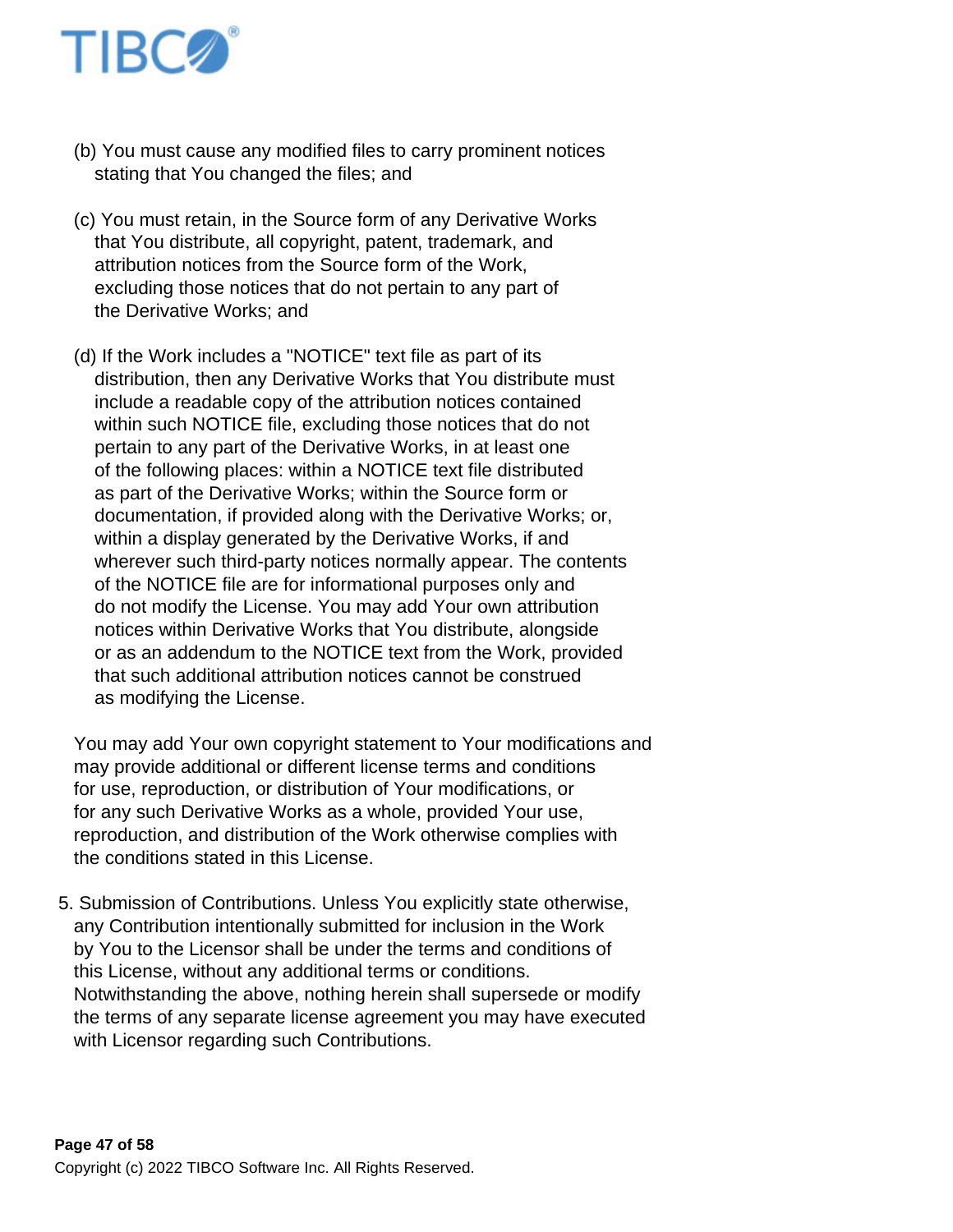(b) You must cause any modified files to carry prominent notices stating that You changed the files; and

(c) You must retain, in the Source form of any Derivative Works that You distribute, all copyright, patent, trademark, and attribution notices from the Source form of the Work, excluding those notices that do not pertain to any part of the Derivative Works; and

(d) If the Work includes a "NOTICE" text file as part of its distribution, then any Derivative Works that You distribute must include a readable copy of the attribution notices contained within such NOTICE file, excluding those notices that do not pertain to any part of the Derivative Works, in at least one of the following places: within a NOTICE text file distributed as part of the Derivative Works; within the Source form or documentation, if provided along with the Derivative Works; or, within a display generated by the Derivative Works, if and wherever such third-party notices normally appear. The contents of the NOTICE file are for informational purposes only and do not modify the License. You may add Your own attribution notices within Derivative Works that You distribute, alongside or as an addendum to the NOTICE text from the Work, provided that such additional attribution notices cannot be construed as modifying the License.

You may add Your own copyright statement to Your modifications and may provide additional or different license terms and conditions for use, reproduction, or distribution of Your modifications, or for any such Derivative Works as a whole, provided Your use, reproduction, and distribution of the Work otherwise complies with the conditions stated in this License.

5. Submission of Contributions. Unless You explicitly state otherwise, any Contribution intentionally submitted for inclusion in the Work by You to the Licensor shall be under the terms and conditions of this License, without any additional terms or conditions. Notwithstanding the above, nothing herein shall supersede or modify the terms of any separate license agreement you may have executed with Licensor regarding such Contributions.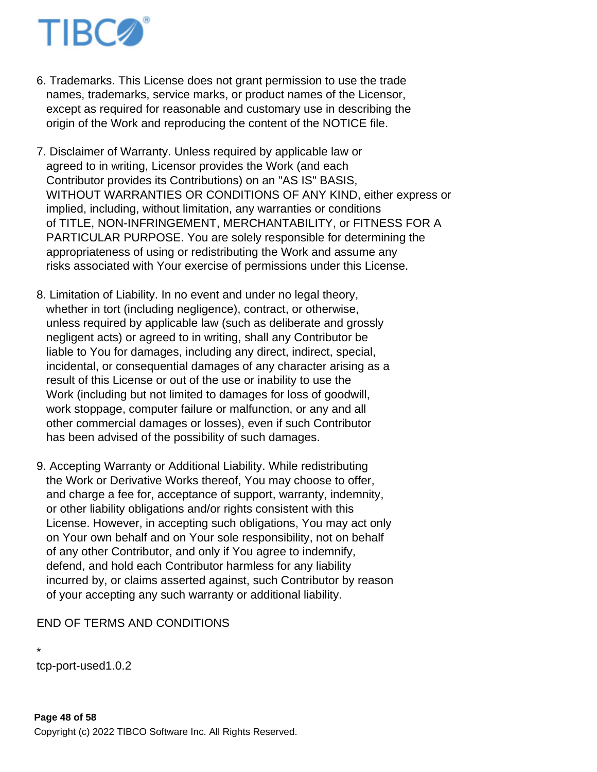6. Trademarks. This License does not grant permission to use the trade names, trademarks, service marks, or product names of the Licensor, except as required for reasonable and customary use in describing the origin of the Work and reproducing the content of the NOTICE file.

7. Disclaimer of Warranty. Unless required by applicable law or agreed to in writing, Licensor provides the Work (and each Contributor provides its Contributions) on an "AS IS" BASIS, WITHOUT WARRANTIES OR CONDITIONS OF ANY KIND, either express or implied, including, without limitation, any warranties or conditions of TITLE, NON-INFRINGEMENT, MERCHANTABILITY, or FITNESS FOR A PARTICULAR PURPOSE. You are solely responsible for determining the appropriateness of using or redistributing the Work and assume any risks associated with Your exercise of permissions under this License.

8. Limitation of Liability. In no event and under no legal theory, whether in tort (including negligence), contract, or otherwise, unless required by applicable law (such as deliberate and grossly negligent acts) or agreed to in writing, shall any Contributor be liable to You for damages, including any direct, indirect, special, incidental, or consequential damages of any character arising as a result of this License or out of the use or inability to use the Work (including but not limited to damages for loss of goodwill, work stoppage, computer failure or malfunction, or any and all other commercial damages or losses), even if such Contributor has been advised of the possibility of such damages.

9. Accepting Warranty or Additional Liability. While redistributing the Work or Derivative Works thereof, You may choose to offer, and charge a fee for, acceptance of support, warranty, indemnity, or other liability obligations and/or rights consistent with this License. However, in accepting such obligations, You may act only on Your own behalf and on Your sole responsibility, not on behalf of any other Contributor, and only if You agree to indemnify, defend, and hold each Contributor harmless for any liability incurred by, or claims asserted against, such Contributor by reason of your accepting any such warranty or additional liability.

END OF TERMS AND CONDITIONS

*

tcp-port-used1.0.2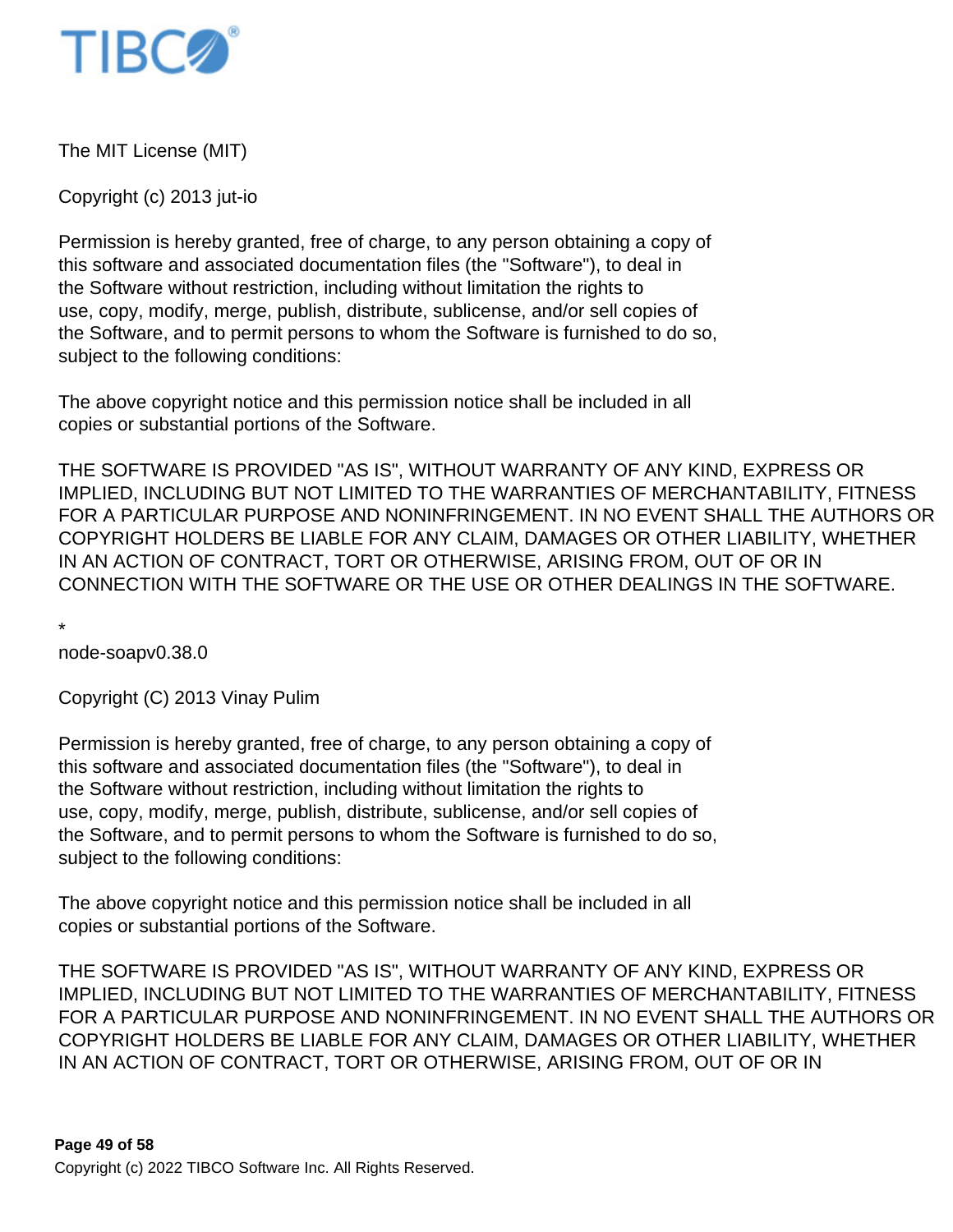The MIT License (MIT)

Copyright (c) 2013 jut-io

Permission is hereby granted, free of charge, to any person obtaining a copy of
this software and associated documentation files (the "Software"), to deal in
the Software without restriction, including without limitation the rights to
use, copy, modify, merge, publish, distribute, sublicense, and/or sell copies of
the Software, and to permit persons to whom the Software is furnished to do so,
subject to the following conditions:

The above copyright notice and this permission notice shall be included in all
copies or substantial portions of the Software.

THE SOFTWARE IS PROVIDED "AS IS", WITHOUT WARRANTY OF ANY KIND, EXPRESS OR
IMPLIED, INCLUDING BUT NOT LIMITED TO THE WARRANTIES OF MERCHANTABILITY, FITNESS
FOR A PARTICULAR PURPOSE AND NONINFRINGEMENT. IN NO EVENT SHALL THE AUTHORS OR
COPYRIGHT HOLDERS BE LIABLE FOR ANY CLAIM, DAMAGES OR OTHER LIABILITY, WHETHER
IN AN ACTION OF CONTRACT, TORT OR OTHERWISE, ARISING FROM, OUT OF OR IN
CONNECTION WITH THE SOFTWARE OR THE USE OR OTHER DEALINGS IN THE SOFTWARE.

*
node-soapv0.38.0

Copyright (C) 2013 Vinay Pulim

Permission is hereby granted, free of charge, to any person obtaining a copy of
this software and associated documentation files (the "Software"), to deal in
the Software without restriction, including without limitation the rights to
use, copy, modify, merge, publish, distribute, sublicense, and/or sell copies of
the Software, and to permit persons to whom the Software is furnished to do so,
subject to the following conditions:

The above copyright notice and this permission notice shall be included in all
copies or substantial portions of the Software.

THE SOFTWARE IS PROVIDED "AS IS", WITHOUT WARRANTY OF ANY KIND, EXPRESS OR
IMPLIED, INCLUDING BUT NOT LIMITED TO THE WARRANTIES OF MERCHANTABILITY, FITNESS
FOR A PARTICULAR PURPOSE AND NONINFRINGEMENT. IN NO EVENT SHALL THE AUTHORS OR
COPYRIGHT HOLDERS BE LIABLE FOR ANY CLAIM, DAMAGES OR OTHER LIABILITY, WHETHER
IN AN ACTION OF CONTRACT, TORT OR OTHERWISE, ARISING FROM, OUT OF OR IN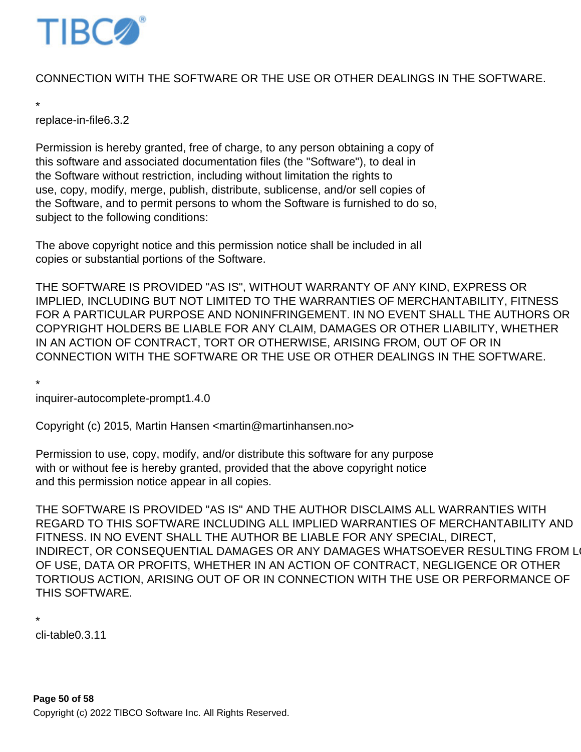CONNECTION WITH THE SOFTWARE OR THE USE OR OTHER DEALINGS IN THE SOFTWARE.

*
replace-in-file6.3.2

Permission is hereby granted, free of charge, to any person obtaining a copy of
this software and associated documentation files (the "Software"), to deal in
the Software without restriction, including without limitation the rights to
use, copy, modify, merge, publish, distribute, sublicense, and/or sell copies of
the Software, and to permit persons to whom the Software is furnished to do so,
subject to the following conditions:

The above copyright notice and this permission notice shall be included in all
copies or substantial portions of the Software.

THE SOFTWARE IS PROVIDED "AS IS", WITHOUT WARRANTY OF ANY KIND, EXPRESS OR
IMPLIED, INCLUDING BUT NOT LIMITED TO THE WARRANTIES OF MERCHANTABILITY, FITNESS
FOR A PARTICULAR PURPOSE AND NONINFRINGEMENT. IN NO EVENT SHALL THE AUTHORS OR
COPYRIGHT HOLDERS BE LIABLE FOR ANY CLAIM, DAMAGES OR OTHER LIABILITY, WHETHER
IN AN ACTION OF CONTRACT, TORT OR OTHERWISE, ARISING FROM, OUT OF OR IN
CONNECTION WITH THE SOFTWARE OR THE USE OR OTHER DEALINGS IN THE SOFTWARE.

*
inquirer-autocomplete-prompt1.4.0

Copyright (c) 2015, Martin Hansen <martin@martinhansen.no>

Permission to use, copy, modify, and/or distribute this software for any purpose
with or without fee is hereby granted, provided that the above copyright notice
and this permission notice appear in all copies.

THE SOFTWARE IS PROVIDED "AS IS" AND THE AUTHOR DISCLAIMS ALL WARRANTIES WITH
REGARD TO THIS SOFTWARE INCLUDING ALL IMPLIED WARRANTIES OF MERCHANTABILITY AND
FITNESS. IN NO EVENT SHALL THE AUTHOR BE LIABLE FOR ANY SPECIAL, DIRECT,
INDIRECT, OR CONSEQUENTIAL DAMAGES OR ANY DAMAGES WHATSOEVER RESULTING FROM L
OF USE, DATA OR PROFITS, WHETHER IN AN ACTION OF CONTRACT, NEGLIGENCE OR OTHER
TORTIOUS ACTION, ARISING OUT OF OR IN CONNECTION WITH THE USE OR PERFORMANCE OF
THIS SOFTWARE.

*
cli-table0.3.11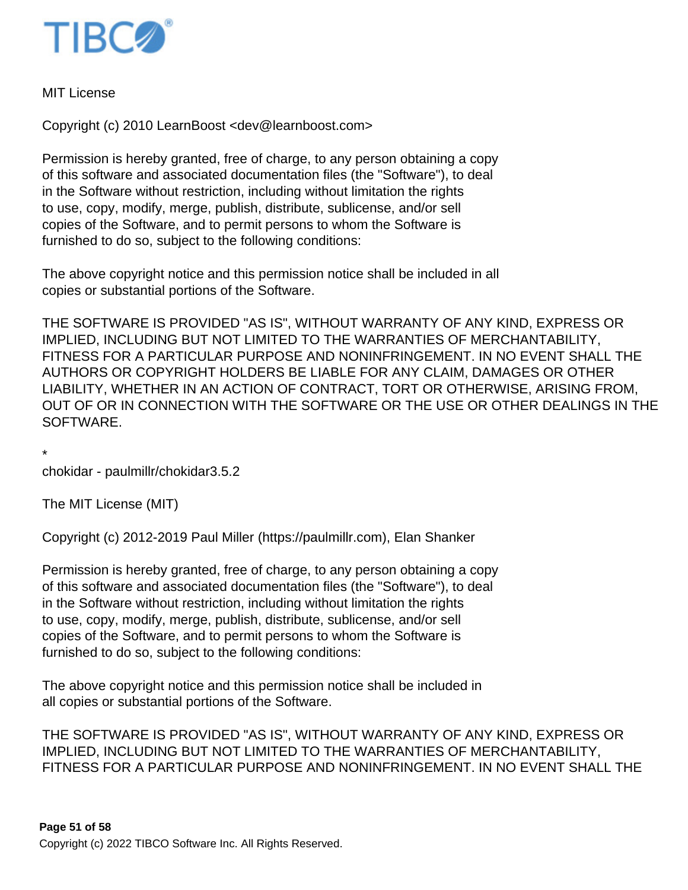MIT License

Copyright (c) 2010 LearnBoost <dev@learnboost.com>

Permission is hereby granted, free of charge, to any person obtaining a copy
of this software and associated documentation files (the "Software"), to deal
in the Software without restriction, including without limitation the rights
to use, copy, modify, merge, publish, distribute, sublicense, and/or sell
copies of the Software, and to permit persons to whom the Software is
furnished to do so, subject to the following conditions:

The above copyright notice and this permission notice shall be included in all
copies or substantial portions of the Software.

THE SOFTWARE IS PROVIDED "AS IS", WITHOUT WARRANTY OF ANY KIND, EXPRESS OR
IMPLIED, INCLUDING BUT NOT LIMITED TO THE WARRANTIES OF MERCHANTABILITY,
FITNESS FOR A PARTICULAR PURPOSE AND NONINFRINGEMENT. IN NO EVENT SHALL THE
AUTHORS OR COPYRIGHT HOLDERS BE LIABLE FOR ANY CLAIM, DAMAGES OR OTHER
LIABILITY, WHETHER IN AN ACTION OF CONTRACT, TORT OR OTHERWISE, ARISING FROM,
OUT OF OR IN CONNECTION WITH THE SOFTWARE OR THE USE OR OTHER DEALINGS IN THE
SOFTWARE.

*
chokidar - paulmillr/chokidar3.5.2

The MIT License (MIT)

Copyright (c) 2012-2019 Paul Miller (https://paulmillr.com), Elan Shanker

Permission is hereby granted, free of charge, to any person obtaining a copy
of this software and associated documentation files (the "Software"), to deal
in the Software without restriction, including without limitation the rights
to use, copy, modify, merge, publish, distribute, sublicense, and/or sell
copies of the Software, and to permit persons to whom the Software is
furnished to do so, subject to the following conditions:

The above copyright notice and this permission notice shall be included in
all copies or substantial portions of the Software.

THE SOFTWARE IS PROVIDED "AS IS", WITHOUT WARRANTY OF ANY KIND, EXPRESS OR
IMPLIED, INCLUDING BUT NOT LIMITED TO THE WARRANTIES OF MERCHANTABILITY,
FITNESS FOR A PARTICULAR PURPOSE AND NONINFRINGEMENT. IN NO EVENT SHALL THE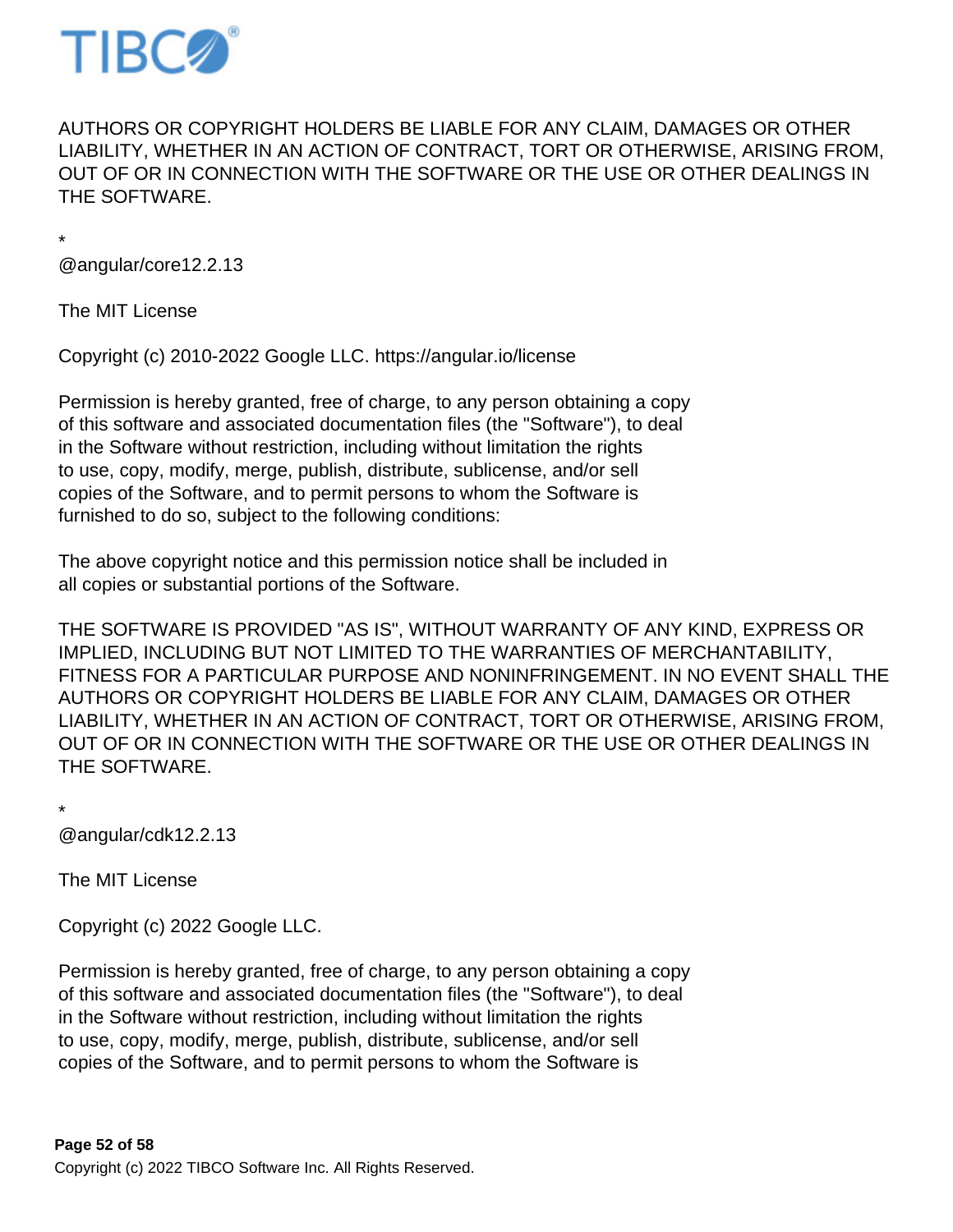AUTHORS OR COPYRIGHT HOLDERS BE LIABLE FOR ANY CLAIM, DAMAGES OR OTHER LIABILITY, WHETHER IN AN ACTION OF CONTRACT, TORT OR OTHERWISE, ARISING FROM, OUT OF OR IN CONNECTION WITH THE SOFTWARE OR THE USE OR OTHER DEALINGS IN THE SOFTWARE.

*
@angular/core12.2.13

The MIT License

Copyright (c) 2010-2022 Google LLC. https://angular.io/license

Permission is hereby granted, free of charge, to any person obtaining a copy
of this software and associated documentation files (the "Software"), to deal
in the Software without restriction, including without limitation the rights
to use, copy, modify, merge, publish, distribute, sublicense, and/or sell
copies of the Software, and to permit persons to whom the Software is
furnished to do so, subject to the following conditions:

The above copyright notice and this permission notice shall be included in
all copies or substantial portions of the Software.

THE SOFTWARE IS PROVIDED "AS IS", WITHOUT WARRANTY OF ANY KIND, EXPRESS OR IMPLIED, INCLUDING BUT NOT LIMITED TO THE WARRANTIES OF MERCHANTABILITY, FITNESS FOR A PARTICULAR PURPOSE AND NONINFRINGEMENT. IN NO EVENT SHALL THE AUTHORS OR COPYRIGHT HOLDERS BE LIABLE FOR ANY CLAIM, DAMAGES OR OTHER LIABILITY, WHETHER IN AN ACTION OF CONTRACT, TORT OR OTHERWISE, ARISING FROM, OUT OF OR IN CONNECTION WITH THE SOFTWARE OR THE USE OR OTHER DEALINGS IN THE SOFTWARE.

*
@angular/cdk12.2.13

The MIT License

Copyright (c) 2022 Google LLC.

Permission is hereby granted, free of charge, to any person obtaining a copy
of this software and associated documentation files (the "Software"), to deal
in the Software without restriction, including without limitation the rights
to use, copy, modify, merge, publish, distribute, sublicense, and/or sell
copies of the Software, and to permit persons to whom the Software is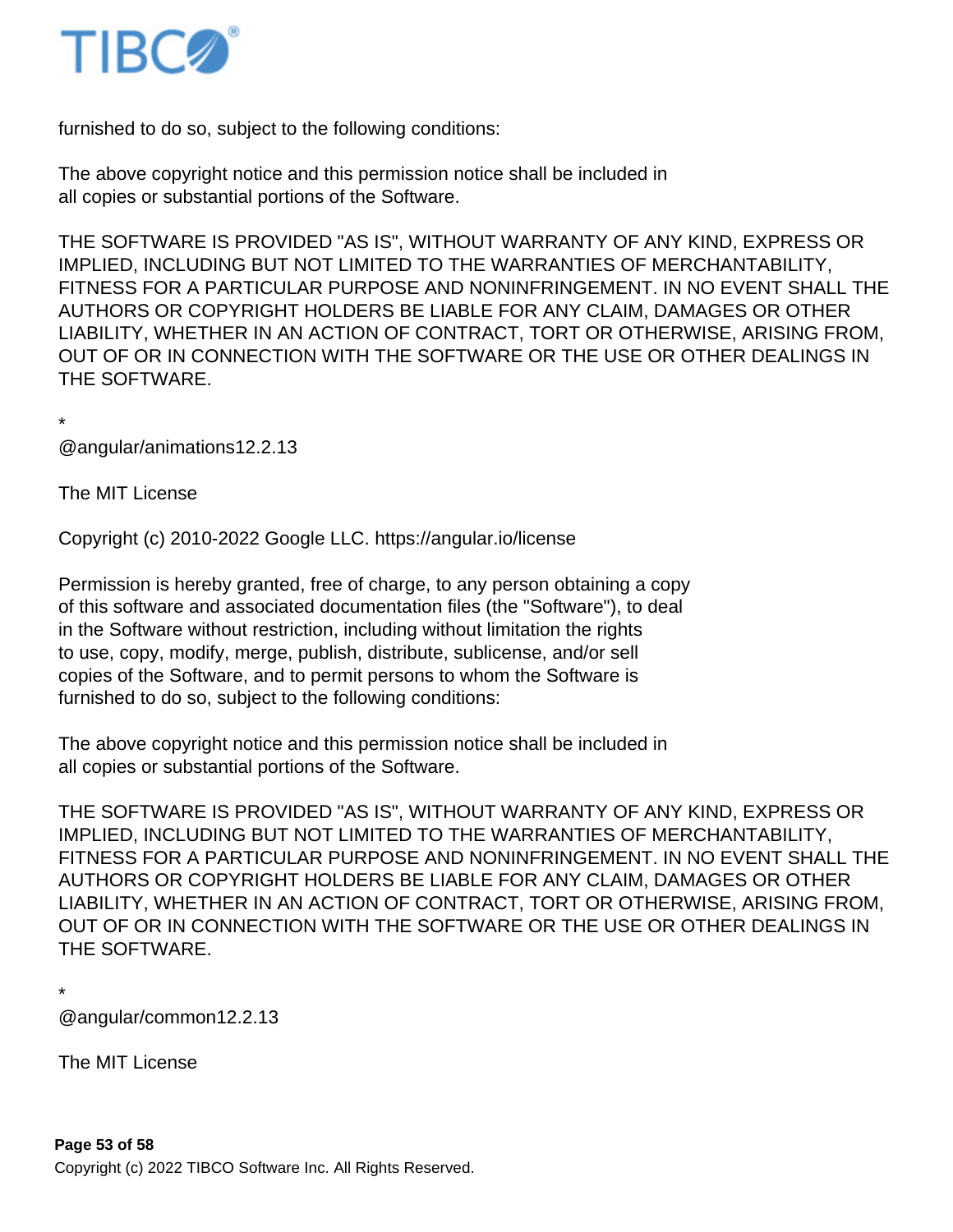furnished to do so, subject to the following conditions:

The above copyright notice and this permission notice shall be included in
all copies or substantial portions of the Software.

THE SOFTWARE IS PROVIDED "AS IS", WITHOUT WARRANTY OF ANY KIND, EXPRESS OR IMPLIED, INCLUDING BUT NOT LIMITED TO THE WARRANTIES OF MERCHANTABILITY, FITNESS FOR A PARTICULAR PURPOSE AND NONINFRINGEMENT. IN NO EVENT SHALL THE AUTHORS OR COPYRIGHT HOLDERS BE LIABLE FOR ANY CLAIM, DAMAGES OR OTHER LIABILITY, WHETHER IN AN ACTION OF CONTRACT, TORT OR OTHERWISE, ARISING FROM, OUT OF OR IN CONNECTION WITH THE SOFTWARE OR THE USE OR OTHER DEALINGS IN THE SOFTWARE.

*
@angular/animations12.2.13

The MIT License

Copyright (c) 2010-2022 Google LLC. https://angular.io/license

Permission is hereby granted, free of charge, to any person obtaining a copy
of this software and associated documentation files (the "Software"), to deal
in the Software without restriction, including without limitation the rights
to use, copy, modify, merge, publish, distribute, sublicense, and/or sell
copies of the Software, and to permit persons to whom the Software is
furnished to do so, subject to the following conditions:

The above copyright notice and this permission notice shall be included in
all copies or substantial portions of the Software.

THE SOFTWARE IS PROVIDED "AS IS", WITHOUT WARRANTY OF ANY KIND, EXPRESS OR IMPLIED, INCLUDING BUT NOT LIMITED TO THE WARRANTIES OF MERCHANTABILITY, FITNESS FOR A PARTICULAR PURPOSE AND NONINFRINGEMENT. IN NO EVENT SHALL THE AUTHORS OR COPYRIGHT HOLDERS BE LIABLE FOR ANY CLAIM, DAMAGES OR OTHER LIABILITY, WHETHER IN AN ACTION OF CONTRACT, TORT OR OTHERWISE, ARISING FROM, OUT OF OR IN CONNECTION WITH THE SOFTWARE OR THE USE OR OTHER DEALINGS IN THE SOFTWARE.

*
@angular/common12.2.13

The MIT License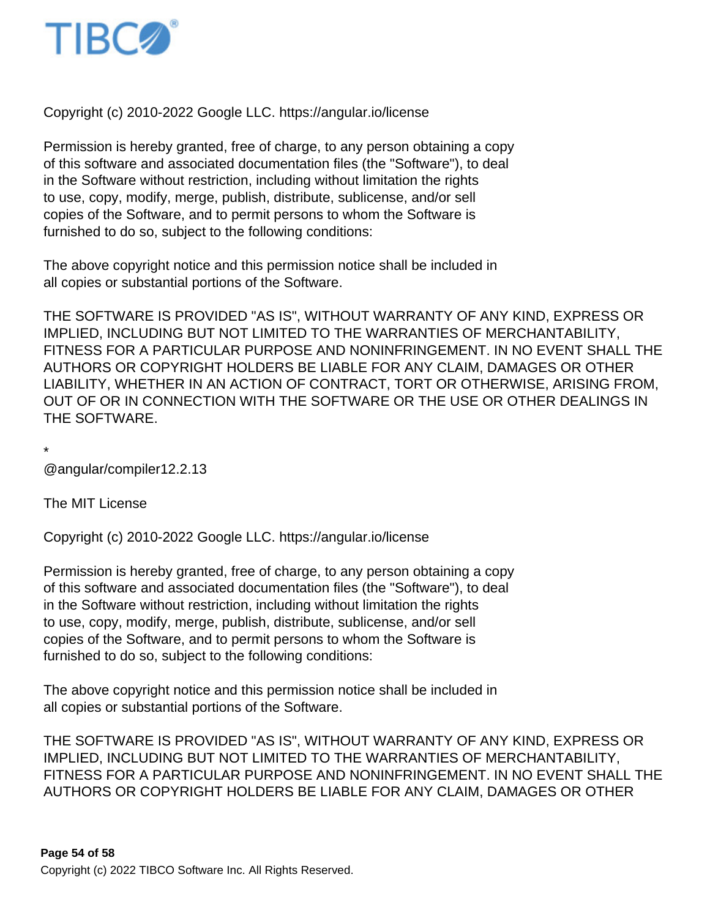Copyright (c) 2010-2022 Google LLC. https://angular.io/license

Permission is hereby granted, free of charge, to any person obtaining a copy
of this software and associated documentation files (the "Software"), to deal
in the Software without restriction, including without limitation the rights
to use, copy, modify, merge, publish, distribute, sublicense, and/or sell
copies of the Software, and to permit persons to whom the Software is
furnished to do so, subject to the following conditions:

The above copyright notice and this permission notice shall be included in
all copies or substantial portions of the Software.

THE SOFTWARE IS PROVIDED "AS IS", WITHOUT WARRANTY OF ANY KIND, EXPRESS OR IMPLIED, INCLUDING BUT NOT LIMITED TO THE WARRANTIES OF MERCHANTABILITY, FITNESS FOR A PARTICULAR PURPOSE AND NONINFRINGEMENT. IN NO EVENT SHALL THE AUTHORS OR COPYRIGHT HOLDERS BE LIABLE FOR ANY CLAIM, DAMAGES OR OTHER LIABILITY, WHETHER IN AN ACTION OF CONTRACT, TORT OR OTHERWISE, ARISING FROM, OUT OF OR IN CONNECTION WITH THE SOFTWARE OR THE USE OR OTHER DEALINGS IN THE SOFTWARE.

*
@angular/compiler12.2.13

The MIT License

Copyright (c) 2010-2022 Google LLC. https://angular.io/license

Permission is hereby granted, free of charge, to any person obtaining a copy
of this software and associated documentation files (the "Software"), to deal
in the Software without restriction, including without limitation the rights
to use, copy, modify, merge, publish, distribute, sublicense, and/or sell
copies of the Software, and to permit persons to whom the Software is
furnished to do so, subject to the following conditions:

The above copyright notice and this permission notice shall be included in
all copies or substantial portions of the Software.

THE SOFTWARE IS PROVIDED "AS IS", WITHOUT WARRANTY OF ANY KIND, EXPRESS OR IMPLIED, INCLUDING BUT NOT LIMITED TO THE WARRANTIES OF MERCHANTABILITY, FITNESS FOR A PARTICULAR PURPOSE AND NONINFRINGEMENT. IN NO EVENT SHALL THE AUTHORS OR COPYRIGHT HOLDERS BE LIABLE FOR ANY CLAIM, DAMAGES OR OTHER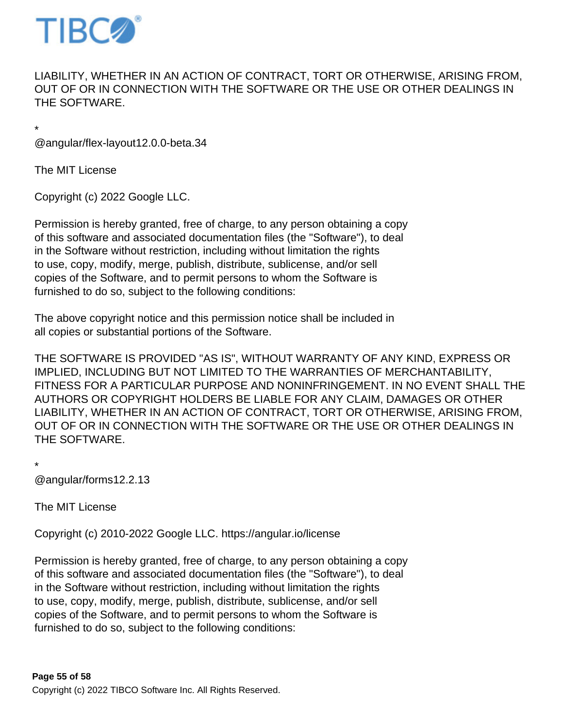LIABILITY, WHETHER IN AN ACTION OF CONTRACT, TORT OR OTHERWISE, ARISING FROM, OUT OF OR IN CONNECTION WITH THE SOFTWARE OR THE USE OR OTHER DEALINGS IN THE SOFTWARE.

*
@angular/flex-layout12.0.0-beta.34

The MIT License

Copyright (c) 2022 Google LLC.

Permission is hereby granted, free of charge, to any person obtaining a copy
of this software and associated documentation files (the "Software"), to deal
in the Software without restriction, including without limitation the rights
to use, copy, modify, merge, publish, distribute, sublicense, and/or sell
copies of the Software, and to permit persons to whom the Software is
furnished to do so, subject to the following conditions:

The above copyright notice and this permission notice shall be included in
all copies or substantial portions of the Software.

THE SOFTWARE IS PROVIDED "AS IS", WITHOUT WARRANTY OF ANY KIND, EXPRESS OR IMPLIED, INCLUDING BUT NOT LIMITED TO THE WARRANTIES OF MERCHANTABILITY, FITNESS FOR A PARTICULAR PURPOSE AND NONINFRINGEMENT. IN NO EVENT SHALL THE AUTHORS OR COPYRIGHT HOLDERS BE LIABLE FOR ANY CLAIM, DAMAGES OR OTHER LIABILITY, WHETHER IN AN ACTION OF CONTRACT, TORT OR OTHERWISE, ARISING FROM, OUT OF OR IN CONNECTION WITH THE SOFTWARE OR THE USE OR OTHER DEALINGS IN THE SOFTWARE.

*
@angular/forms12.2.13

The MIT License

Copyright (c) 2010-2022 Google LLC. https://angular.io/license

Permission is hereby granted, free of charge, to any person obtaining a copy
of this software and associated documentation files (the "Software"), to deal
in the Software without restriction, including without limitation the rights
to use, copy, modify, merge, publish, distribute, sublicense, and/or sell
copies of the Software, and to permit persons to whom the Software is
furnished to do so, subject to the following conditions: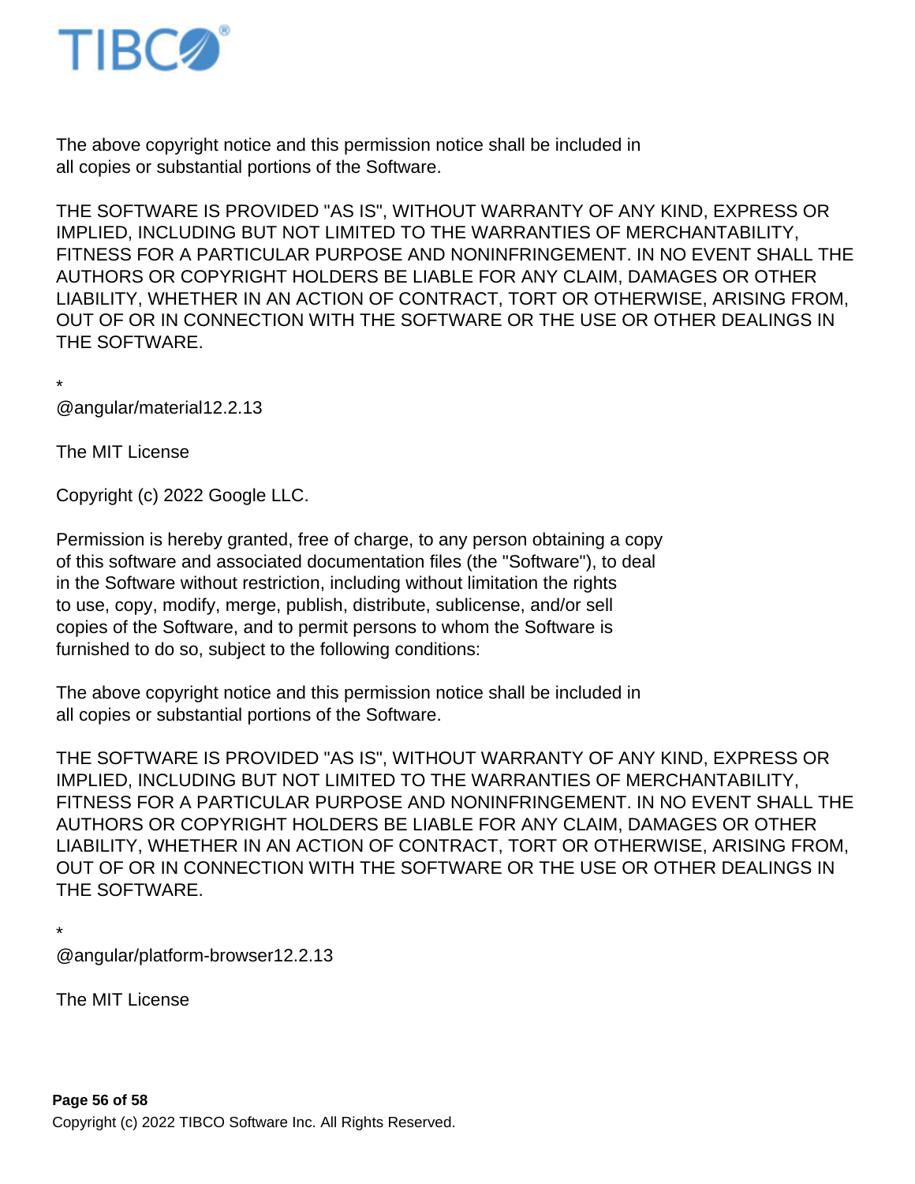The above copyright notice and this permission notice shall be included in
all copies or substantial portions of the Software.

THE SOFTWARE IS PROVIDED "AS IS", WITHOUT WARRANTY OF ANY KIND, EXPRESS OR IMPLIED, INCLUDING BUT NOT LIMITED TO THE WARRANTIES OF MERCHANTABILITY, FITNESS FOR A PARTICULAR PURPOSE AND NONINFRINGEMENT. IN NO EVENT SHALL THE AUTHORS OR COPYRIGHT HOLDERS BE LIABLE FOR ANY CLAIM, DAMAGES OR OTHER LIABILITY, WHETHER IN AN ACTION OF CONTRACT, TORT OR OTHERWISE, ARISING FROM, OUT OF OR IN CONNECTION WITH THE SOFTWARE OR THE USE OR OTHER DEALINGS IN THE SOFTWARE.

*
@angular/material12.2.13

The MIT License

Copyright (c) 2022 Google LLC.

Permission is hereby granted, free of charge, to any person obtaining a copy
of this software and associated documentation files (the "Software"), to deal
in the Software without restriction, including without limitation the rights
to use, copy, modify, merge, publish, distribute, sublicense, and/or sell
copies of the Software, and to permit persons to whom the Software is
furnished to do so, subject to the following conditions:

The above copyright notice and this permission notice shall be included in
all copies or substantial portions of the Software.

THE SOFTWARE IS PROVIDED "AS IS", WITHOUT WARRANTY OF ANY KIND, EXPRESS OR IMPLIED, INCLUDING BUT NOT LIMITED TO THE WARRANTIES OF MERCHANTABILITY, FITNESS FOR A PARTICULAR PURPOSE AND NONINFRINGEMENT. IN NO EVENT SHALL THE AUTHORS OR COPYRIGHT HOLDERS BE LIABLE FOR ANY CLAIM, DAMAGES OR OTHER LIABILITY, WHETHER IN AN ACTION OF CONTRACT, TORT OR OTHERWISE, ARISING FROM, OUT OF OR IN CONNECTION WITH THE SOFTWARE OR THE USE OR OTHER DEALINGS IN THE SOFTWARE.

*
@angular/platform-browser12.2.13

The MIT License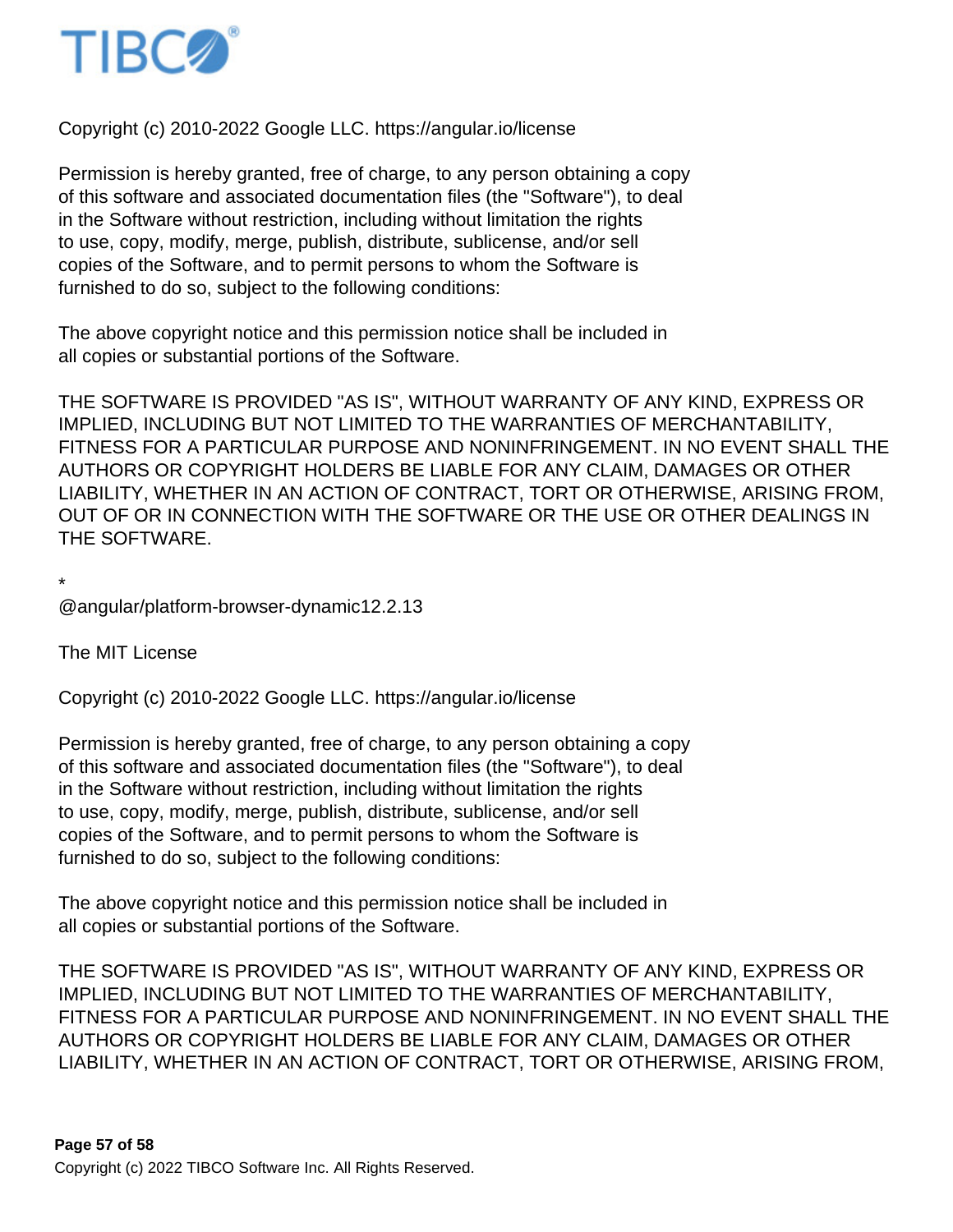Copyright (c) 2010-2022 Google LLC. https://angular.io/license

Permission is hereby granted, free of charge, to any person obtaining a copy
of this software and associated documentation files (the "Software"), to deal
in the Software without restriction, including without limitation the rights
to use, copy, modify, merge, publish, distribute, sublicense, and/or sell
copies of the Software, and to permit persons to whom the Software is
furnished to do so, subject to the following conditions:

The above copyright notice and this permission notice shall be included in
all copies or substantial portions of the Software.

THE SOFTWARE IS PROVIDED "AS IS", WITHOUT WARRANTY OF ANY KIND, EXPRESS OR
IMPLIED, INCLUDING BUT NOT LIMITED TO THE WARRANTIES OF MERCHANTABILITY,
FITNESS FOR A PARTICULAR PURPOSE AND NONINFRINGEMENT. IN NO EVENT SHALL THE
AUTHORS OR COPYRIGHT HOLDERS BE LIABLE FOR ANY CLAIM, DAMAGES OR OTHER
LIABILITY, WHETHER IN AN ACTION OF CONTRACT, TORT OR OTHERWISE, ARISING FROM,
OUT OF OR IN CONNECTION WITH THE SOFTWARE OR THE USE OR OTHER DEALINGS IN
THE SOFTWARE.

*
@angular/platform-browser-dynamic12.2.13

The MIT License

Copyright (c) 2010-2022 Google LLC. https://angular.io/license

Permission is hereby granted, free of charge, to any person obtaining a copy
of this software and associated documentation files (the "Software"), to deal
in the Software without restriction, including without limitation the rights
to use, copy, modify, merge, publish, distribute, sublicense, and/or sell
copies of the Software, and to permit persons to whom the Software is
furnished to do so, subject to the following conditions:

The above copyright notice and this permission notice shall be included in
all copies or substantial portions of the Software.

THE SOFTWARE IS PROVIDED "AS IS", WITHOUT WARRANTY OF ANY KIND, EXPRESS OR
IMPLIED, INCLUDING BUT NOT LIMITED TO THE WARRANTIES OF MERCHANTABILITY,
FITNESS FOR A PARTICULAR PURPOSE AND NONINFRINGEMENT. IN NO EVENT SHALL THE
AUTHORS OR COPYRIGHT HOLDERS BE LIABLE FOR ANY CLAIM, DAMAGES OR OTHER
LIABILITY, WHETHER IN AN ACTION OF CONTRACT, TORT OR OTHERWISE, ARISING FROM,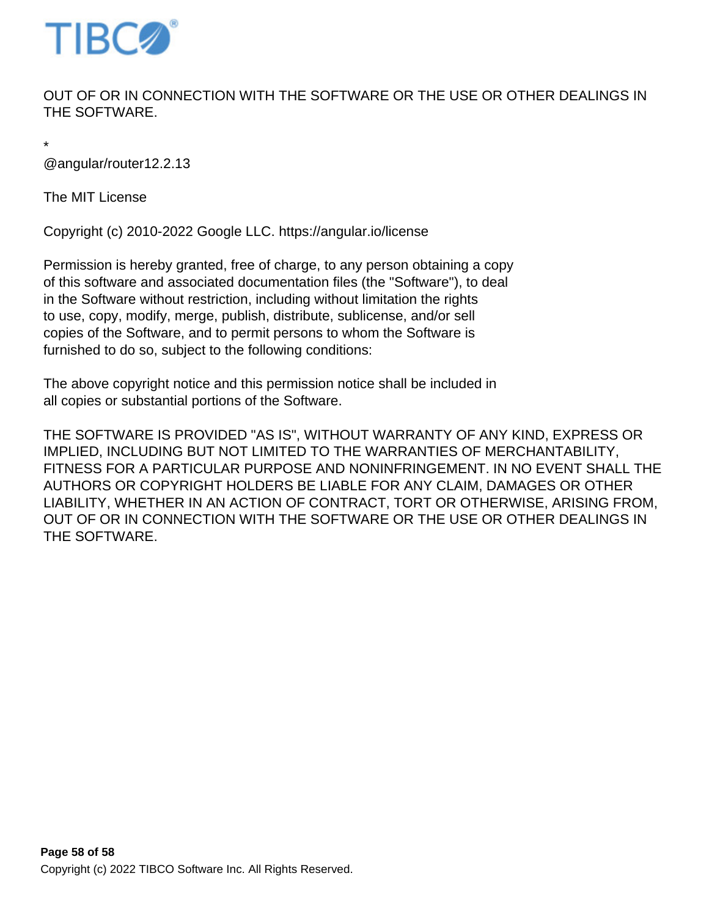OUT OF OR IN CONNECTION WITH THE SOFTWARE OR THE USE OR OTHER DEALINGS IN THE SOFTWARE.

*
@angular/router12.2.13

The MIT License

Copyright (c) 2010-2022 Google LLC. https://angular.io/license

Permission is hereby granted, free of charge, to any person obtaining a copy
of this software and associated documentation files (the "Software"), to deal
in the Software without restriction, including without limitation the rights
to use, copy, modify, merge, publish, distribute, sublicense, and/or sell
copies of the Software, and to permit persons to whom the Software is
furnished to do so, subject to the following conditions:

The above copyright notice and this permission notice shall be included in
all copies or substantial portions of the Software.

THE SOFTWARE IS PROVIDED "AS IS", WITHOUT WARRANTY OF ANY KIND, EXPRESS OR IMPLIED, INCLUDING BUT NOT LIMITED TO THE WARRANTIES OF MERCHANTABILITY, FITNESS FOR A PARTICULAR PURPOSE AND NONINFRINGEMENT. IN NO EVENT SHALL THE AUTHORS OR COPYRIGHT HOLDERS BE LIABLE FOR ANY CLAIM, DAMAGES OR OTHER LIABILITY, WHETHER IN AN ACTION OF CONTRACT, TORT OR OTHERWISE, ARISING FROM, OUT OF OR IN CONNECTION WITH THE SOFTWARE OR THE USE OR OTHER DEALINGS IN THE SOFTWARE.